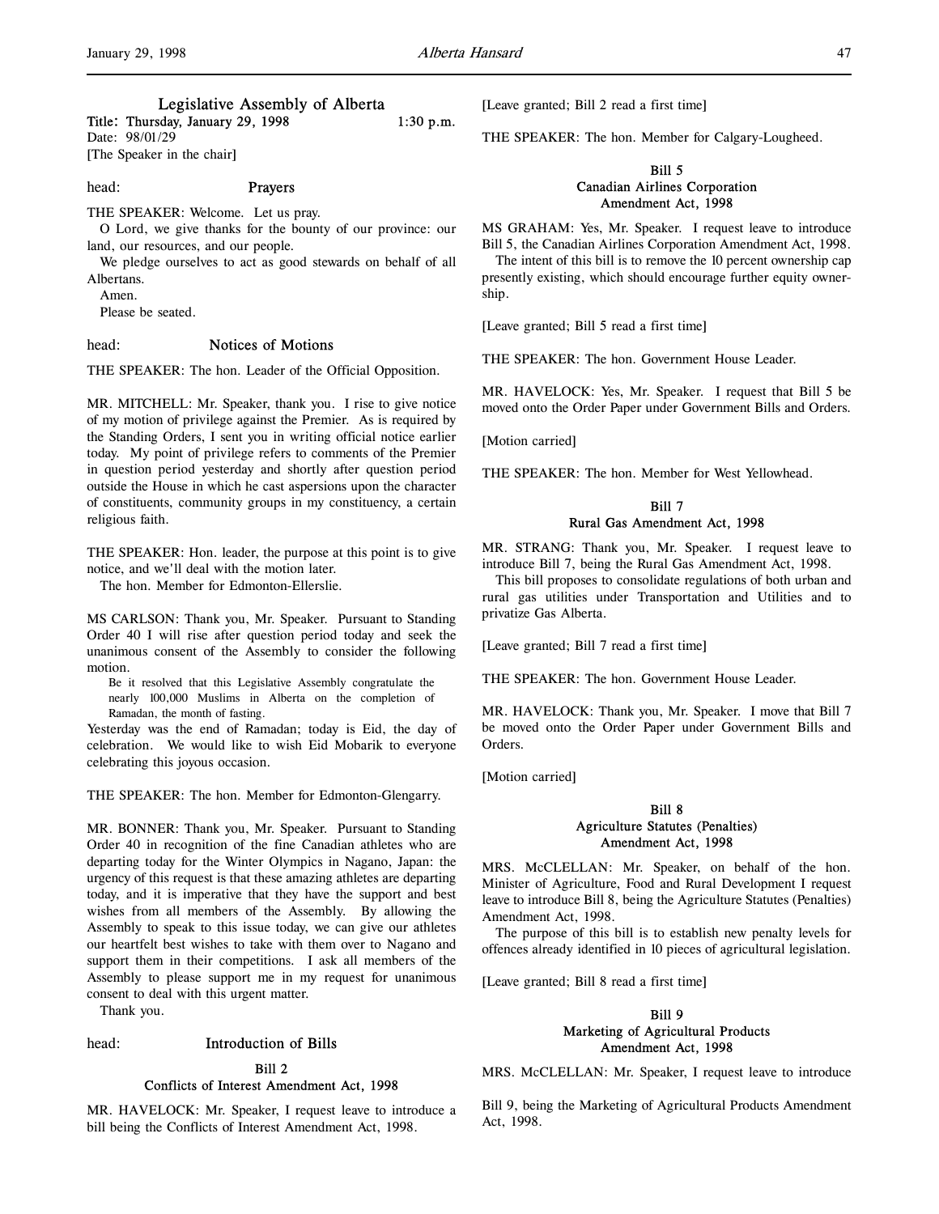# Legislative Assembly of Alberta

Title: Thursday, January 29, 1998 1:30 p.m.

Date: 98/01/29

[The Speaker in the chair]

head: **Prayers**

THE SPEAKER: Welcome. Let us pray.

O Lord, we give thanks for the bounty of our province: our land, our resources, and our people.

We pledge ourselves to act as good stewards on behalf of all Albertans.

Amen.

Please be seated.

head: **Notices of Motions**

THE SPEAKER: The hon. Leader of the Official Opposition.

MR. MITCHELL: Mr. Speaker, thank you. I rise to give notice of my motion of privilege against the Premier. As is required by the Standing Orders, I sent you in writing official notice earlier today. My point of privilege refers to comments of the Premier in question period yesterday and shortly after question period outside the House in which he cast aspersions upon the character of constituents, community groups in my constituency, a certain religious faith.

THE SPEAKER: Hon. leader, the purpose at this point is to give notice, and we'll deal with the motion later.

The hon. Member for Edmonton-Ellerslie.

MS CARLSON: Thank you, Mr. Speaker. Pursuant to Standing Order 40 I will rise after question period today and seek the unanimous consent of the Assembly to consider the following motion.

> Be it resolved that this Legislative Assembly congratulate the nearly 100,000 Muslims in Alberta on the completion of Ramadan, the month of fasting.

Yesterday was the end of Ramadan; today is Eid, the day of celebration. We would like to wish Eid Mobarik to everyone celebrating this joyous occasion.

THE SPEAKER: The hon. Member for Edmonton-Glengarry.

MR. BONNER: Thank you, Mr. Speaker. Pursuant to Standing Order 40 in recognition of the fine Canadian athletes who are departing today for the Winter Olympics in Nagano, Japan: the urgency of this request is that these amazing athletes are departing today, and it is imperative that they have the support and best wishes from all members of the Assembly. By allowing the Assembly to speak to this issue today, we can give our athletes our heartfelt best wishes to take with them over to Nagano and support them in their competitions. I ask all members of the Assembly to please support me in my request for unanimous consent to deal with this urgent matter.

Thank you.

head: **Introduction of Bills**

### Bill 2
### Conflicts of Interest Amendment Act, 1998

MR. HAVELOCK: Mr. Speaker, I request leave to introduce a bill being the Conflicts of Interest Amendment Act, 1998.

[Leave granted; Bill 2 read a first time]

THE SPEAKER: The hon. Member for Calgary-Lougheed.

### Bill 5
### Canadian Airlines Corporation Amendment Act, 1998

MS GRAHAM: Yes, Mr. Speaker. I request leave to introduce Bill 5, the Canadian Airlines Corporation Amendment Act, 1998.

The intent of this bill is to remove the 10 percent ownership cap presently existing, which should encourage further equity ownership.

[Leave granted; Bill 5 read a first time]

THE SPEAKER: The hon. Government House Leader.

MR. HAVELOCK: Yes, Mr. Speaker. I request that Bill 5 be moved onto the Order Paper under Government Bills and Orders.

[Motion carried]

THE SPEAKER: The hon. Member for West Yellowhead.

### Bill 7
### Rural Gas Amendment Act, 1998

MR. STRANG: Thank you, Mr. Speaker. I request leave to introduce Bill 7, being the Rural Gas Amendment Act, 1998.

This bill proposes to consolidate regulations of both urban and rural gas utilities under Transportation and Utilities and to privatize Gas Alberta.

[Leave granted; Bill 7 read a first time]

THE SPEAKER: The hon. Government House Leader.

MR. HAVELOCK: Thank you, Mr. Speaker. I move that Bill 7 be moved onto the Order Paper under Government Bills and Orders.

[Motion carried]

### Bill 8
### Agriculture Statutes (Penalties) Amendment Act, 1998

MRS. McCLELLAN: Mr. Speaker, on behalf of the hon. Minister of Agriculture, Food and Rural Development I request leave to introduce Bill 8, being the Agriculture Statutes (Penalties) Amendment Act, 1998.

The purpose of this bill is to establish new penalty levels for offences already identified in 10 pieces of agricultural legislation.

[Leave granted; Bill 8 read a first time]

### Bill 9
### Marketing of Agricultural Products Amendment Act, 1998

MRS. McCLELLAN: Mr. Speaker, I request leave to introduce Bill 9, being the Marketing of Agricultural Products Amendment Act, 1998.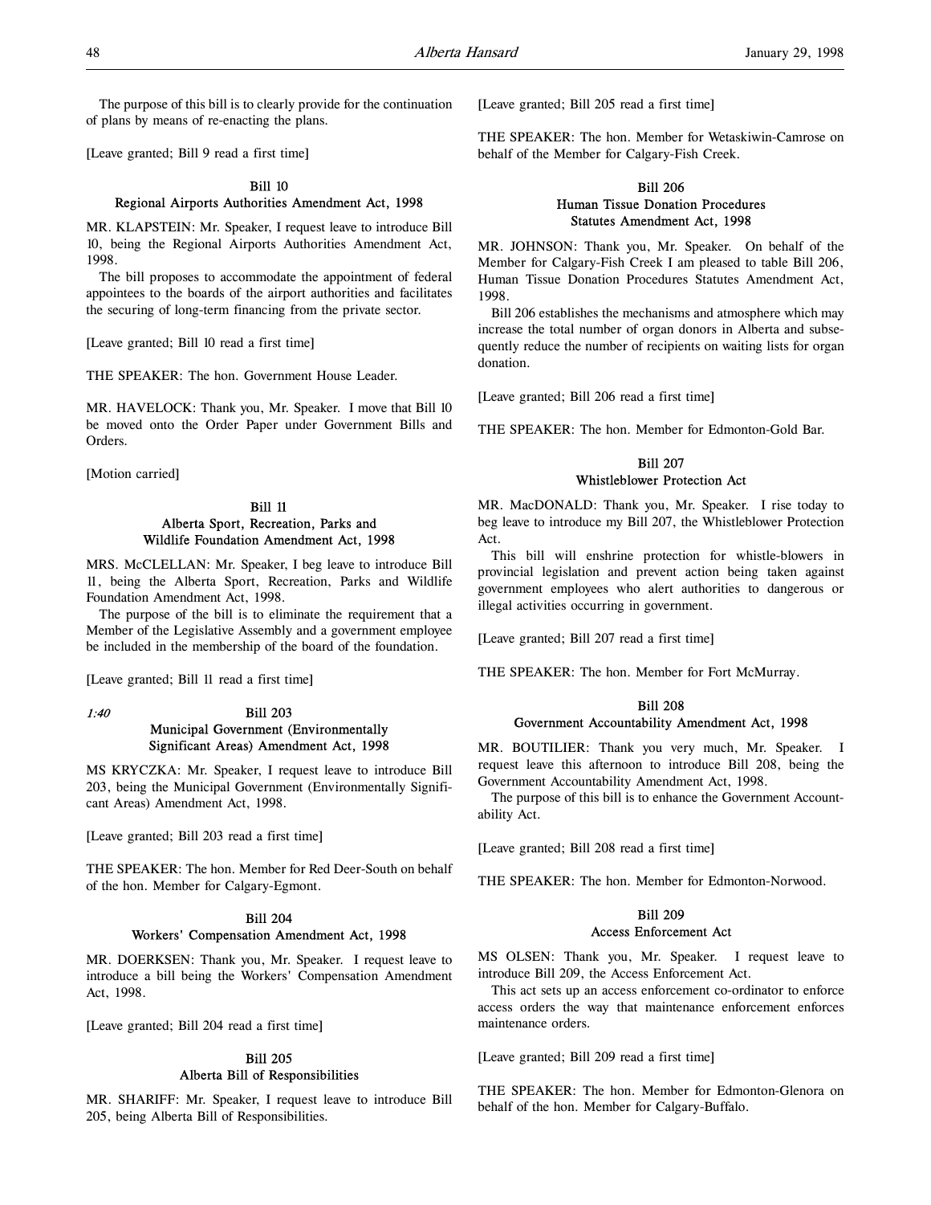The purpose of this bill is to clearly provide for the continuation of plans by means of re-enacting the plans.

[Leave granted; Bill 9 read a first time]

### Bill 10
### Regional Airports Authorities Amendment Act, 1998

MR. KLAPSTEIN: Mr. Speaker, I request leave to introduce Bill 10, being the Regional Airports Authorities Amendment Act, 1998.

The bill proposes to accommodate the appointment of federal appointees to the boards of the airport authorities and facilitates the securing of long-term financing from the private sector.

[Leave granted; Bill 10 read a first time]

THE SPEAKER: The hon. Government House Leader.

MR. HAVELOCK: Thank you, Mr. Speaker. I move that Bill 10 be moved onto the Order Paper under Government Bills and Orders.

[Motion carried]

### Bill 11
### Alberta Sport, Recreation, Parks and Wildlife Foundation Amendment Act, 1998

MRS. McCLELLAN: Mr. Speaker, I beg leave to introduce Bill 11, being the Alberta Sport, Recreation, Parks and Wildlife Foundation Amendment Act, 1998.

The purpose of the bill is to eliminate the requirement that a Member of the Legislative Assembly and a government employee be included in the membership of the board of the foundation.

[Leave granted; Bill 11 read a first time]

*1:40*

### Bill 203
### Municipal Government (Environmentally Significant Areas) Amendment Act, 1998

MS KRYCZKA: Mr. Speaker, I request leave to introduce Bill 203, being the Municipal Government (Environmentally Significant Areas) Amendment Act, 1998.

[Leave granted; Bill 203 read a first time]

THE SPEAKER: The hon. Member for Red Deer-South on behalf of the hon. Member for Calgary-Egmont.

### Bill 204
### Workers' Compensation Amendment Act, 1998

MR. DOERKSEN: Thank you, Mr. Speaker. I request leave to introduce a bill being the Workers' Compensation Amendment Act, 1998.

[Leave granted; Bill 204 read a first time]

### Bill 205
### Alberta Bill of Responsibilities

MR. SHARIFF: Mr. Speaker, I request leave to introduce Bill 205, being Alberta Bill of Responsibilities.

[Leave granted; Bill 205 read a first time]

THE SPEAKER: The hon. Member for Wetaskiwin-Camrose on behalf of the Member for Calgary-Fish Creek.

### Bill 206
### Human Tissue Donation Procedures Statutes Amendment Act, 1998

MR. JOHNSON: Thank you, Mr. Speaker. On behalf of the Member for Calgary-Fish Creek I am pleased to table Bill 206, Human Tissue Donation Procedures Statutes Amendment Act, 1998.

Bill 206 establishes the mechanisms and atmosphere which may increase the total number of organ donors in Alberta and subsequently reduce the number of recipients on waiting lists for organ donation.

[Leave granted; Bill 206 read a first time]

THE SPEAKER: The hon. Member for Edmonton-Gold Bar.

### Bill 207
### Whistleblower Protection Act

MR. MacDONALD: Thank you, Mr. Speaker. I rise today to beg leave to introduce my Bill 207, the Whistleblower Protection Act.

This bill will enshrine protection for whistle-blowers in provincial legislation and prevent action being taken against government employees who alert authorities to dangerous or illegal activities occurring in government.

[Leave granted; Bill 207 read a first time]

THE SPEAKER: The hon. Member for Fort McMurray.

### Bill 208
### Government Accountability Amendment Act, 1998

MR. BOUTILIER: Thank you very much, Mr. Speaker. I request leave this afternoon to introduce Bill 208, being the Government Accountability Amendment Act, 1998.

The purpose of this bill is to enhance the Government Accountability Act.

[Leave granted; Bill 208 read a first time]

THE SPEAKER: The hon. Member for Edmonton-Norwood.

### Bill 209
### Access Enforcement Act

MS OLSEN: Thank you, Mr. Speaker. I request leave to introduce Bill 209, the Access Enforcement Act.

This act sets up an access enforcement co-ordinator to enforce access orders the way that maintenance enforcement enforces maintenance orders.

[Leave granted; Bill 209 read a first time]

THE SPEAKER: The hon. Member for Edmonton-Glenora on behalf of the hon. Member for Calgary-Buffalo.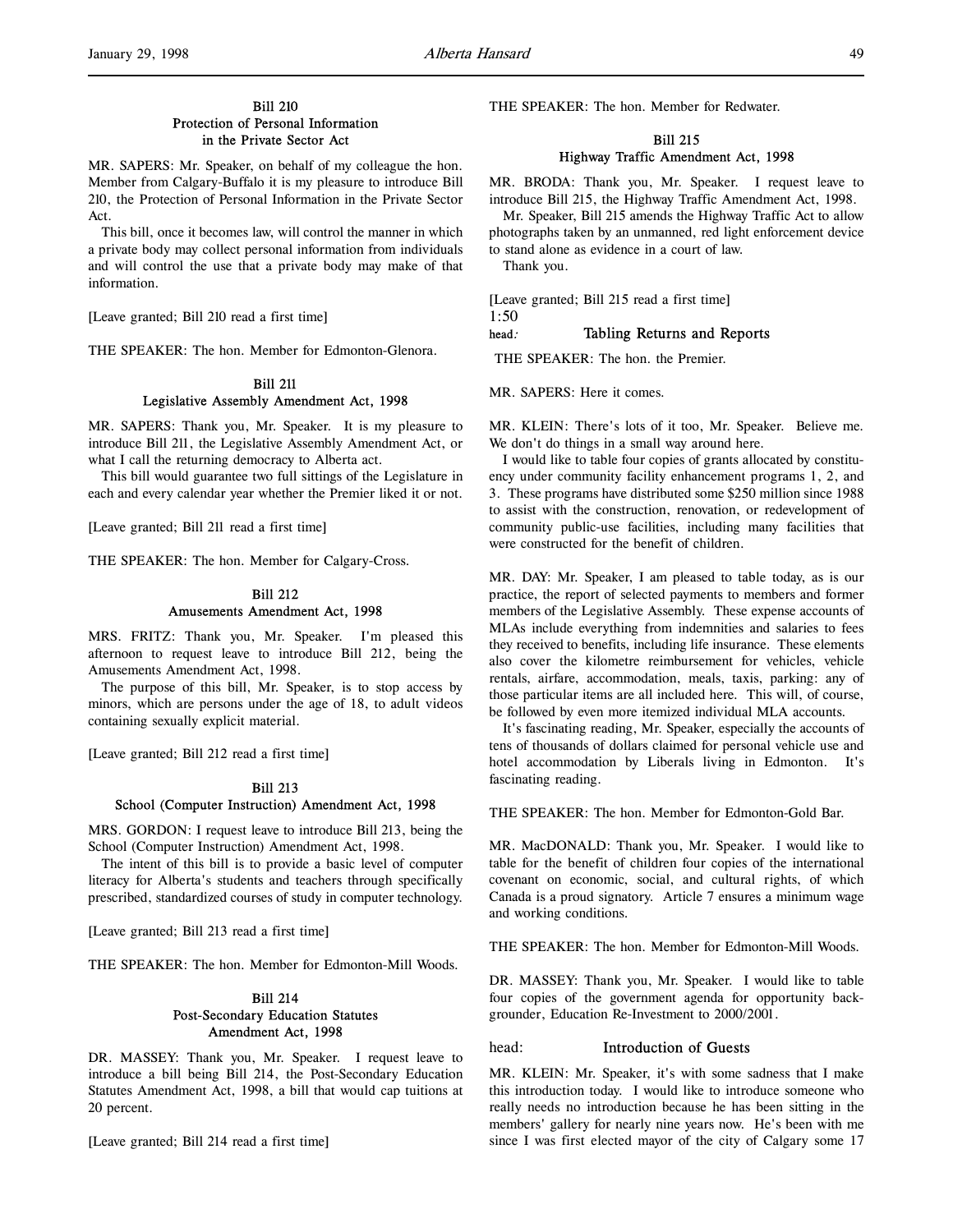### Bill 210
### Protection of Personal Information in the Private Sector Act

MR. SAPERS: Mr. Speaker, on behalf of my colleague the hon. Member from Calgary-Buffalo it is my pleasure to introduce Bill 210, the Protection of Personal Information in the Private Sector Act.

This bill, once it becomes law, will control the manner in which a private body may collect personal information from individuals and will control the use that a private body may make of that information.

[Leave granted; Bill 210 read a first time]

THE SPEAKER: The hon. Member for Edmonton-Glenora.

### Bill 211
### Legislative Assembly Amendment Act, 1998

MR. SAPERS: Thank you, Mr. Speaker. It is my pleasure to introduce Bill 211, the Legislative Assembly Amendment Act, or what I call the returning democracy to Alberta act.

This bill would guarantee two full sittings of the Legislature in each and every calendar year whether the Premier liked it or not.

[Leave granted; Bill 211 read a first time]

THE SPEAKER: The hon. Member for Calgary-Cross.

### Bill 212
### Amusements Amendment Act, 1998

MRS. FRITZ: Thank you, Mr. Speaker. I'm pleased this afternoon to request leave to introduce Bill 212, being the Amusements Amendment Act, 1998.

The purpose of this bill, Mr. Speaker, is to stop access by minors, which are persons under the age of 18, to adult videos containing sexually explicit material.

[Leave granted; Bill 212 read a first time]

### Bill 213
### School (Computer Instruction) Amendment Act, 1998

MRS. GORDON: I request leave to introduce Bill 213, being the School (Computer Instruction) Amendment Act, 1998.

The intent of this bill is to provide a basic level of computer literacy for Alberta's students and teachers through specifically prescribed, standardized courses of study in computer technology.

[Leave granted; Bill 213 read a first time]

THE SPEAKER: The hon. Member for Edmonton-Mill Woods.

### Bill 214
### Post-Secondary Education Statutes Amendment Act, 1998

DR. MASSEY: Thank you, Mr. Speaker. I request leave to introduce a bill being Bill 214, the Post-Secondary Education Statutes Amendment Act, 1998, a bill that would cap tuitions at 20 percent.

[Leave granted; Bill 214 read a first time]

THE SPEAKER: The hon. Member for Redwater.

### Bill 215
### Highway Traffic Amendment Act, 1998

MR. BRODA: Thank you, Mr. Speaker. I request leave to introduce Bill 215, the Highway Traffic Amendment Act, 1998.

Mr. Speaker, Bill 215 amends the Highway Traffic Act to allow photographs taken by an unmanned, red light enforcement device to stand alone as evidence in a court of law.

Thank you.

[Leave granted; Bill 215 read a first time]

1:50

## head: Tabling Returns and Reports

THE SPEAKER: The hon. the Premier.

MR. SAPERS: Here it comes.

MR. KLEIN: There's lots of it too, Mr. Speaker. Believe me. We don't do things in a small way around here.

I would like to table four copies of grants allocated by constituency under community facility enhancement programs 1, 2, and 3. These programs have distributed some $250 million since 1988 to assist with the construction, renovation, or redevelopment of community public-use facilities, including many facilities that were constructed for the benefit of children.

MR. DAY: Mr. Speaker, I am pleased to table today, as is our practice, the report of selected payments to members and former members of the Legislative Assembly. These expense accounts of MLAs include everything from indemnities and salaries to fees they received to benefits, including life insurance. These elements also cover the kilometre reimbursement for vehicles, vehicle rentals, airfare, accommodation, meals, taxis, parking: any of those particular items are all included here. This will, of course, be followed by even more itemized individual MLA accounts.

It's fascinating reading, Mr. Speaker, especially the accounts of tens of thousands of dollars claimed for personal vehicle use and hotel accommodation by Liberals living in Edmonton. It's fascinating reading.

THE SPEAKER: The hon. Member for Edmonton-Gold Bar.

MR. MacDONALD: Thank you, Mr. Speaker. I would like to table for the benefit of children four copies of the international covenant on economic, social, and cultural rights, of which Canada is a proud signatory. Article 7 ensures a minimum wage and working conditions.

THE SPEAKER: The hon. Member for Edmonton-Mill Woods.

DR. MASSEY: Thank you, Mr. Speaker. I would like to table four copies of the government agenda for opportunity backgrounder, Education Re-Investment to 2000/2001.

## head: Introduction of Guests

MR. KLEIN: Mr. Speaker, it's with some sadness that I make this introduction today. I would like to introduce someone who really needs no introduction because he has been sitting in the members' gallery for nearly nine years now. He's been with me since I was first elected mayor of the city of Calgary some 17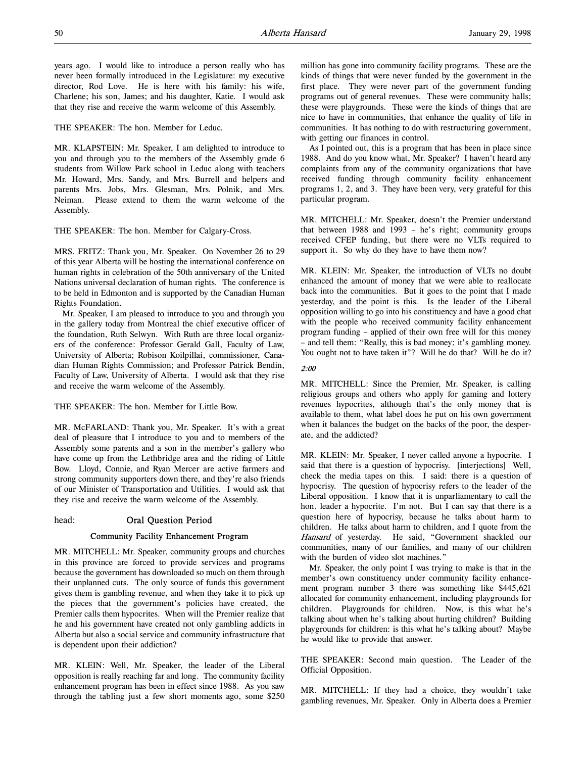years ago. I would like to introduce a person really who has never been formally introduced in the Legislature: my executive director, Rod Love. He is here with his family: his wife, Charlene; his son, James; and his daughter, Katie. I would ask that they rise and receive the warm welcome of this Assembly.

THE SPEAKER: The hon. Member for Leduc.

MR. KLAPSTEIN: Mr. Speaker, I am delighted to introduce to you and through you to the members of the Assembly grade 6 students from Willow Park school in Leduc along with teachers Mr. Howard, Mrs. Sandy, and Mrs. Burrell and helpers and parents Mrs. Jobs, Mrs. Glesman, Mrs. Polnik, and Mrs. Neiman. Please extend to them the warm welcome of the Assembly.

THE SPEAKER: The hon. Member for Calgary-Cross.

MRS. FRITZ: Thank you, Mr. Speaker. On November 26 to 29 of this year Alberta will be hosting the international conference on human rights in celebration of the 50th anniversary of the United Nations universal declaration of human rights. The conference is to be held in Edmonton and is supported by the Canadian Human Rights Foundation.

Mr. Speaker, I am pleased to introduce to you and through you in the gallery today from Montreal the chief executive officer of the foundation, Ruth Selwyn. With Ruth are three local organizers of the conference: Professor Gerald Gall, Faculty of Law, University of Alberta; Robison Koilpillai, commissioner, Canadian Human Rights Commission; and Professor Patrick Bendin, Faculty of Law, University of Alberta. I would ask that they rise and receive the warm welcome of the Assembly.

THE SPEAKER: The hon. Member for Little Bow.

MR. McFARLAND: Thank you, Mr. Speaker. It's with a great deal of pleasure that I introduce to you and to members of the Assembly some parents and a son in the member's gallery who have come up from the Lethbridge area and the riding of Little Bow. Lloyd, Connie, and Ryan Mercer are active farmers and strong community supporters down there, and they're also friends of our Minister of Transportation and Utilities. I would ask that they rise and receive the warm welcome of the Assembly.

head: **Oral Question Period**

### Community Facility Enhancement Program

MR. MITCHELL: Mr. Speaker, community groups and churches in this province are forced to provide services and programs because the government has downloaded so much on them through their unplanned cuts. The only source of funds this government gives them is gambling revenue, and when they take it to pick up the pieces that the government's policies have created, the Premier calls them hypocrites. When will the Premier realize that he and his government have created not only gambling addicts in Alberta but also a social service and community infrastructure that is dependent upon their addiction?

MR. KLEIN: Well, Mr. Speaker, the leader of the Liberal opposition is really reaching far and long. The community facility enhancement program has been in effect since 1988. As you saw through the tabling just a few short moments ago, some $250 million has gone into community facility programs. These are the kinds of things that were never funded by the government in the first place. They were never part of the government funding programs out of general revenues. These were community halls; these were playgrounds. These were the kinds of things that are nice to have in communities, that enhance the quality of life in communities. It has nothing to do with restructuring government, with getting our finances in control.

As I pointed out, this is a program that has been in place since 1988. And do you know what, Mr. Speaker? I haven't heard any complaints from any of the community organizations that have received funding through community facility enhancement programs 1, 2, and 3. They have been very, very grateful for this particular program.

MR. MITCHELL: Mr. Speaker, doesn't the Premier understand that between 1988 and 1993 – he's right; community groups received CFEP funding, but there were no VLTs required to support it. So why do they have to have them now?

MR. KLEIN: Mr. Speaker, the introduction of VLTs no doubt enhanced the amount of money that we were able to reallocate back into the communities. But it goes to the point that I made yesterday, and the point is this. Is the leader of the Liberal opposition willing to go into his constituency and have a good chat with the people who received community facility enhancement program funding – applied of their own free will for this money – and tell them: "Really, this is bad money; it's gambling money. You ought not to have taken it"? Will he do that? Will he do it?

*2:00*

MR. MITCHELL: Since the Premier, Mr. Speaker, is calling religious groups and others who apply for gaming and lottery revenues hypocrites, although that's the only money that is available to them, what label does he put on his own government when it balances the budget on the backs of the poor, the desperate, and the addicted?

MR. KLEIN: Mr. Speaker, I never called anyone a hypocrite. I said that there is a question of hypocrisy. [interjections] Well, check the media tapes on this. I said: there is a question of hypocrisy. The question of hypocrisy refers to the leader of the Liberal opposition. I know that it is unparliamentary to call the hon. leader a hypocrite. I'm not. But I can say that there is a question here of hypocrisy, because he talks about harm to children. He talks about harm to children, and I quote from the *Hansard* of yesterday. He said, "Government shackled our communities, many of our families, and many of our children with the burden of video slot machines."

Mr. Speaker, the only point I was trying to make is that in the member's own constituency under community facility enhancement program number 3 there was something like $445,621 allocated for community enhancement, including playgrounds for children. Playgrounds for children. Now, is this what he's talking about when he's talking about hurting children? Building playgrounds for children: is this what he's talking about? Maybe he would like to provide that answer.

THE SPEAKER: Second main question. The Leader of the Official Opposition.

MR. MITCHELL: If they had a choice, they wouldn't take gambling revenues, Mr. Speaker. Only in Alberta does a Premier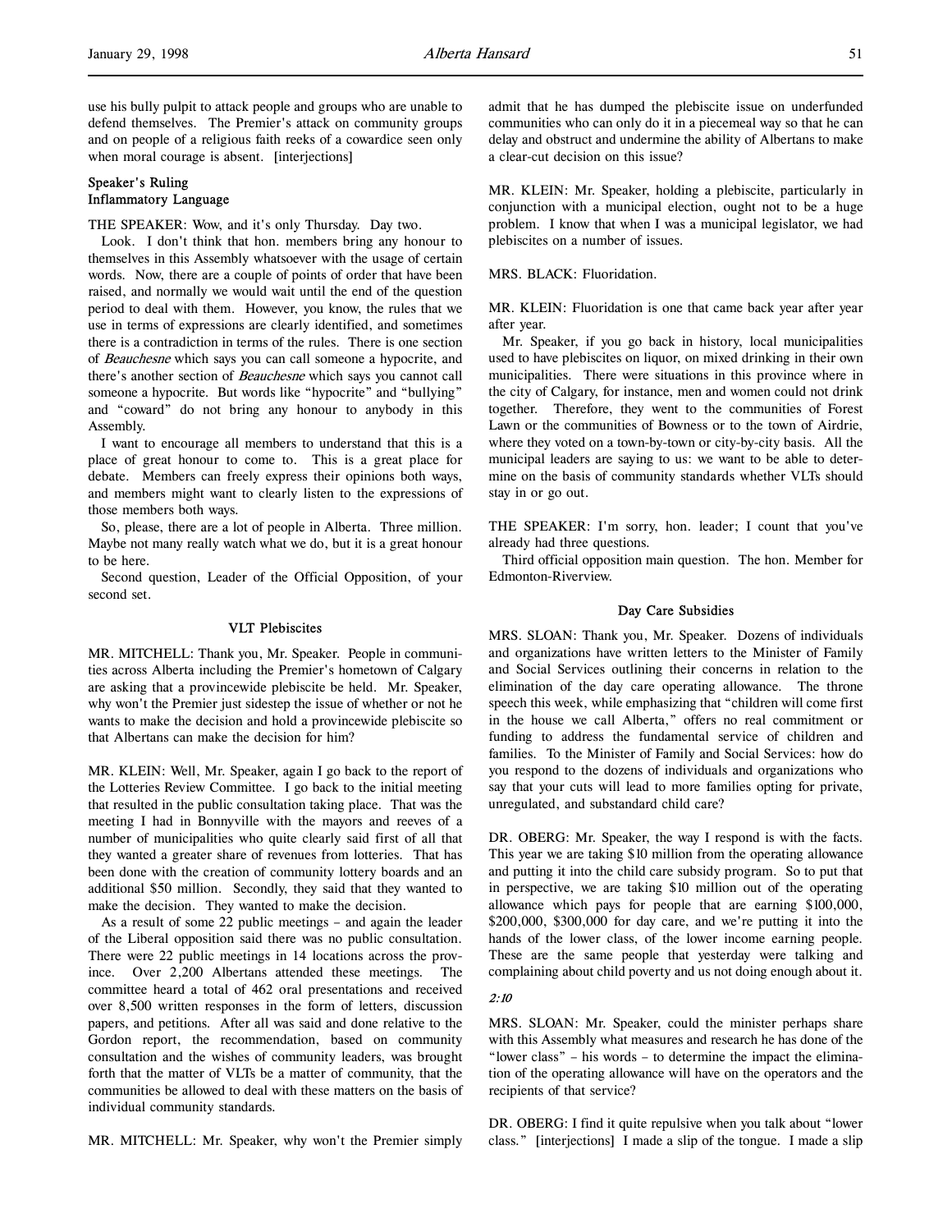use his bully pulpit to attack people and groups who are unable to defend themselves. The Premier's attack on community groups and on people of a religious faith reeks of a cowardice seen only when moral courage is absent. [interjections]

### Speaker's Ruling
### Inflammatory Language

THE SPEAKER: Wow, and it's only Thursday. Day two.

Look. I don't think that hon. members bring any honour to themselves in this Assembly whatsoever with the usage of certain words. Now, there are a couple of points of order that have been raised, and normally we would wait until the end of the question period to deal with them. However, you know, the rules that we use in terms of expressions are clearly identified, and sometimes there is a contradiction in terms of the rules. There is one section of *Beauchesne* which says you can call someone a hypocrite, and there's another section of *Beauchesne* which says you cannot call someone a hypocrite. But words like "hypocrite" and "bullying" and "coward" do not bring any honour to anybody in this Assembly.

I want to encourage all members to understand that this is a place of great honour to come to. This is a great place for debate. Members can freely express their opinions both ways, and members might want to clearly listen to the expressions of those members both ways.

So, please, there are a lot of people in Alberta. Three million. Maybe not many really watch what we do, but it is a great honour to be here.

Second question, Leader of the Official Opposition, of your second set.

### VLT Plebiscites

MR. MITCHELL: Thank you, Mr. Speaker. People in communities across Alberta including the Premier's hometown of Calgary are asking that a provincewide plebiscite be held. Mr. Speaker, why won't the Premier just sidestep the issue of whether or not he wants to make the decision and hold a provincewide plebiscite so that Albertans can make the decision for him?

MR. KLEIN: Well, Mr. Speaker, again I go back to the report of the Lotteries Review Committee. I go back to the initial meeting that resulted in the public consultation taking place. That was the meeting I had in Bonnyville with the mayors and reeves of a number of municipalities who quite clearly said first of all that they wanted a greater share of revenues from lotteries. That has been done with the creation of community lottery boards and an additional $50 million. Secondly, they said that they wanted to make the decision. They wanted to make the decision.

As a result of some 22 public meetings – and again the leader of the Liberal opposition said there was no public consultation. There were 22 public meetings in 14 locations across the province. Over 2,200 Albertans attended these meetings. The committee heard a total of 462 oral presentations and received over 8,500 written responses in the form of letters, discussion papers, and petitions. After all was said and done relative to the Gordon report, the recommendation, based on community consultation and the wishes of community leaders, was brought forth that the matter of VLTs be a matter of community, that the communities be allowed to deal with these matters on the basis of individual community standards.

MR. MITCHELL: Mr. Speaker, why won't the Premier simply admit that he has dumped the plebiscite issue on underfunded communities who can only do it in a piecemeal way so that he can delay and obstruct and undermine the ability of Albertans to make a clear-cut decision on this issue?

MR. KLEIN: Mr. Speaker, holding a plebiscite, particularly in conjunction with a municipal election, ought not to be a huge problem. I know that when I was a municipal legislator, we had plebiscites on a number of issues.

MRS. BLACK: Fluoridation.

MR. KLEIN: Fluoridation is one that came back year after year after year.

Mr. Speaker, if you go back in history, local municipalities used to have plebiscites on liquor, on mixed drinking in their own municipalities. There were situations in this province where in the city of Calgary, for instance, men and women could not drink together. Therefore, they went to the communities of Forest Lawn or the communities of Bowness or to the town of Airdrie, where they voted on a town-by-town or city-by-city basis. All the municipal leaders are saying to us: we want to be able to determine on the basis of community standards whether VLTs should stay in or go out.

THE SPEAKER: I'm sorry, hon. leader; I count that you've already had three questions.

Third official opposition main question. The hon. Member for Edmonton-Riverview.

### Day Care Subsidies

MRS. SLOAN: Thank you, Mr. Speaker. Dozens of individuals and organizations have written letters to the Minister of Family and Social Services outlining their concerns in relation to the elimination of the day care operating allowance. The throne speech this week, while emphasizing that "children will come first in the house we call Alberta," offers no real commitment or funding to address the fundamental service of children and families. To the Minister of Family and Social Services: how do you respond to the dozens of individuals and organizations who say that your cuts will lead to more families opting for private, unregulated, and substandard child care?

DR. OBERG: Mr. Speaker, the way I respond is with the facts. This year we are taking $10 million from the operating allowance and putting it into the child care subsidy program. So to put that in perspective, we are taking $10 million out of the operating allowance which pays for people that are earning $100,000, $200,000, $300,000 for day care, and we're putting it into the hands of the lower class, of the lower income earning people. These are the same people that yesterday were talking and complaining about child poverty and us not doing enough about it.

*2:10*

MRS. SLOAN: Mr. Speaker, could the minister perhaps share with this Assembly what measures and research he has done of the "lower class" – his words – to determine the impact the elimination of the operating allowance will have on the operators and the recipients of that service?

DR. OBERG: I find it quite repulsive when you talk about "lower class." [interjections] I made a slip of the tongue. I made a slip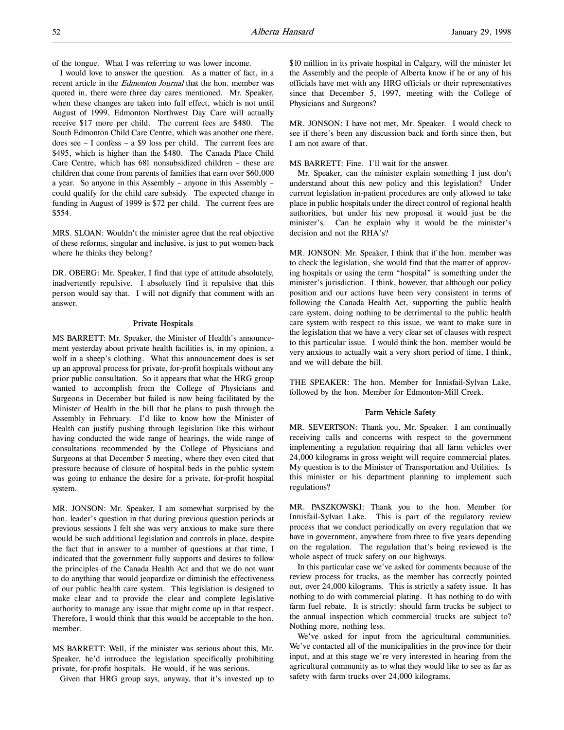of the tongue. What I was referring to was lower income.

I would love to answer the question. As a matter of fact, in a recent article in the *Edmonton Journal* that the hon. member was quoted in, there were three day cares mentioned. Mr. Speaker, when these changes are taken into full effect, which is not until August of 1999, Edmonton Northwest Day Care will actually receive $17 more per child. The current fees are $480. The South Edmonton Child Care Centre, which was another one there, does see – I confess – a $9 loss per child. The current fees are $495, which is higher than the $480. The Canada Place Child Care Centre, which has 681 nonsubsidized children – these are children that come from parents of families that earn over $60,000 a year. So anyone in this Assembly – anyone in this Assembly – could qualify for the child care subsidy. The expected change in funding in August of 1999 is $72 per child. The current fees are $554.

MRS. SLOAN: Wouldn't the minister agree that the real objective of these reforms, singular and inclusive, is just to put women back where he thinks they belong?

DR. OBERG: Mr. Speaker, I find that type of attitude absolutely, inadvertently repulsive. I absolutely find it repulsive that this person would say that. I will not dignify that comment with an answer.

## Private Hospitals

MS BARRETT: Mr. Speaker, the Minister of Health's announcement yesterday about private health facilities is, in my opinion, a wolf in a sheep's clothing. What this announcement does is set up an approval process for private, for-profit hospitals without any prior public consultation. So it appears that what the HRG group wanted to accomplish from the College of Physicians and Surgeons in December but failed is now being facilitated by the Minister of Health in the bill that he plans to push through the Assembly in February. I'd like to know how the Minister of Health can justify pushing through legislation like this without having conducted the wide range of hearings, the wide range of consultations recommended by the College of Physicians and Surgeons at that December 5 meeting, where they even cited that pressure because of closure of hospital beds in the public system was going to enhance the desire for a private, for-profit hospital system.

MR. JONSON: Mr. Speaker, I am somewhat surprised by the hon. leader's question in that during previous question periods at previous sessions I felt she was very anxious to make sure there would be such additional legislation and controls in place, despite the fact that in answer to a number of questions at that time, I indicated that the government fully supports and desires to follow the principles of the Canada Health Act and that we do not want to do anything that would jeopardize or diminish the effectiveness of our public health care system. This legislation is designed to make clear and to provide the clear and complete legislative authority to manage any issue that might come up in that respect. Therefore, I would think that this would be acceptable to the hon. member.

MS BARRETT: Well, if the minister was serious about this, Mr. Speaker, he'd introduce the legislation specifically prohibiting private, for-profit hospitals. He would, if he was serious.

Given that HRG group says, anyway, that it's invested up to $10 million in its private hospital in Calgary, will the minister let the Assembly and the people of Alberta know if he or any of his officials have met with any HRG officials or their representatives since that December 5, 1997, meeting with the College of Physicians and Surgeons?

MR. JONSON: I have not met, Mr. Speaker. I would check to see if there's been any discussion back and forth since then, but I am not aware of that.

MS BARRETT: Fine. I'll wait for the answer.

Mr. Speaker, can the minister explain something I just don't understand about this new policy and this legislation? Under current legislation in-patient procedures are only allowed to take place in public hospitals under the direct control of regional health authorities, but under his new proposal it would just be the minister's. Can he explain why it would be the minister's decision and not the RHA's?

MR. JONSON: Mr. Speaker, I think that if the hon. member was to check the legislation, she would find that the matter of approving hospitals or using the term "hospital" is something under the minister's jurisdiction. I think, however, that although our policy position and our actions have been very consistent in terms of following the Canada Health Act, supporting the public health care system, doing nothing to be detrimental to the public health care system with respect to this issue, we want to make sure in the legislation that we have a very clear set of clauses with respect to this particular issue. I would think the hon. member would be very anxious to actually wait a very short period of time, I think, and we will debate the bill.

THE SPEAKER: The hon. Member for Innisfail-Sylvan Lake, followed by the hon. Member for Edmonton-Mill Creek.

## Farm Vehicle Safety

MR. SEVERTSON: Thank you, Mr. Speaker. I am continually receiving calls and concerns with respect to the government implementing a regulation requiring that all farm vehicles over 24,000 kilograms in gross weight will require commercial plates. My question is to the Minister of Transportation and Utilities. Is this minister or his department planning to implement such regulations?

MR. PASZKOWSKI: Thank you to the hon. Member for Innisfail-Sylvan Lake. This is part of the regulatory review process that we conduct periodically on every regulation that we have in government, anywhere from three to five years depending on the regulation. The regulation that's being reviewed is the whole aspect of truck safety on our highways.

In this particular case we've asked for comments because of the review process for trucks, as the member has correctly pointed out, over 24,000 kilograms. This is strictly a safety issue. It has nothing to do with commercial plating. It has nothing to do with farm fuel rebate. It is strictly: should farm trucks be subject to the annual inspection which commercial trucks are subject to? Nothing more, nothing less.

We've asked for input from the agricultural communities. We've contacted all of the municipalities in the province for their input, and at this stage we're very interested in hearing from the agricultural community as to what they would like to see as far as safety with farm trucks over 24,000 kilograms.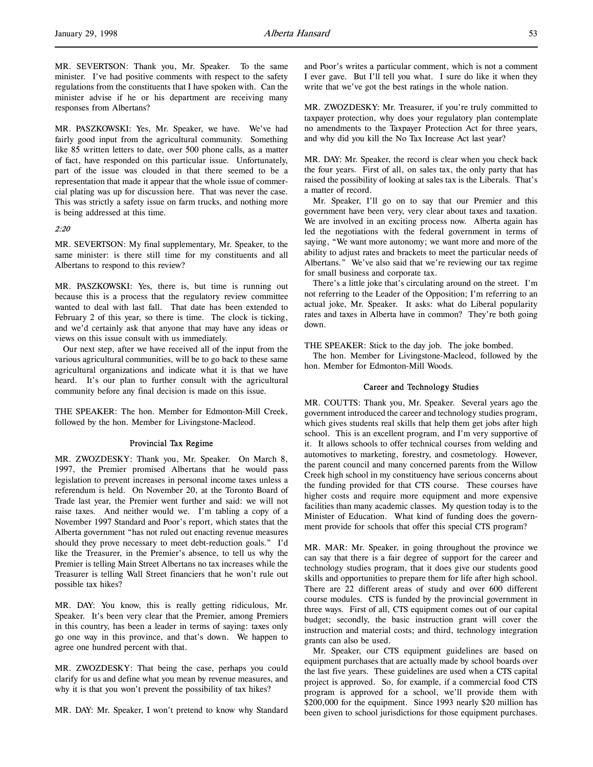MR. SEVERTSON: Thank you, Mr. Speaker. To the same minister. I've had positive comments with respect to the safety regulations from the constituents that I have spoken with. Can the minister advise if he or his department are receiving many responses from Albertans?

MR. PASZKOWSKI: Yes, Mr. Speaker, we have. We've had fairly good input from the agricultural community. Something like 85 written letters to date, over 500 phone calls, as a matter of fact, have responded on this particular issue. Unfortunately, part of the issue was clouded in that there seemed to be a representation that made it appear that the whole issue of commercial plating was up for discussion here. That was never the case. This was strictly a safety issue on farm trucks, and nothing more is being addressed at this time.

*2:20*

MR. SEVERTSON: My final supplementary, Mr. Speaker, to the same minister: is there still time for my constituents and all Albertans to respond to this review?

MR. PASZKOWSKI: Yes, there is, but time is running out because this is a process that the regulatory review committee wanted to deal with last fall. That date has been extended to February 2 of this year, so there is time. The clock is ticking, and we'd certainly ask that anyone that may have any ideas or views on this issue consult with us immediately.

Our next step, after we have received all of the input from the various agricultural communities, will be to go back to these same agricultural organizations and indicate what it is that we have heard. It's our plan to further consult with the agricultural community before any final decision is made on this issue.

THE SPEAKER: The hon. Member for Edmonton-Mill Creek, followed by the hon. Member for Livingstone-Macleod.

### Provincial Tax Regime

MR. ZWOZDESKY: Thank you, Mr. Speaker. On March 8, 1997, the Premier promised Albertans that he would pass legislation to prevent increases in personal income taxes unless a referendum is held. On November 20, at the Toronto Board of Trade last year, the Premier went further and said: we will not raise taxes. And neither would we. I'm tabling a copy of a November 1997 Standard and Poor's report, which states that the Alberta government "has not ruled out enacting revenue measures should they prove necessary to meet debt-reduction goals." I'd like the Treasurer, in the Premier's absence, to tell us why the Premier is telling Main Street Albertans no tax increases while the Treasurer is telling Wall Street financiers that he won't rule out possible tax hikes?

MR. DAY: You know, this is really getting ridiculous, Mr. Speaker. It's been very clear that the Premier, among Premiers in this country, has been a leader in terms of saying: taxes only go one way in this province, and that's down. We happen to agree one hundred percent with that.

MR. ZWOZDESKY: That being the case, perhaps you could clarify for us and define what you mean by revenue measures, and why it is that you won't prevent the possibility of tax hikes?

MR. DAY: Mr. Speaker, I won't pretend to know why Standard and Poor's writes a particular comment, which is not a comment I ever gave. But I'll tell you what. I sure do like it when they write that we've got the best ratings in the whole nation.

MR. ZWOZDESKY: Mr. Treasurer, if you're truly committed to taxpayer protection, why does your regulatory plan contemplate no amendments to the Taxpayer Protection Act for three years, and why did you kill the No Tax Increase Act last year?

MR. DAY: Mr. Speaker, the record is clear when you check back the four years. First of all, on sales tax, the only party that has raised the possibility of looking at sales tax is the Liberals. That's a matter of record.

Mr. Speaker, I'll go on to say that our Premier and this government have been very, very clear about taxes and taxation. We are involved in an exciting process now. Alberta again has led the negotiations with the federal government in terms of saying, "We want more autonomy; we want more and more of the ability to adjust rates and brackets to meet the particular needs of Albertans." We've also said that we're reviewing our tax regime for small business and corporate tax.

There's a little joke that's circulating around on the street. I'm not referring to the Leader of the Opposition; I'm referring to an actual joke, Mr. Speaker. It asks: what do Liberal popularity rates and taxes in Alberta have in common? They're both going down.

THE SPEAKER: Stick to the day job. The joke bombed.

The hon. Member for Livingstone-Macleod, followed by the hon. Member for Edmonton-Mill Woods.

### Career and Technology Studies

MR. COUTTS: Thank you, Mr. Speaker. Several years ago the government introduced the career and technology studies program, which gives students real skills that help them get jobs after high school. This is an excellent program, and I'm very supportive of it. It allows schools to offer technical courses from welding and automotives to marketing, forestry, and cosmetology. However, the parent council and many concerned parents from the Willow Creek high school in my constituency have serious concerns about the funding provided for that CTS course. These courses have higher costs and require more equipment and more expensive facilities than many academic classes. My question today is to the Minister of Education. What kind of funding does the government provide for schools that offer this special CTS program?

MR. MAR: Mr. Speaker, in going throughout the province we can say that there is a fair degree of support for the career and technology studies program, that it does give our students good skills and opportunities to prepare them for life after high school. There are 22 different areas of study and over 600 different course modules. CTS is funded by the provincial government in three ways. First of all, CTS equipment comes out of our capital budget; secondly, the basic instruction grant will cover the instruction and material costs; and third, technology integration grants can also be used.

Mr. Speaker, our CTS equipment guidelines are based on equipment purchases that are actually made by school boards over the last five years. These guidelines are used when a CTS capital project is approved. So, for example, if a commercial food CTS program is approved for a school, we'll provide them with $200,000 for the equipment. Since 1993 nearly $20 million has been given to school jurisdictions for those equipment purchases.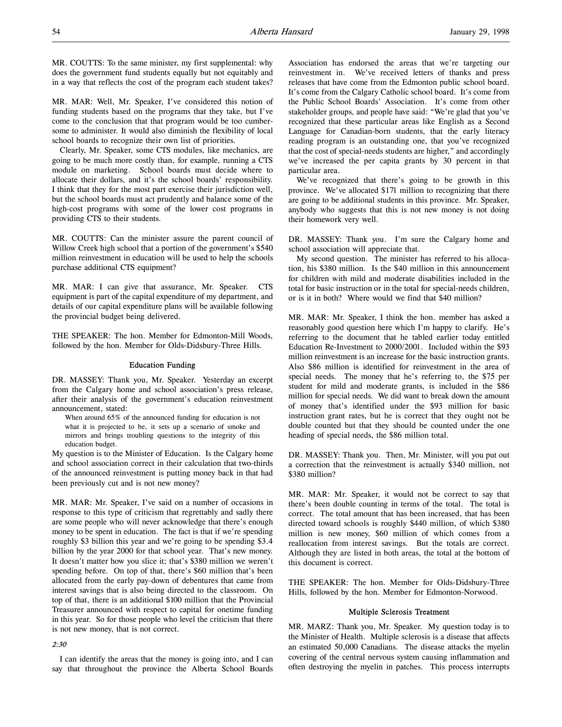MR. COUTTS: To the same minister, my first supplemental: why does the government fund students equally but not equitably and in a way that reflects the cost of the program each student takes?

MR. MAR: Well, Mr. Speaker, I've considered this notion of funding students based on the programs that they take, but I've come to the conclusion that that program would be too cumbersome to administer. It would also diminish the flexibility of local school boards to recognize their own list of priorities.

Clearly, Mr. Speaker, some CTS modules, like mechanics, are going to be much more costly than, for example, running a CTS module on marketing. School boards must decide where to allocate their dollars, and it's the school boards' responsibility. I think that they for the most part exercise their jurisdiction well, but the school boards must act prudently and balance some of the high-cost programs with some of the lower cost programs in providing CTS to their students.

MR. COUTTS: Can the minister assure the parent council of Willow Creek high school that a portion of the government's $540 million reinvestment in education will be used to help the schools purchase additional CTS equipment?

MR. MAR: I can give that assurance, Mr. Speaker. CTS equipment is part of the capital expenditure of my department, and details of our capital expenditure plans will be available following the provincial budget being delivered.

THE SPEAKER: The hon. Member for Edmonton-Mill Woods, followed by the hon. Member for Olds-Didsbury-Three Hills.

### Education Funding

DR. MASSEY: Thank you, Mr. Speaker. Yesterday an excerpt from the Calgary home and school association's press release, after their analysis of the government's education reinvestment announcement, stated:

> When around 65% of the announced funding for education is not what it is projected to be, it sets up a scenario of smoke and mirrors and brings troubling questions to the integrity of this education budget.

My question is to the Minister of Education. Is the Calgary home and school association correct in their calculation that two-thirds of the announced reinvestment is putting money back in that had been previously cut and is not new money?

MR. MAR: Mr. Speaker, I've said on a number of occasions in response to this type of criticism that regrettably and sadly there are some people who will never acknowledge that there's enough money to be spent in education. The fact is that if we're spending roughly $3 billion this year and we're going to be spending $3.4 billion by the year 2000 for that school year. That's new money. It doesn't matter how you slice it; that's $380 million we weren't spending before. On top of that, there's $60 million that's been allocated from the early pay-down of debentures that came from interest savings that is also being directed to the classroom. On top of that, there is an additional $100 million that the Provincial Treasurer announced with respect to capital for onetime funding in this year. So for those people who level the criticism that there is not new money, that is not correct.

*2:30*

I can identify the areas that the money is going into, and I can say that throughout the province the Alberta School Boards Association has endorsed the areas that we're targeting our reinvestment in. We've received letters of thanks and press releases that have come from the Edmonton public school board. It's come from the Calgary Catholic school board. It's come from the Public School Boards' Association. It's come from other stakeholder groups, and people have said: "We're glad that you've recognized that these particular areas like English as a Second Language for Canadian-born students, that the early literacy reading program is an outstanding one, that you've recognized that the cost of special-needs students are higher," and accordingly we've increased the per capita grants by 30 percent in that particular area.

We've recognized that there's going to be growth in this province. We've allocated $171 million to recognizing that there are going to be additional students in this province. Mr. Speaker, anybody who suggests that this is not new money is not doing their homework very well.

DR. MASSEY: Thank you. I'm sure the Calgary home and school association will appreciate that.

My second question. The minister has referred to his allocation, his $380 million. Is the $40 million in this announcement for children with mild and moderate disabilities included in the total for basic instruction or in the total for special-needs children, or is it in both? Where would we find that $40 million?

MR. MAR: Mr. Speaker, I think the hon. member has asked a reasonably good question here which I'm happy to clarify. He's referring to the document that he tabled earlier today entitled Education Re-Investment to 2000/2001. Included within the $93 million reinvestment is an increase for the basic instruction grants. Also $86 million is identified for reinvestment in the area of special needs. The money that he's referring to, the $75 per student for mild and moderate grants, is included in the $86 million for special needs. We did want to break down the amount of money that's identified under the $93 million for basic instruction grant rates, but he is correct that they ought not be double counted but that they should be counted under the one heading of special needs, the $86 million total.

DR. MASSEY: Thank you. Then, Mr. Minister, will you put out a correction that the reinvestment is actually $340 million, not $380 million?

MR. MAR: Mr. Speaker, it would not be correct to say that there's been double counting in terms of the total. The total is correct. The total amount that has been increased, that has been directed toward schools is roughly $440 million, of which $380 million is new money, $60 million of which comes from a reallocation from interest savings. But the totals are correct. Although they are listed in both areas, the total at the bottom of this document is correct.

THE SPEAKER: The hon. Member for Olds-Didsbury-Three Hills, followed by the hon. Member for Edmonton-Norwood.

### Multiple Sclerosis Treatment

MR. MARZ: Thank you, Mr. Speaker. My question today is to the Minister of Health. Multiple sclerosis is a disease that affects an estimated 50,000 Canadians. The disease attacks the myelin covering of the central nervous system causing inflammation and often destroying the myelin in patches. This process interrupts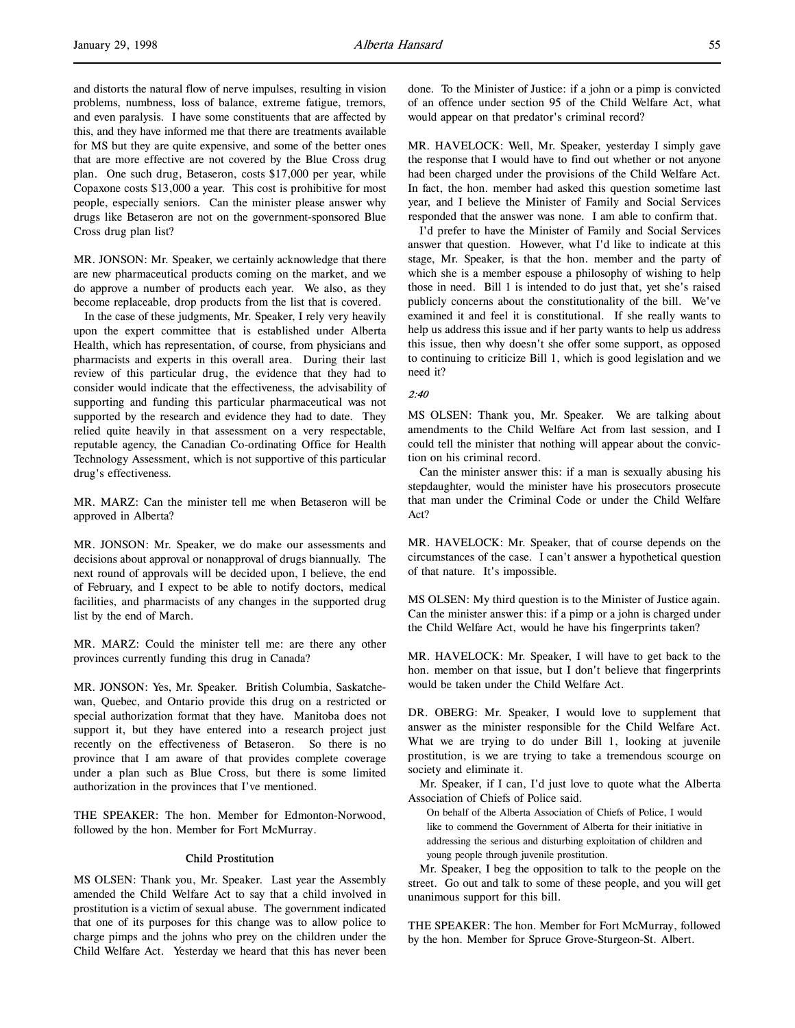and distorts the natural flow of nerve impulses, resulting in vision problems, numbness, loss of balance, extreme fatigue, tremors, and even paralysis. I have some constituents that are affected by this, and they have informed me that there are treatments available for MS but they are quite expensive, and some of the better ones that are more effective are not covered by the Blue Cross drug plan. One such drug, Betaseron, costs $17,000 per year, while Copaxone costs $13,000 a year. This cost is prohibitive for most people, especially seniors. Can the minister please answer why drugs like Betaseron are not on the government-sponsored Blue Cross drug plan list?

MR. JONSON: Mr. Speaker, we certainly acknowledge that there are new pharmaceutical products coming on the market, and we do approve a number of products each year. We also, as they become replaceable, drop products from the list that is covered.

In the case of these judgments, Mr. Speaker, I rely very heavily upon the expert committee that is established under Alberta Health, which has representation, of course, from physicians and pharmacists and experts in this overall area. During their last review of this particular drug, the evidence that they had to consider would indicate that the effectiveness, the advisability of supporting and funding this particular pharmaceutical was not supported by the research and evidence they had to date. They relied quite heavily in that assessment on a very respectable, reputable agency, the Canadian Co-ordinating Office for Health Technology Assessment, which is not supportive of this particular drug's effectiveness.

MR. MARZ: Can the minister tell me when Betaseron will be approved in Alberta?

MR. JONSON: Mr. Speaker, we do make our assessments and decisions about approval or nonapproval of drugs biannually. The next round of approvals will be decided upon, I believe, the end of February, and I expect to be able to notify doctors, medical facilities, and pharmacists of any changes in the supported drug list by the end of March.

MR. MARZ: Could the minister tell me: are there any other provinces currently funding this drug in Canada?

MR. JONSON: Yes, Mr. Speaker. British Columbia, Saskatchewan, Quebec, and Ontario provide this drug on a restricted or special authorization format that they have. Manitoba does not support it, but they have entered into a research project just recently on the effectiveness of Betaseron. So there is no province that I am aware of that provides complete coverage under a plan such as Blue Cross, but there is some limited authorization in the provinces that I've mentioned.

THE SPEAKER: The hon. Member for Edmonton-Norwood, followed by the hon. Member for Fort McMurray.

### Child Prostitution

MS OLSEN: Thank you, Mr. Speaker. Last year the Assembly amended the Child Welfare Act to say that a child involved in prostitution is a victim of sexual abuse. The government indicated that one of its purposes for this change was to allow police to charge pimps and the johns who prey on the children under the Child Welfare Act. Yesterday we heard that this has never been done. To the Minister of Justice: if a john or a pimp is convicted of an offence under section 95 of the Child Welfare Act, what would appear on that predator's criminal record?

MR. HAVELOCK: Well, Mr. Speaker, yesterday I simply gave the response that I would have to find out whether or not anyone had been charged under the provisions of the Child Welfare Act. In fact, the hon. member had asked this question sometime last year, and I believe the Minister of Family and Social Services responded that the answer was none. I am able to confirm that.

I'd prefer to have the Minister of Family and Social Services answer that question. However, what I'd like to indicate at this stage, Mr. Speaker, is that the hon. member and the party of which she is a member espouse a philosophy of wishing to help those in need. Bill 1 is intended to do just that, yet she's raised publicly concerns about the constitutionality of the bill. We've examined it and feel it is constitutional. If she really wants to help us address this issue and if her party wants to help us address this issue, then why doesn't she offer some support, as opposed to continuing to criticize Bill 1, which is good legislation and we need it?

*2:40*

MS OLSEN: Thank you, Mr. Speaker. We are talking about amendments to the Child Welfare Act from last session, and I could tell the minister that nothing will appear about the conviction on his criminal record.

Can the minister answer this: if a man is sexually abusing his stepdaughter, would the minister have his prosecutors prosecute that man under the Criminal Code or under the Child Welfare Act?

MR. HAVELOCK: Mr. Speaker, that of course depends on the circumstances of the case. I can't answer a hypothetical question of that nature. It's impossible.

MS OLSEN: My third question is to the Minister of Justice again. Can the minister answer this: if a pimp or a john is charged under the Child Welfare Act, would he have his fingerprints taken?

MR. HAVELOCK: Mr. Speaker, I will have to get back to the hon. member on that issue, but I don't believe that fingerprints would be taken under the Child Welfare Act.

DR. OBERG: Mr. Speaker, I would love to supplement that answer as the minister responsible for the Child Welfare Act. What we are trying to do under Bill 1, looking at juvenile prostitution, is we are trying to take a tremendous scourge on society and eliminate it.

Mr. Speaker, if I can, I'd just love to quote what the Alberta Association of Chiefs of Police said.

> On behalf of the Alberta Association of Chiefs of Police, I would like to commend the Government of Alberta for their initiative in addressing the serious and disturbing exploitation of children and young people through juvenile prostitution.

Mr. Speaker, I beg the opposition to talk to the people on the street. Go out and talk to some of these people, and you will get unanimous support for this bill.

THE SPEAKER: The hon. Member for Fort McMurray, followed by the hon. Member for Spruce Grove-Sturgeon-St. Albert.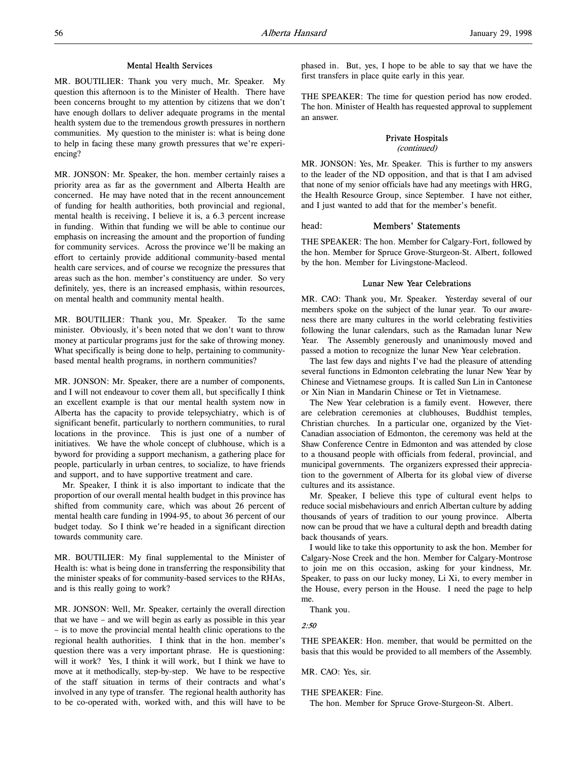### Mental Health Services

MR. BOUTILIER: Thank you very much, Mr. Speaker. My question this afternoon is to the Minister of Health. There have been concerns brought to my attention by citizens that we don't have enough dollars to deliver adequate programs in the mental health system due to the tremendous growth pressures in northern communities. My question to the minister is: what is being done to help in facing these many growth pressures that we're experiencing?

MR. JONSON: Mr. Speaker, the hon. member certainly raises a priority area as far as the government and Alberta Health are concerned. He may have noted that in the recent announcement of funding for health authorities, both provincial and regional, mental health is receiving, I believe it is, a 6.3 percent increase in funding. Within that funding we will be able to continue our emphasis on increasing the amount and the proportion of funding for community services. Across the province we'll be making an effort to certainly provide additional community-based mental health care services, and of course we recognize the pressures that areas such as the hon. member's constituency are under. So very definitely, yes, there is an increased emphasis, within resources, on mental health and community mental health.

MR. BOUTILIER: Thank you, Mr. Speaker. To the same minister. Obviously, it's been noted that we don't want to throw money at particular programs just for the sake of throwing money. What specifically is being done to help, pertaining to community-based mental health programs, in northern communities?

MR. JONSON: Mr. Speaker, there are a number of components, and I will not endeavour to cover them all, but specifically I think an excellent example is that our mental health system now in Alberta has the capacity to provide telepsychiatry, which is of significant benefit, particularly to northern communities, to rural locations in the province. This is just one of a number of initiatives. We have the whole concept of clubhouse, which is a byword for providing a support mechanism, a gathering place for people, particularly in urban centres, to socialize, to have friends and support, and to have supportive treatment and care.

Mr. Speaker, I think it is also important to indicate that the proportion of our overall mental health budget in this province has shifted from community care, which was about 26 percent of mental health care funding in 1994-95, to about 36 percent of our budget today. So I think we're headed in a significant direction towards community care.

MR. BOUTILIER: My final supplemental to the Minister of Health is: what is being done in transferring the responsibility that the minister speaks of for community-based services to the RHAs, and is this really going to work?

MR. JONSON: Well, Mr. Speaker, certainly the overall direction that we have – and we will begin as early as possible in this year – is to move the provincial mental health clinic operations to the regional health authorities. I think that in the hon. member's question there was a very important phrase. He is questioning: will it work? Yes, I think it will work, but I think we have to move at it methodically, step-by-step. We have to be respective of the staff situation in terms of their contracts and what's involved in any type of transfer. The regional health authority has to be co-operated with, worked with, and this will have to be phased in. But, yes, I hope to be able to say that we have the first transfers in place quite early in this year.

THE SPEAKER: The time for question period has now eroded. The hon. Minister of Health has requested approval to supplement an answer.

### Private Hospitals
*(continued)*

MR. JONSON: Yes, Mr. Speaker. This is further to my answers to the leader of the ND opposition, and that is that I am advised that none of my senior officials have had any meetings with HRG, the Health Resource Group, since September. I have not either, and I just wanted to add that for the member's benefit.

## head: Members' Statements

THE SPEAKER: The hon. Member for Calgary-Fort, followed by the hon. Member for Spruce Grove-Sturgeon-St. Albert, followed by the hon. Member for Livingstone-Macleod.

### Lunar New Year Celebrations

MR. CAO: Thank you, Mr. Speaker. Yesterday several of our members spoke on the subject of the lunar year. To our awareness there are many cultures in the world celebrating festivities following the lunar calendars, such as the Ramadan lunar New Year. The Assembly generously and unanimously moved and passed a motion to recognize the lunar New Year celebration.

The last few days and nights I've had the pleasure of attending several functions in Edmonton celebrating the lunar New Year by Chinese and Vietnamese groups. It is called Sun Lin in Cantonese or Xin Nian in Mandarin Chinese or Tet in Vietnamese.

The New Year celebration is a family event. However, there are celebration ceremonies at clubhouses, Buddhist temples, Christian churches. In a particular one, organized by the Viet-Canadian association of Edmonton, the ceremony was held at the Shaw Conference Centre in Edmonton and was attended by close to a thousand people with officials from federal, provincial, and municipal governments. The organizers expressed their appreciation to the government of Alberta for its global view of diverse cultures and its assistance.

Mr. Speaker, I believe this type of cultural event helps to reduce social misbehaviours and enrich Albertan culture by adding thousands of years of tradition to our young province. Alberta now can be proud that we have a cultural depth and breadth dating back thousands of years.

I would like to take this opportunity to ask the hon. Member for Calgary-Nose Creek and the hon. Member for Calgary-Montrose to join me on this occasion, asking for your kindness, Mr. Speaker, to pass on our lucky money, Li Xi, to every member in the House, every person in the House. I need the page to help me.

Thank you.

*2:50*

THE SPEAKER: Hon. member, that would be permitted on the basis that this would be provided to all members of the Assembly.

MR. CAO: Yes, sir.

THE SPEAKER: Fine.

The hon. Member for Spruce Grove-Sturgeon-St. Albert.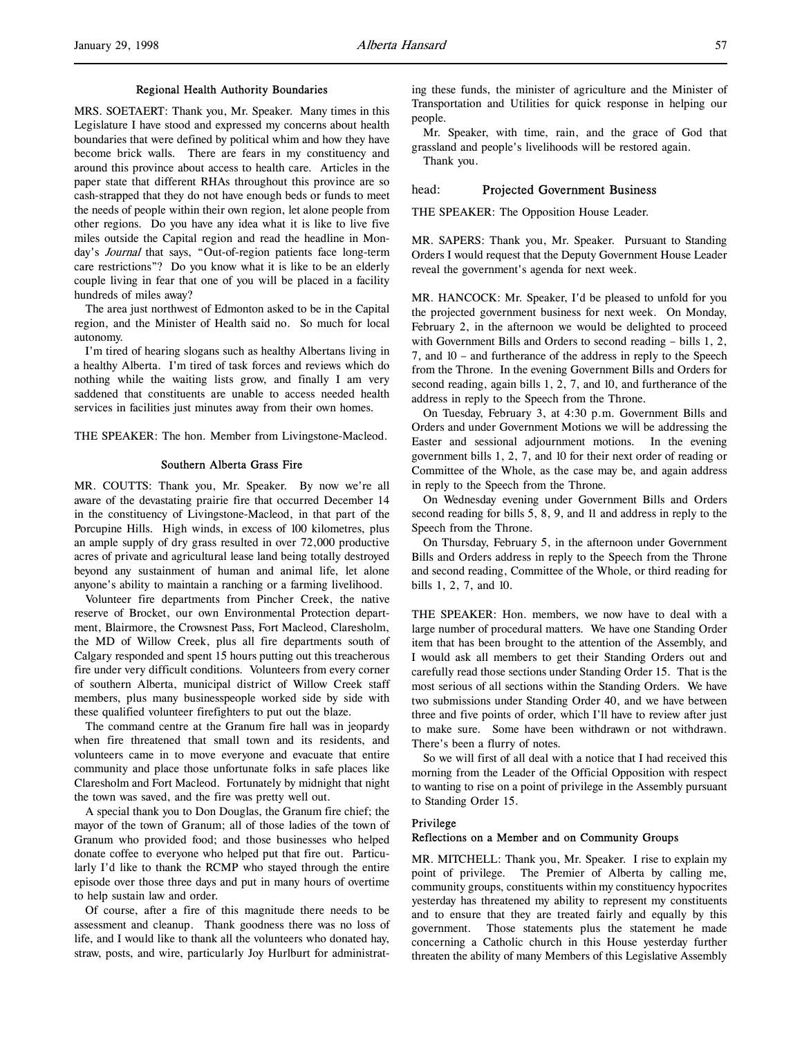### Regional Health Authority Boundaries

MRS. SOETAERT: Thank you, Mr. Speaker. Many times in this Legislature I have stood and expressed my concerns about health boundaries that were defined by political whim and how they have become brick walls. There are fears in my constituency and around this province about access to health care. Articles in the paper state that different RHAs throughout this province are so cash-strapped that they do not have enough beds or funds to meet the needs of people within their own region, let alone people from other regions. Do you have any idea what it is like to live five miles outside the Capital region and read the headline in Monday's *Journal* that says, "Out-of-region patients face long-term care restrictions"? Do you know what it is like to be an elderly couple living in fear that one of you will be placed in a facility hundreds of miles away?

The area just northwest of Edmonton asked to be in the Capital region, and the Minister of Health said no. So much for local autonomy.

I'm tired of hearing slogans such as healthy Albertans living in a healthy Alberta. I'm tired of task forces and reviews which do nothing while the waiting lists grow, and finally I am very saddened that constituents are unable to access needed health services in facilities just minutes away from their own homes.

THE SPEAKER: The hon. Member from Livingstone-Macleod.

### Southern Alberta Grass Fire

MR. COUTTS: Thank you, Mr. Speaker. By now we're all aware of the devastating prairie fire that occurred December 14 in the constituency of Livingstone-Macleod, in that part of the Porcupine Hills. High winds, in excess of 100 kilometres, plus an ample supply of dry grass resulted in over 72,000 productive acres of private and agricultural lease land being totally destroyed beyond any sustainment of human and animal life, let alone anyone's ability to maintain a ranching or a farming livelihood.

Volunteer fire departments from Pincher Creek, the native reserve of Brocket, our own Environmental Protection department, Blairmore, the Crowsnest Pass, Fort Macleod, Claresholm, the MD of Willow Creek, plus all fire departments south of Calgary responded and spent 15 hours putting out this treacherous fire under very difficult conditions. Volunteers from every corner of southern Alberta, municipal district of Willow Creek staff members, plus many businesspeople worked side by side with these qualified volunteer firefighters to put out the blaze.

The command centre at the Granum fire hall was in jeopardy when fire threatened that small town and its residents, and volunteers came in to move everyone and evacuate that entire community and place those unfortunate folks in safe places like Claresholm and Fort Macleod. Fortunately by midnight that night the town was saved, and the fire was pretty well out.

A special thank you to Don Douglas, the Granum fire chief; the mayor of the town of Granum; all of those ladies of the town of Granum who provided food; and those businesses who helped donate coffee to everyone who helped put that fire out. Particularly I'd like to thank the RCMP who stayed through the entire episode over those three days and put in many hours of overtime to help sustain law and order.

Of course, after a fire of this magnitude there needs to be assessment and cleanup. Thank goodness there was no loss of life, and I would like to thank all the volunteers who donated hay, straw, posts, and wire, particularly Joy Hurlburt for administrating these funds, the minister of agriculture and the Minister of Transportation and Utilities for quick response in helping our people.

Mr. Speaker, with time, rain, and the grace of God that grassland and people's livelihoods will be restored again.

Thank you.

## head: Projected Government Business

THE SPEAKER: The Opposition House Leader.

MR. SAPERS: Thank you, Mr. Speaker. Pursuant to Standing Orders I would request that the Deputy Government House Leader reveal the government's agenda for next week.

MR. HANCOCK: Mr. Speaker, I'd be pleased to unfold for you the projected government business for next week. On Monday, February 2, in the afternoon we would be delighted to proceed with Government Bills and Orders to second reading – bills 1, 2, 7, and 10 – and furtherance of the address in reply to the Speech from the Throne. In the evening Government Bills and Orders for second reading, again bills 1, 2, 7, and 10, and furtherance of the address in reply to the Speech from the Throne.

On Tuesday, February 3, at 4:30 p.m. Government Bills and Orders and under Government Motions we will be addressing the Easter and sessional adjournment motions. In the evening government bills 1, 2, 7, and 10 for their next order of reading or Committee of the Whole, as the case may be, and again address in reply to the Speech from the Throne.

On Wednesday evening under Government Bills and Orders second reading for bills 5, 8, 9, and 11 and address in reply to the Speech from the Throne.

On Thursday, February 5, in the afternoon under Government Bills and Orders address in reply to the Speech from the Throne and second reading, Committee of the Whole, or third reading for bills 1, 2, 7, and 10.

THE SPEAKER: Hon. members, we now have to deal with a large number of procedural matters. We have one Standing Order item that has been brought to the attention of the Assembly, and I would ask all members to get their Standing Orders out and carefully read those sections under Standing Order 15. That is the most serious of all sections within the Standing Orders. We have two submissions under Standing Order 40, and we have between three and five points of order, which I'll have to review after just to make sure. Some have been withdrawn or not withdrawn. There's been a flurry of notes.

So we will first of all deal with a notice that I had received this morning from the Leader of the Official Opposition with respect to wanting to rise on a point of privilege in the Assembly pursuant to Standing Order 15.

#### Privilege
#### Reflections on a Member and on Community Groups

MR. MITCHELL: Thank you, Mr. Speaker. I rise to explain my point of privilege. The Premier of Alberta by calling me, community groups, constituents within my constituency hypocrites yesterday has threatened my ability to represent my constituents and to ensure that they are treated fairly and equally by this government. Those statements plus the statement he made concerning a Catholic church in this House yesterday further threaten the ability of many Members of this Legislative Assembly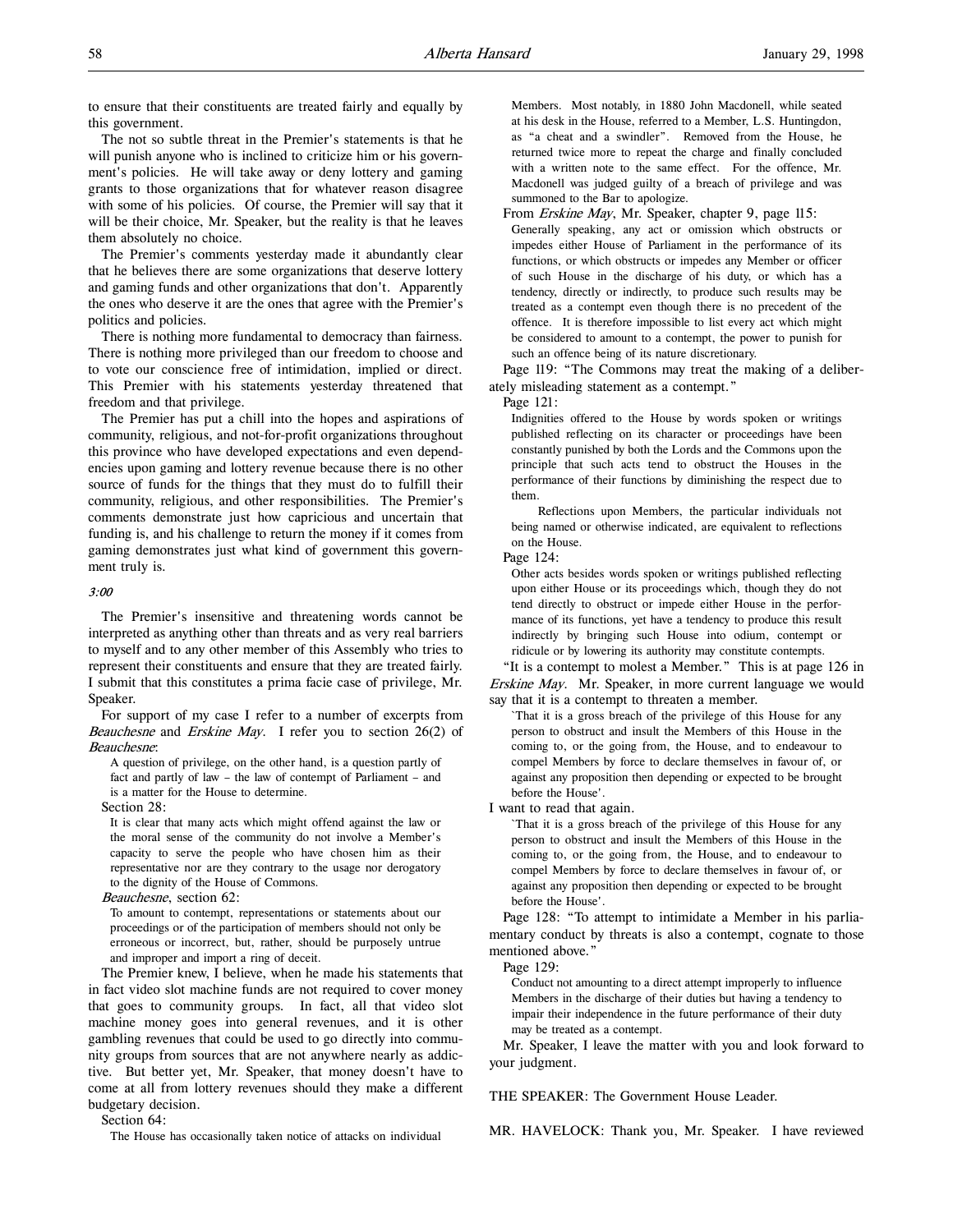to ensure that their constituents are treated fairly and equally by this government.

The not so subtle threat in the Premier's statements is that he will punish anyone who is inclined to criticize him or his government's policies. He will take away or deny lottery and gaming grants to those organizations that for whatever reason disagree with some of his policies. Of course, the Premier will say that it will be their choice, Mr. Speaker, but the reality is that he leaves them absolutely no choice.

The Premier's comments yesterday made it abundantly clear that he believes there are some organizations that deserve lottery and gaming funds and other organizations that don't. Apparently the ones who deserve it are the ones that agree with the Premier's politics and policies.

There is nothing more fundamental to democracy than fairness. There is nothing more privileged than our freedom to choose and to vote our conscience free of intimidation, implied or direct. This Premier with his statements yesterday threatened that freedom and that privilege.

The Premier has put a chill into the hopes and aspirations of community, religious, and not-for-profit organizations throughout this province who have developed expectations and even dependencies upon gaming and lottery revenue because there is no other source of funds for the things that they must do to fulfill their community, religious, and other responsibilities. The Premier's comments demonstrate just how capricious and uncertain that funding is, and his challenge to return the money if it comes from gaming demonstrates just what kind of government this government truly is.

*3:00*

The Premier's insensitive and threatening words cannot be interpreted as anything other than threats and as very real barriers to myself and to any other member of this Assembly who tries to represent their constituents and ensure that they are treated fairly. I submit that this constitutes a prima facie case of privilege, Mr. Speaker.

For support of my case I refer to a number of excerpts from *Beauchesne* and *Erskine May*. I refer you to section 26(2) of *Beauchesne*:

> A question of privilege, on the other hand, is a question partly of fact and partly of law – the law of contempt of Parliament – and is a matter for the House to determine.

Section 28:

> It is clear that many acts which might offend against the law or the moral sense of the community do not involve a Member's capacity to serve the people who have chosen him as their representative nor are they contrary to the usage nor derogatory to the dignity of the House of Commons.

*Beauchesne*, section 62:

> To amount to contempt, representations or statements about our proceedings or of the participation of members should not only be erroneous or incorrect, but, rather, should be purposely untrue and improper and import a ring of deceit.

The Premier knew, I believe, when he made his statements that in fact video slot machine funds are not required to cover money that goes to community groups. In fact, all that video slot machine money goes into general revenues, and it is other gambling revenues that could be used to go directly into community groups from sources that are not anywhere nearly as addictive. But better yet, Mr. Speaker, that money doesn't have to come at all from lottery revenues should they make a different budgetary decision.

Section 64:

> The House has occasionally taken notice of attacks on individual Members. Most notably, in 1880 John Macdonell, while seated at his desk in the House, referred to a Member, L.S. Huntingdon, as "a cheat and a swindler". Removed from the House, he returned twice more to repeat the charge and finally concluded with a written note to the same effect. For the offence, Mr. Macdonell was judged guilty of a breach of privilege and was summoned to the Bar to apologize.

From *Erskine May*, Mr. Speaker, chapter 9, page 115:

> Generally speaking, any act or omission which obstructs or impedes either House of Parliament in the performance of its functions, or which obstructs or impedes any Member or officer of such House in the discharge of his duty, or which has a tendency, directly or indirectly, to produce such results may be treated as a contempt even though there is no precedent of the offence. It is therefore impossible to list every act which might be considered to amount to a contempt, the power to punish for such an offence being of its nature discretionary.

Page 119: "The Commons may treat the making of a deliberately misleading statement as a contempt."

Page 121:

> Indignities offered to the House by words spoken or writings published reflecting on its character or proceedings have been constantly punished by both the Lords and the Commons upon the principle that such acts tend to obstruct the Houses in the performance of their functions by diminishing the respect due to them.
>
> Reflections upon Members, the particular individuals not being named or otherwise indicated, are equivalent to reflections on the House.

Page 124:

> Other acts besides words spoken or writings published reflecting upon either House or its proceedings which, though they do not tend directly to obstruct or impede either House in the performance of its functions, yet have a tendency to produce this result indirectly by bringing such House into odium, contempt or ridicule or by lowering its authority may constitute contempts.

"It is a contempt to molest a Member." This is at page 126 in *Erskine May*. Mr. Speaker, in more current language we would say that it is a contempt to threaten a member.

> `That it is a gross breach of the privilege of this House for any person to obstruct and insult the Members of this House in the coming to, or the going from, the House, and to endeavour to compel Members by force to declare themselves in favour of, or against any proposition then depending or expected to be brought before the House'.

I want to read that again.

> `That it is a gross breach of the privilege of this House for any person to obstruct and insult the Members of this House in the coming to, or the going from, the House, and to endeavour to compel Members by force to declare themselves in favour of, or against any proposition then depending or expected to be brought before the House'.

Page 128: "To attempt to intimidate a Member in his parliamentary conduct by threats is also a contempt, cognate to those mentioned above."

Page 129:

> Conduct not amounting to a direct attempt improperly to influence Members in the discharge of their duties but having a tendency to impair their independence in the future performance of their duty may be treated as a contempt.

Mr. Speaker, I leave the matter with you and look forward to your judgment.

THE SPEAKER: The Government House Leader.

MR. HAVELOCK: Thank you, Mr. Speaker. I have reviewed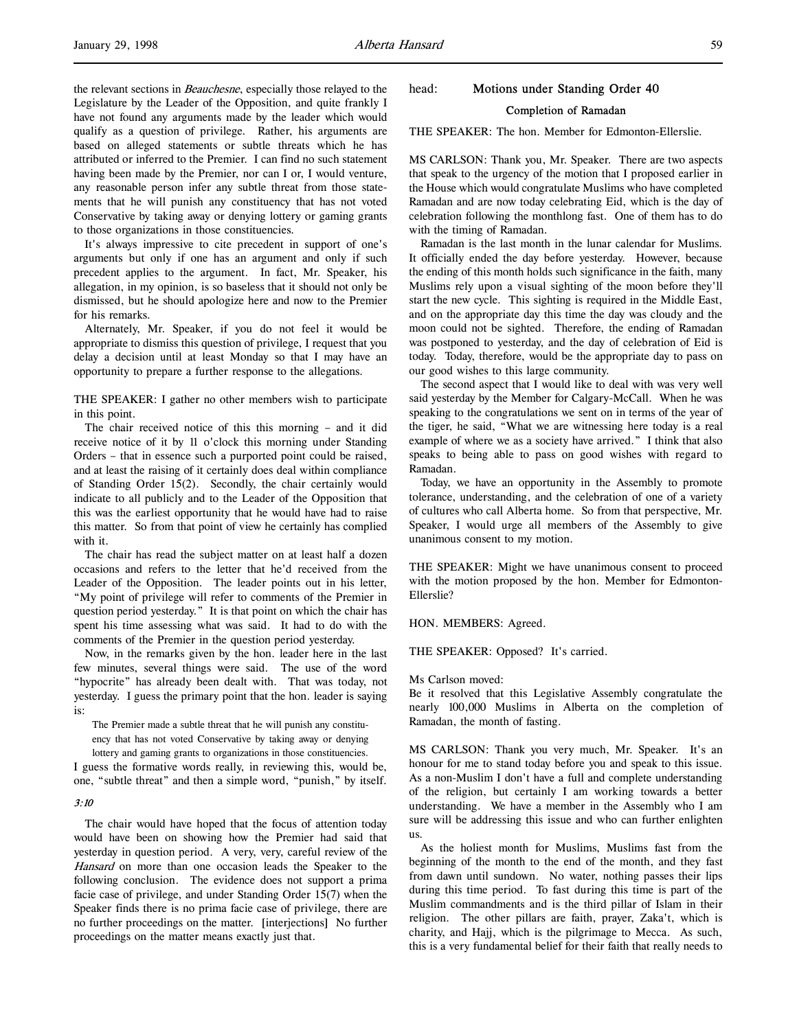the relevant sections in *Beauchesne*, especially those relayed to the Legislature by the Leader of the Opposition, and quite frankly I have not found any arguments made by the leader which would qualify as a question of privilege. Rather, his arguments are based on alleged statements or subtle threats which he has attributed or inferred to the Premier. I can find no such statement having been made by the Premier, nor can I or, I would venture, any reasonable person infer any subtle threat from those statements that he will punish any constituency that has not voted Conservative by taking away or denying lottery or gaming grants to those organizations in those constituencies.

It's always impressive to cite precedent in support of one's arguments but only if one has an argument and only if such precedent applies to the argument. In fact, Mr. Speaker, his allegation, in my opinion, is so baseless that it should not only be dismissed, but he should apologize here and now to the Premier for his remarks.

Alternately, Mr. Speaker, if you do not feel it would be appropriate to dismiss this question of privilege, I request that you delay a decision until at least Monday so that I may have an opportunity to prepare a further response to the allegations.

THE SPEAKER: I gather no other members wish to participate in this point.

The chair received notice of this this morning – and it did receive notice of it by 11 o'clock this morning under Standing Orders – that in essence such a purported point could be raised, and at least the raising of it certainly does deal within compliance of Standing Order 15(2). Secondly, the chair certainly would indicate to all publicly and to the Leader of the Opposition that this was the earliest opportunity that he would have had to raise this matter. So from that point of view he certainly has complied with it.

The chair has read the subject matter on at least half a dozen occasions and refers to the letter that he'd received from the Leader of the Opposition. The leader points out in his letter, "My point of privilege will refer to comments of the Premier in question period yesterday." It is that point on which the chair has spent his time assessing what was said. It had to do with the comments of the Premier in the question period yesterday.

Now, in the remarks given by the hon. leader here in the last few minutes, several things were said. The use of the word "hypocrite" has already been dealt with. That was today, not yesterday. I guess the primary point that the hon. leader is saying is:

> The Premier made a subtle threat that he will punish any constituency that has not voted Conservative by taking away or denying lottery and gaming grants to organizations in those constituencies.

I guess the formative words really, in reviewing this, would be, one, "subtle threat" and then a simple word, "punish," by itself.

*3:10*

The chair would have hoped that the focus of attention today would have been on showing how the Premier had said that yesterday in question period. A very, very, careful review of the *Hansard* on more than one occasion leads the Speaker to the following conclusion. The evidence does not support a prima facie case of privilege, and under Standing Order 15(7) when the Speaker finds there is no prima facie case of privilege, there are no further proceedings on the matter. [interjections] No further proceedings on the matter means exactly just that.

head: **Motions under Standing Order 40**

**Completion of Ramadan**

THE SPEAKER: The hon. Member for Edmonton-Ellerslie.

MS CARLSON: Thank you, Mr. Speaker. There are two aspects that speak to the urgency of the motion that I proposed earlier in the House which would congratulate Muslims who have completed Ramadan and are now today celebrating Eid, which is the day of celebration following the monthlong fast. One of them has to do with the timing of Ramadan.

Ramadan is the last month in the lunar calendar for Muslims. It officially ended the day before yesterday. However, because the ending of this month holds such significance in the faith, many Muslims rely upon a visual sighting of the moon before they'll start the new cycle. This sighting is required in the Middle East, and on the appropriate day this time the day was cloudy and the moon could not be sighted. Therefore, the ending of Ramadan was postponed to yesterday, and the day of celebration of Eid is today. Today, therefore, would be the appropriate day to pass on our good wishes to this large community.

The second aspect that I would like to deal with was very well said yesterday by the Member for Calgary-McCall. When he was speaking to the congratulations we sent on in terms of the year of the tiger, he said, "What we are witnessing here today is a real example of where we as a society have arrived." I think that also speaks to being able to pass on good wishes with regard to Ramadan.

Today, we have an opportunity in the Assembly to promote tolerance, understanding, and the celebration of one of a variety of cultures who call Alberta home. So from that perspective, Mr. Speaker, I would urge all members of the Assembly to give unanimous consent to my motion.

THE SPEAKER: Might we have unanimous consent to proceed with the motion proposed by the hon. Member for Edmonton-Ellerslie?

HON. MEMBERS: Agreed.

THE SPEAKER: Opposed? It's carried.

Ms Carlson moved:

Be it resolved that this Legislative Assembly congratulate the nearly 100,000 Muslims in Alberta on the completion of Ramadan, the month of fasting.

MS CARLSON: Thank you very much, Mr. Speaker. It's an honour for me to stand today before you and speak to this issue. As a non-Muslim I don't have a full and complete understanding of the religion, but certainly I am working towards a better understanding. We have a member in the Assembly who I am sure will be addressing this issue and who can further enlighten us.

As the holiest month for Muslims, Muslims fast from the beginning of the month to the end of the month, and they fast from dawn until sundown. No water, nothing passes their lips during this time period. To fast during this time is part of the Muslim commandments and is the third pillar of Islam in their religion. The other pillars are faith, prayer, Zaka't, which is charity, and Hajj, which is the pilgrimage to Mecca. As such, this is a very fundamental belief for their faith that really needs to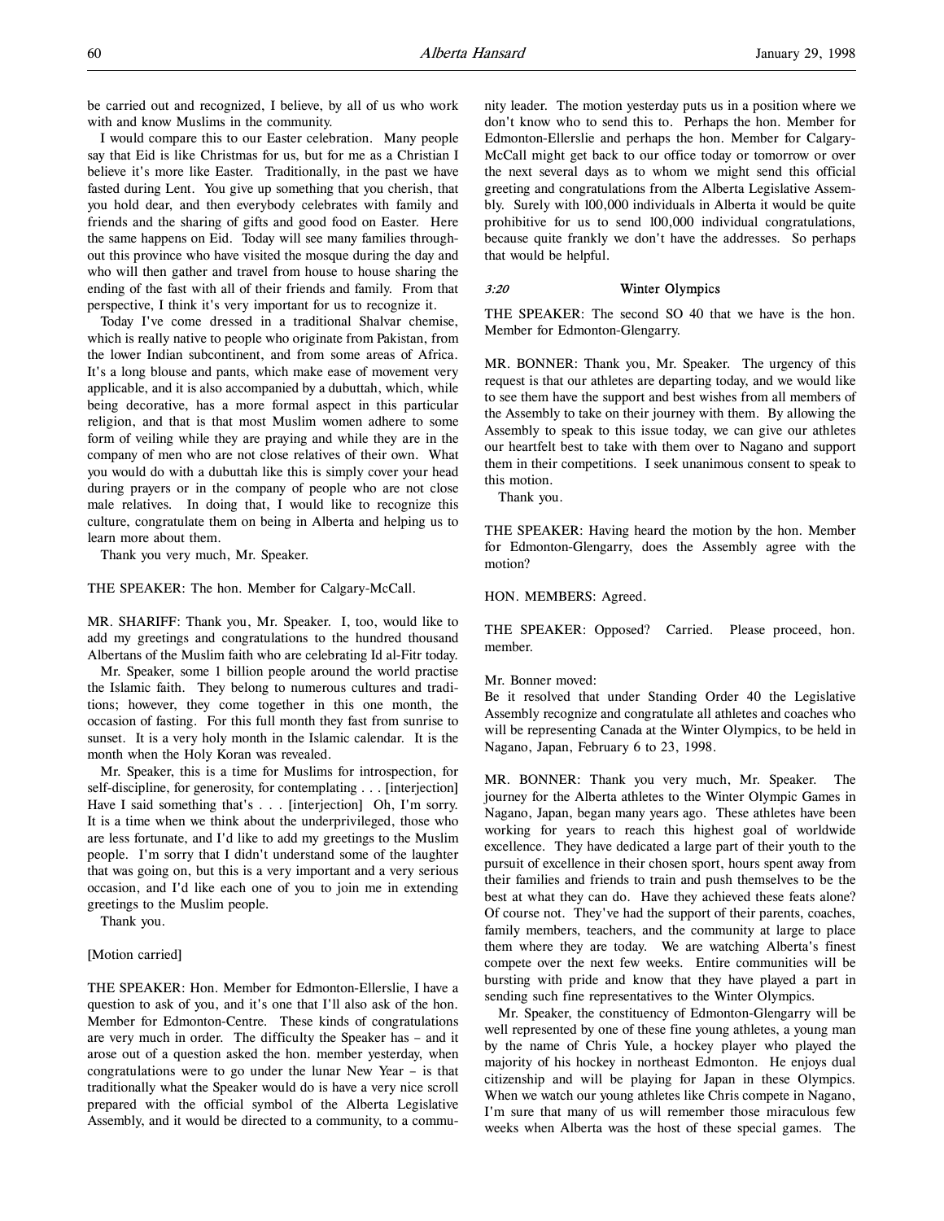be carried out and recognized, I believe, by all of us who work with and know Muslims in the community.

I would compare this to our Easter celebration. Many people say that Eid is like Christmas for us, but for me as a Christian I believe it's more like Easter. Traditionally, in the past we have fasted during Lent. You give up something that you cherish, that you hold dear, and then everybody celebrates with family and friends and the sharing of gifts and good food on Easter. Here the same happens on Eid. Today will see many families throughout this province who have visited the mosque during the day and who will then gather and travel from house to house sharing the ending of the fast with all of their friends and family. From that perspective, I think it's very important for us to recognize it.

Today I've come dressed in a traditional Shalvar chemise, which is really native to people who originate from Pakistan, from the lower Indian subcontinent, and from some areas of Africa. It's a long blouse and pants, which make ease of movement very applicable, and it is also accompanied by a dubuttah, which, while being decorative, has a more formal aspect in this particular religion, and that is that most Muslim women adhere to some form of veiling while they are praying and while they are in the company of men who are not close relatives of their own. What you would do with a dubuttah like this is simply cover your head during prayers or in the company of people who are not close male relatives. In doing that, I would like to recognize this culture, congratulate them on being in Alberta and helping us to learn more about them.

Thank you very much, Mr. Speaker.

THE SPEAKER: The hon. Member for Calgary-McCall.

MR. SHARIFF: Thank you, Mr. Speaker. I, too, would like to add my greetings and congratulations to the hundred thousand Albertans of the Muslim faith who are celebrating Id al-Fitr today.

Mr. Speaker, some 1 billion people around the world practise the Islamic faith. They belong to numerous cultures and traditions; however, they come together in this one month, the occasion of fasting. For this full month they fast from sunrise to sunset. It is a very holy month in the Islamic calendar. It is the month when the Holy Koran was revealed.

Mr. Speaker, this is a time for Muslims for introspection, for self-discipline, for generosity, for contemplating . . . [interjection] Have I said something that's . . . [interjection] Oh, I'm sorry. It is a time when we think about the underprivileged, those who are less fortunate, and I'd like to add my greetings to the Muslim people. I'm sorry that I didn't understand some of the laughter that was going on, but this is a very important and a very serious occasion, and I'd like each one of you to join me in extending greetings to the Muslim people.

Thank you.

[Motion carried]

THE SPEAKER: Hon. Member for Edmonton-Ellerslie, I have a question to ask of you, and it's one that I'll also ask of the hon. Member for Edmonton-Centre. These kinds of congratulations are very much in order. The difficulty the Speaker has – and it arose out of a question asked the hon. member yesterday, when congratulations were to go under the lunar New Year – is that traditionally what the Speaker would do is have a very nice scroll prepared with the official symbol of the Alberta Legislative Assembly, and it would be directed to a community, to a community leader. The motion yesterday puts us in a position where we don't know who to send this to. Perhaps the hon. Member for Edmonton-Ellerslie and perhaps the hon. Member for Calgary-McCall might get back to our office today or tomorrow or over the next several days as to whom we might send this official greeting and congratulations from the Alberta Legislative Assembly. Surely with 100,000 individuals in Alberta it would be quite prohibitive for us to send 100,000 individual congratulations, because quite frankly we don't have the addresses. So perhaps that would be helpful.

### *3:20* Winter Olympics

THE SPEAKER: The second SO 40 that we have is the hon. Member for Edmonton-Glengarry.

MR. BONNER: Thank you, Mr. Speaker. The urgency of this request is that our athletes are departing today, and we would like to see them have the support and best wishes from all members of the Assembly to take on their journey with them. By allowing the Assembly to speak to this issue today, we can give our athletes our heartfelt best to take with them over to Nagano and support them in their competitions. I seek unanimous consent to speak to this motion.

Thank you.

THE SPEAKER: Having heard the motion by the hon. Member for Edmonton-Glengarry, does the Assembly agree with the motion?

HON. MEMBERS: Agreed.

THE SPEAKER: Opposed? Carried. Please proceed, hon. member.

Mr. Bonner moved:

Be it resolved that under Standing Order 40 the Legislative Assembly recognize and congratulate all athletes and coaches who will be representing Canada at the Winter Olympics, to be held in Nagano, Japan, February 6 to 23, 1998.

MR. BONNER: Thank you very much, Mr. Speaker. The journey for the Alberta athletes to the Winter Olympic Games in Nagano, Japan, began many years ago. These athletes have been working for years to reach this highest goal of worldwide excellence. They have dedicated a large part of their youth to the pursuit of excellence in their chosen sport, hours spent away from their families and friends to train and push themselves to be the best at what they can do. Have they achieved these feats alone? Of course not. They've had the support of their parents, coaches, family members, teachers, and the community at large to place them where they are today. We are watching Alberta's finest compete over the next few weeks. Entire communities will be bursting with pride and know that they have played a part in sending such fine representatives to the Winter Olympics.

Mr. Speaker, the constituency of Edmonton-Glengarry will be well represented by one of these fine young athletes, a young man by the name of Chris Yule, a hockey player who played the majority of his hockey in northeast Edmonton. He enjoys dual citizenship and will be playing for Japan in these Olympics. When we watch our young athletes like Chris compete in Nagano, I'm sure that many of us will remember those miraculous few weeks when Alberta was the host of these special games. The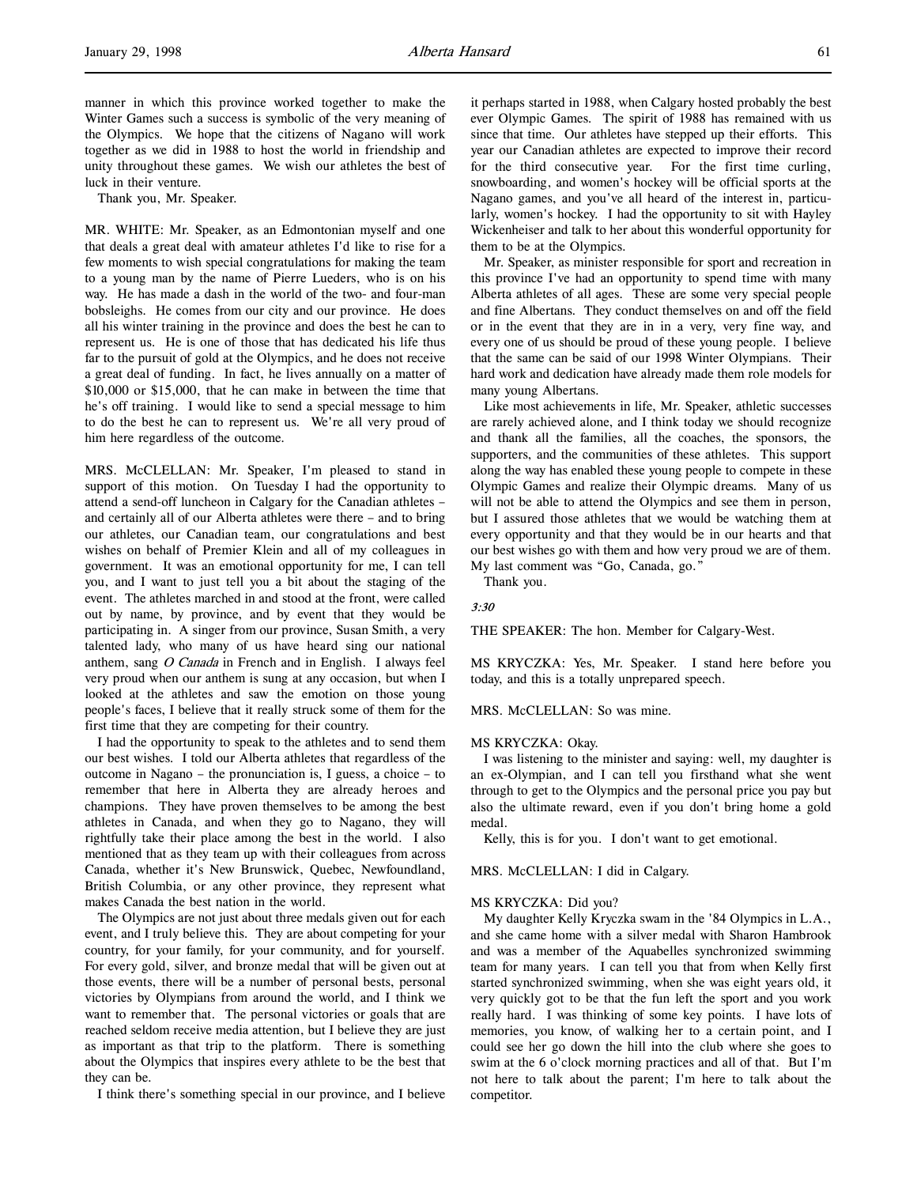manner in which this province worked together to make the Winter Games such a success is symbolic of the very meaning of the Olympics. We hope that the citizens of Nagano will work together as we did in 1988 to host the world in friendship and unity throughout these games. We wish our athletes the best of luck in their venture.

Thank you, Mr. Speaker.

MR. WHITE: Mr. Speaker, as an Edmontonian myself and one that deals a great deal with amateur athletes I'd like to rise for a few moments to wish special congratulations for making the team to a young man by the name of Pierre Lueders, who is on his way. He has made a dash in the world of the two- and four-man bobsleighs. He comes from our city and our province. He does all his winter training in the province and does the best he can to represent us. He is one of those that has dedicated his life thus far to the pursuit of gold at the Olympics, and he does not receive a great deal of funding. In fact, he lives annually on a matter of $10,000 or $15,000, that he can make in between the time that he's off training. I would like to send a special message to him to do the best he can to represent us. We're all very proud of him here regardless of the outcome.

MRS. McCLELLAN: Mr. Speaker, I'm pleased to stand in support of this motion. On Tuesday I had the opportunity to attend a send-off luncheon in Calgary for the Canadian athletes – and certainly all of our Alberta athletes were there – and to bring our athletes, our Canadian team, our congratulations and best wishes on behalf of Premier Klein and all of my colleagues in government. It was an emotional opportunity for me, I can tell you, and I want to just tell you a bit about the staging of the event. The athletes marched in and stood at the front, were called out by name, by province, and by event that they would be participating in. A singer from our province, Susan Smith, a very talented lady, who many of us have heard sing our national anthem, sang *O Canada* in French and in English. I always feel very proud when our anthem is sung at any occasion, but when I looked at the athletes and saw the emotion on those young people's faces, I believe that it really struck some of them for the first time that they are competing for their country.

I had the opportunity to speak to the athletes and to send them our best wishes. I told our Alberta athletes that regardless of the outcome in Nagano – the pronunciation is, I guess, a choice – to remember that here in Alberta they are already heroes and champions. They have proven themselves to be among the best athletes in Canada, and when they go to Nagano, they will rightfully take their place among the best in the world. I also mentioned that as they team up with their colleagues from across Canada, whether it's New Brunswick, Quebec, Newfoundland, British Columbia, or any other province, they represent what makes Canada the best nation in the world.

The Olympics are not just about three medals given out for each event, and I truly believe this. They are about competing for your country, for your family, for your community, and for yourself. For every gold, silver, and bronze medal that will be given out at those events, there will be a number of personal bests, personal victories by Olympians from around the world, and I think we want to remember that. The personal victories or goals that are reached seldom receive media attention, but I believe they are just as important as that trip to the platform. There is something about the Olympics that inspires every athlete to be the best that they can be.

I think there's something special in our province, and I believe it perhaps started in 1988, when Calgary hosted probably the best ever Olympic Games. The spirit of 1988 has remained with us since that time. Our athletes have stepped up their efforts. This year our Canadian athletes are expected to improve their record for the third consecutive year. For the first time curling, snowboarding, and women's hockey will be official sports at the Nagano games, and you've all heard of the interest in, particularly, women's hockey. I had the opportunity to sit with Hayley Wickenheiser and talk to her about this wonderful opportunity for them to be at the Olympics.

Mr. Speaker, as minister responsible for sport and recreation in this province I've had an opportunity to spend time with many Alberta athletes of all ages. These are some very special people and fine Albertans. They conduct themselves on and off the field or in the event that they are in in a very, very fine way, and every one of us should be proud of these young people. I believe that the same can be said of our 1998 Winter Olympians. Their hard work and dedication have already made them role models for many young Albertans.

Like most achievements in life, Mr. Speaker, athletic successes are rarely achieved alone, and I think today we should recognize and thank all the families, all the coaches, the sponsors, the supporters, and the communities of these athletes. This support along the way has enabled these young people to compete in these Olympic Games and realize their Olympic dreams. Many of us will not be able to attend the Olympics and see them in person, but I assured those athletes that we would be watching them at every opportunity and that they would be in our hearts and that our best wishes go with them and how very proud we are of them. My last comment was "Go, Canada, go."

Thank you.

*3:30*

THE SPEAKER: The hon. Member for Calgary-West.

MS KRYCZKA: Yes, Mr. Speaker. I stand here before you today, and this is a totally unprepared speech.

MRS. McCLELLAN: So was mine.

MS KRYCZKA: Okay.

I was listening to the minister and saying: well, my daughter is an ex-Olympian, and I can tell you firsthand what she went through to get to the Olympics and the personal price you pay but also the ultimate reward, even if you don't bring home a gold medal.

Kelly, this is for you. I don't want to get emotional.

MRS. McCLELLAN: I did in Calgary.

MS KRYCZKA: Did you?

My daughter Kelly Kryczka swam in the '84 Olympics in L.A., and she came home with a silver medal with Sharon Hambrook and was a member of the Aquabelles synchronized swimming team for many years. I can tell you that from when Kelly first started synchronized swimming, when she was eight years old, it very quickly got to be that the fun left the sport and you work really hard. I was thinking of some key points. I have lots of memories, you know, of walking her to a certain point, and I could see her go down the hill into the club where she goes to swim at the 6 o'clock morning practices and all of that. But I'm not here to talk about the parent; I'm here to talk about the competitor.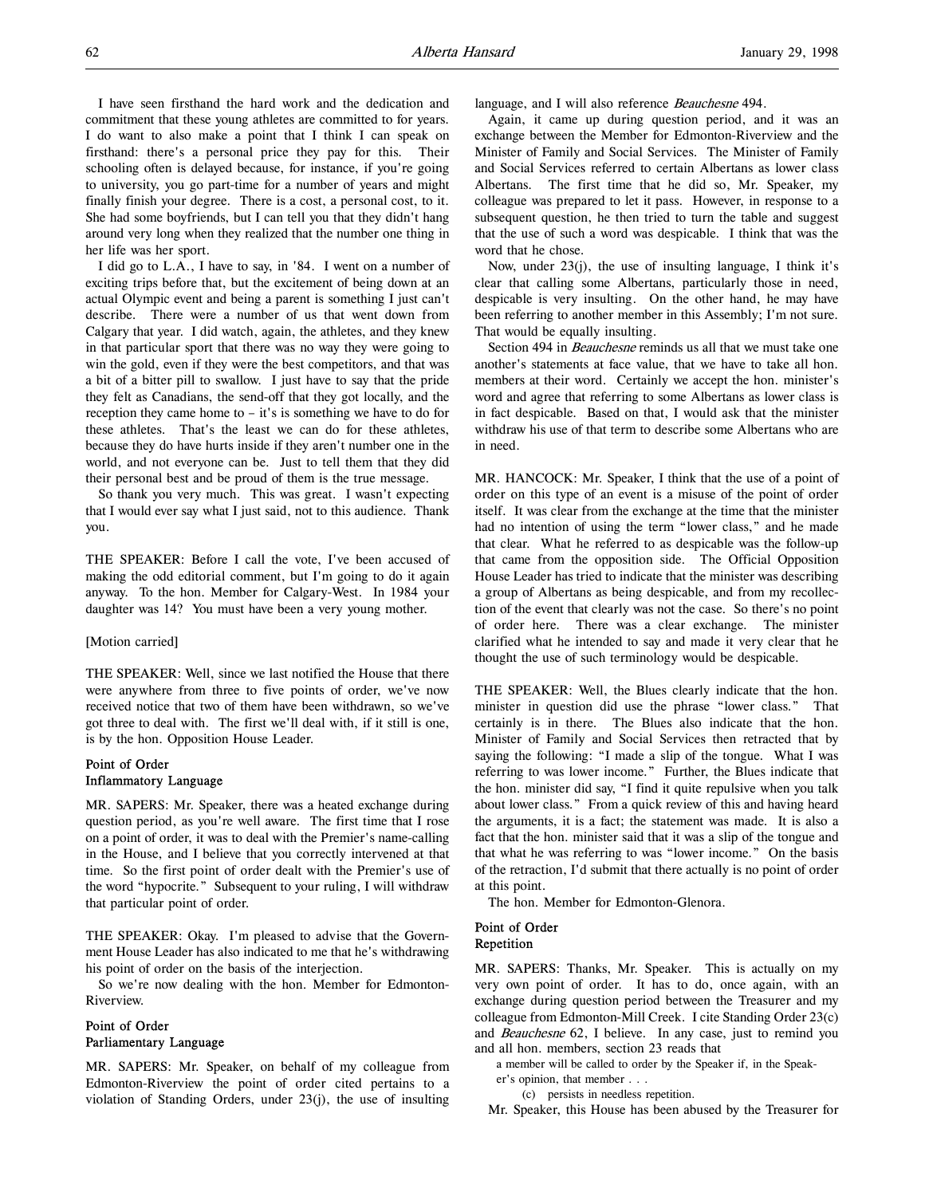I have seen firsthand the hard work and the dedication and commitment that these young athletes are committed to for years. I do want to also make a point that I think I can speak on firsthand: there's a personal price they pay for this. Their schooling often is delayed because, for instance, if you're going to university, you go part-time for a number of years and might finally finish your degree. There is a cost, a personal cost, to it. She had some boyfriends, but I can tell you that they didn't hang around very long when they realized that the number one thing in her life was her sport.

I did go to L.A., I have to say, in '84. I went on a number of exciting trips before that, but the excitement of being down at an actual Olympic event and being a parent is something I just can't describe. There were a number of us that went down from Calgary that year. I did watch, again, the athletes, and they knew in that particular sport that there was no way they were going to win the gold, even if they were the best competitors, and that was a bit of a bitter pill to swallow. I just have to say that the pride they felt as Canadians, the send-off that they got locally, and the reception they came home to – it's is something we have to do for these athletes. That's the least we can do for these athletes, because they do have hurts inside if they aren't number one in the world, and not everyone can be. Just to tell them that they did their personal best and be proud of them is the true message.

So thank you very much. This was great. I wasn't expecting that I would ever say what I just said, not to this audience. Thank you.

THE SPEAKER: Before I call the vote, I've been accused of making the odd editorial comment, but I'm going to do it again anyway. To the hon. Member for Calgary-West. In 1984 your daughter was 14? You must have been a very young mother.

[Motion carried]

THE SPEAKER: Well, since we last notified the House that there were anywhere from three to five points of order, we've now received notice that two of them have been withdrawn, so we've got three to deal with. The first we'll deal with, if it still is one, is by the hon. Opposition House Leader.

### Point of Order
### Inflammatory Language

MR. SAPERS: Mr. Speaker, there was a heated exchange during question period, as you're well aware. The first time that I rose on a point of order, it was to deal with the Premier's name-calling in the House, and I believe that you correctly intervened at that time. So the first point of order dealt with the Premier's use of the word "hypocrite." Subsequent to your ruling, I will withdraw that particular point of order.

THE SPEAKER: Okay. I'm pleased to advise that the Government House Leader has also indicated to me that he's withdrawing his point of order on the basis of the interjection.

So we're now dealing with the hon. Member for Edmonton-Riverview.

### Point of Order
### Parliamentary Language

MR. SAPERS: Mr. Speaker, on behalf of my colleague from Edmonton-Riverview the point of order cited pertains to a violation of Standing Orders, under 23(j), the use of insulting language, and I will also reference *Beauchesne* 494.

Again, it came up during question period, and it was an exchange between the Member for Edmonton-Riverview and the Minister of Family and Social Services. The Minister of Family and Social Services referred to certain Albertans as lower class Albertans. The first time that he did so, Mr. Speaker, my colleague was prepared to let it pass. However, in response to a subsequent question, he then tried to turn the table and suggest that the use of such a word was despicable. I think that was the word that he chose.

Now, under 23(j), the use of insulting language, I think it's clear that calling some Albertans, particularly those in need, despicable is very insulting. On the other hand, he may have been referring to another member in this Assembly; I'm not sure. That would be equally insulting.

Section 494 in *Beauchesne* reminds us all that we must take one another's statements at face value, that we have to take all hon. members at their word. Certainly we accept the hon. minister's word and agree that referring to some Albertans as lower class is in fact despicable. Based on that, I would ask that the minister withdraw his use of that term to describe some Albertans who are in need.

MR. HANCOCK: Mr. Speaker, I think that the use of a point of order on this type of an event is a misuse of the point of order itself. It was clear from the exchange at the time that the minister had no intention of using the term "lower class," and he made that clear. What he referred to as despicable was the follow-up that came from the opposition side. The Official Opposition House Leader has tried to indicate that the minister was describing a group of Albertans as being despicable, and from my recollection of the event that clearly was not the case. So there's no point of order here. There was a clear exchange. The minister clarified what he intended to say and made it very clear that he thought the use of such terminology would be despicable.

THE SPEAKER: Well, the Blues clearly indicate that the hon. minister in question did use the phrase "lower class." That certainly is in there. The Blues also indicate that the hon. Minister of Family and Social Services then retracted that by saying the following: "I made a slip of the tongue. What I was referring to was lower income." Further, the Blues indicate that the hon. minister did say, "I find it quite repulsive when you talk about lower class." From a quick review of this and having heard the arguments, it is a fact; the statement was made. It is also a fact that the hon. minister said that it was a slip of the tongue and that what he was referring to was "lower income." On the basis of the retraction, I'd submit that there actually is no point of order at this point.

The hon. Member for Edmonton-Glenora.

### Point of Order
### Repetition

MR. SAPERS: Thanks, Mr. Speaker. This is actually on my very own point of order. It has to do, once again, with an exchange during question period between the Treasurer and my colleague from Edmonton-Mill Creek. I cite Standing Order 23(c) and *Beauchesne* 62, I believe. In any case, just to remind you and all hon. members, section 23 reads that

> a member will be called to order by the Speaker if, in the Speaker's opinion, that member . . .
>
> (c) persists in needless repetition.

Mr. Speaker, this House has been abused by the Treasurer for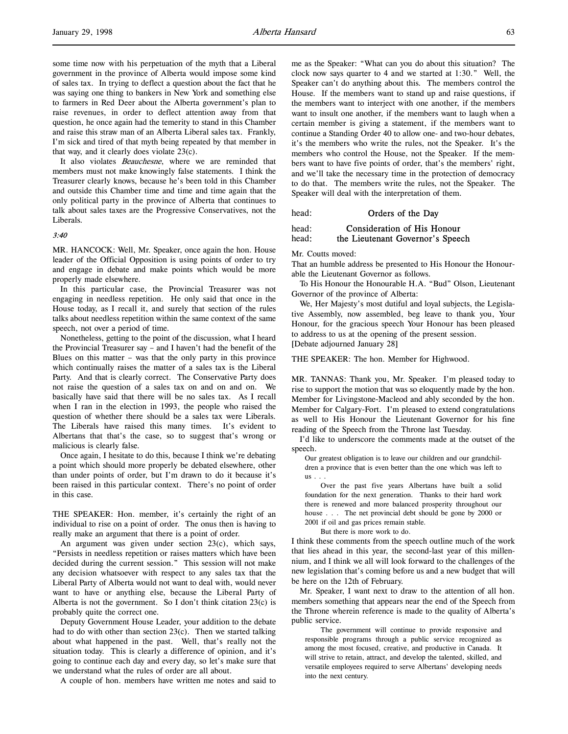some time now with his perpetuation of the myth that a Liberal government in the province of Alberta would impose some kind of sales tax. In trying to deflect a question about the fact that he was saying one thing to bankers in New York and something else to farmers in Red Deer about the Alberta government's plan to raise revenues, in order to deflect attention away from that question, he once again had the temerity to stand in this Chamber and raise this straw man of an Alberta Liberal sales tax. Frankly, I'm sick and tired of that myth being repeated by that member in that way, and it clearly does violate 23(c).

It also violates *Beauchesne*, where we are reminded that members must not make knowingly false statements. I think the Treasurer clearly knows, because he's been told in this Chamber and outside this Chamber time and time and time again that the only political party in the province of Alberta that continues to talk about sales taxes are the Progressive Conservatives, not the Liberals.

*3:40*

MR. HANCOCK: Well, Mr. Speaker, once again the hon. House leader of the Official Opposition is using points of order to try and engage in debate and make points which would be more properly made elsewhere.

In this particular case, the Provincial Treasurer was not engaging in needless repetition. He only said that once in the House today, as I recall it, and surely that section of the rules talks about needless repetition within the same context of the same speech, not over a period of time.

Nonetheless, getting to the point of the discussion, what I heard the Provincial Treasurer say – and I haven't had the benefit of the Blues on this matter – was that the only party in this province which continually raises the matter of a sales tax is the Liberal Party. And that is clearly correct. The Conservative Party does not raise the question of a sales tax on and on and on. We basically have said that there will be no sales tax. As I recall when I ran in the election in 1993, the people who raised the question of whether there should be a sales tax were Liberals. The Liberals have raised this many times. It's evident to Albertans that that's the case, so to suggest that's wrong or malicious is clearly false.

Once again, I hesitate to do this, because I think we're debating a point which should more properly be debated elsewhere, other than under points of order, but I'm drawn to do it because it's been raised in this particular context. There's no point of order in this case.

THE SPEAKER: Hon. member, it's certainly the right of an individual to rise on a point of order. The onus then is having to really make an argument that there is a point of order.

An argument was given under section 23(c), which says, "Persists in needless repetition or raises matters which have been decided during the current session." This session will not make any decision whatsoever with respect to any sales tax that the Liberal Party of Alberta would not want to deal with, would never want to have or anything else, because the Liberal Party of Alberta is not the government. So I don't think citation 23(c) is probably quite the correct one.

Deputy Government House Leader, your addition to the debate had to do with other than section 23(c). Then we started talking about what happened in the past. Well, that's really not the situation today. This is clearly a difference of opinion, and it's going to continue each day and every day, so let's make sure that we understand what the rules of order are all about.

A couple of hon. members have written me notes and said to me as the Speaker: "What can you do about this situation? The clock now says quarter to 4 and we started at 1:30." Well, the Speaker can't do anything about this. The members control the House. If the members want to stand up and raise questions, if the members want to interject with one another, if the members want to insult one another, if the members want to laugh when a certain member is giving a statement, if the members want to continue a Standing Order 40 to allow one- and two-hour debates, it's the members who write the rules, not the Speaker. It's the members who control the House, not the Speaker. If the members want to have five points of order, that's the members' right, and we'll take the necessary time in the protection of democracy to do that. The members write the rules, not the Speaker. The Speaker will deal with the interpretation of them.

head: **Orders of the Day**

head: **Consideration of His Honour**
head: **the Lieutenant Governor's Speech**

Mr. Coutts moved:

That an humble address be presented to His Honour the Honourable the Lieutenant Governor as follows.

To His Honour the Honourable H.A. "Bud" Olson, Lieutenant Governor of the province of Alberta:

We, Her Majesty's most dutiful and loyal subjects, the Legislative Assembly, now assembled, beg leave to thank you, Your Honour, for the gracious speech Your Honour has been pleased to address to us at the opening of the present session.

[Debate adjourned January 28]

THE SPEAKER: The hon. Member for Highwood.

MR. TANNAS: Thank you, Mr. Speaker. I'm pleased today to rise to support the motion that was so eloquently made by the hon. Member for Livingstone-Macleod and ably seconded by the hon. Member for Calgary-Fort. I'm pleased to extend congratulations as well to His Honour the Lieutenant Governor for his fine reading of the Speech from the Throne last Tuesday.

I'd like to underscore the comments made at the outset of the speech.

> Our greatest obligation is to leave our children and our grandchildren a province that is even better than the one which was left to us . . .
>
> Over the past five years Albertans have built a solid foundation for the next generation. Thanks to their hard work there is renewed and more balanced prosperity throughout our house . . . The net provincial debt should be gone by 2000 or 2001 if oil and gas prices remain stable.
>
> But there is more work to do.

I think these comments from the speech outline much of the work that lies ahead in this year, the second-last year of this millennium, and I think we all will look forward to the challenges of the new legislation that's coming before us and a new budget that will be here on the 12th of February.

Mr. Speaker, I want next to draw to the attention of all hon. members something that appears near the end of the Speech from the Throne wherein reference is made to the quality of Alberta's public service.

> The government will continue to provide responsive and responsible programs through a public service recognized as among the most focused, creative, and productive in Canada. It will strive to retain, attract, and develop the talented, skilled, and versatile employees required to serve Albertans' developing needs into the next century.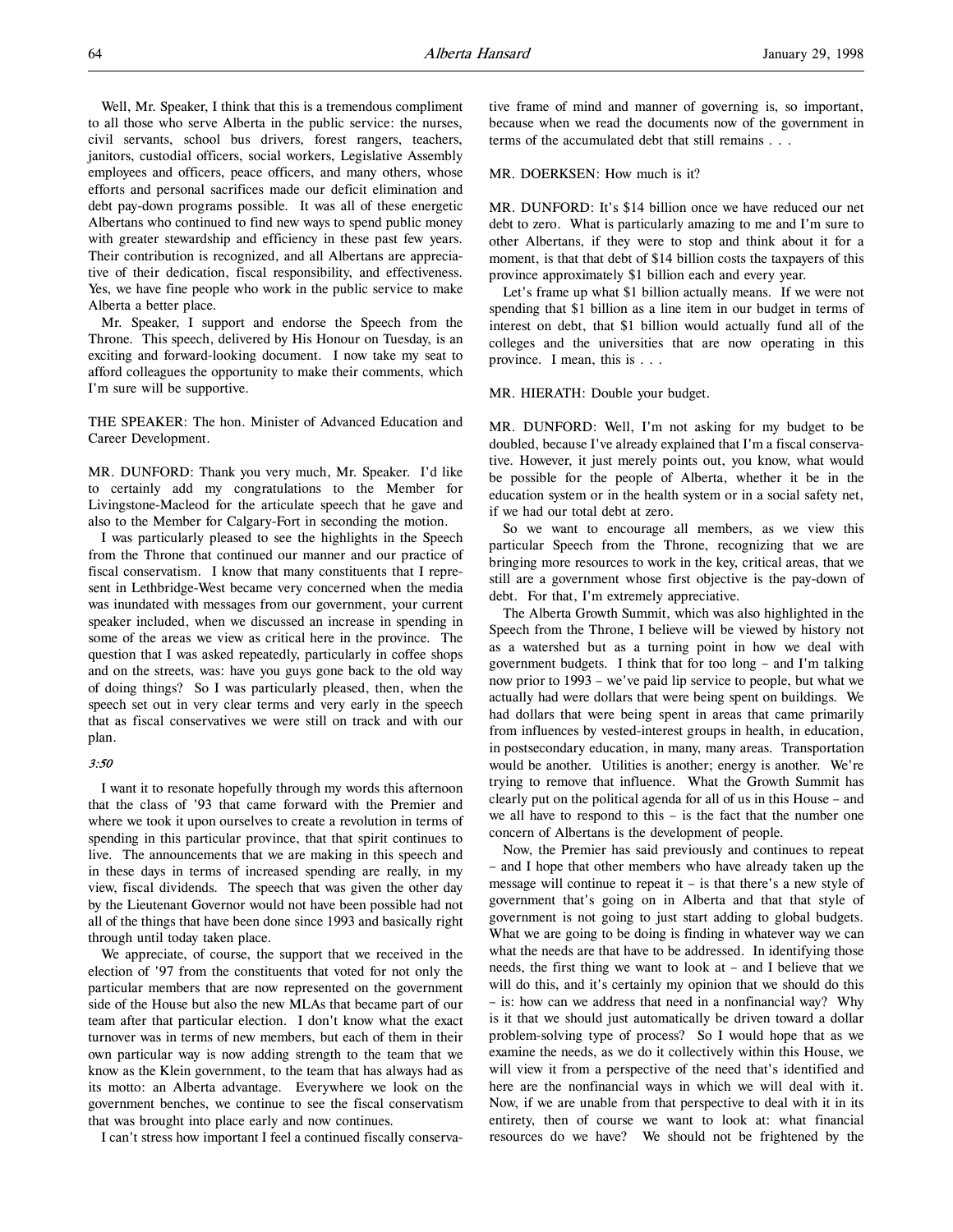Well, Mr. Speaker, I think that this is a tremendous compliment to all those who serve Alberta in the public service: the nurses, civil servants, school bus drivers, forest rangers, teachers, janitors, custodial officers, social workers, Legislative Assembly employees and officers, peace officers, and many others, whose efforts and personal sacrifices made our deficit elimination and debt pay-down programs possible. It was all of these energetic Albertans who continued to find new ways to spend public money with greater stewardship and efficiency in these past few years. Their contribution is recognized, and all Albertans are appreciative of their dedication, fiscal responsibility, and effectiveness. Yes, we have fine people who work in the public service to make Alberta a better place.

Mr. Speaker, I support and endorse the Speech from the Throne. This speech, delivered by His Honour on Tuesday, is an exciting and forward-looking document. I now take my seat to afford colleagues the opportunity to make their comments, which I'm sure will be supportive.

THE SPEAKER: The hon. Minister of Advanced Education and Career Development.

MR. DUNFORD: Thank you very much, Mr. Speaker. I'd like to certainly add my congratulations to the Member for Livingstone-Macleod for the articulate speech that he gave and also to the Member for Calgary-Fort in seconding the motion.

I was particularly pleased to see the highlights in the Speech from the Throne that continued our manner and our practice of fiscal conservatism. I know that many constituents that I represent in Lethbridge-West became very concerned when the media was inundated with messages from our government, your current speaker included, when we discussed an increase in spending in some of the areas we view as critical here in the province. The question that I was asked repeatedly, particularly in coffee shops and on the streets, was: have you guys gone back to the old way of doing things? So I was particularly pleased, then, when the speech set out in very clear terms and very early in the speech that as fiscal conservatives we were still on track and with our plan.

*3:50*

I want it to resonate hopefully through my words this afternoon that the class of '93 that came forward with the Premier and where we took it upon ourselves to create a revolution in terms of spending in this particular province, that that spirit continues to live. The announcements that we are making in this speech and in these days in terms of increased spending are really, in my view, fiscal dividends. The speech that was given the other day by the Lieutenant Governor would not have been possible had not all of the things that have been done since 1993 and basically right through until today taken place.

We appreciate, of course, the support that we received in the election of '97 from the constituents that voted for not only the particular members that are now represented on the government side of the House but also the new MLAs that became part of our team after that particular election. I don't know what the exact turnover was in terms of new members, but each of them in their own particular way is now adding strength to the team that we know as the Klein government, to the team that has always had as its motto: an Alberta advantage. Everywhere we look on the government benches, we continue to see the fiscal conservatism that was brought into place early and now continues.

I can't stress how important I feel a continued fiscally conservative frame of mind and manner of governing is, so important, because when we read the documents now of the government in terms of the accumulated debt that still remains . . .

MR. DOERKSEN: How much is it?

MR. DUNFORD: It's $14 billion once we have reduced our net debt to zero. What is particularly amazing to me and I'm sure to other Albertans, if they were to stop and think about it for a moment, is that that debt of $14 billion costs the taxpayers of this province approximately $1 billion each and every year.

Let's frame up what $1 billion actually means. If we were not spending that $1 billion as a line item in our budget in terms of interest on debt, that $1 billion would actually fund all of the colleges and the universities that are now operating in this province. I mean, this is . . .

MR. HIERATH: Double your budget.

MR. DUNFORD: Well, I'm not asking for my budget to be doubled, because I've already explained that I'm a fiscal conservative. However, it just merely points out, you know, what would be possible for the people of Alberta, whether it be in the education system or in the health system or in a social safety net, if we had our total debt at zero.

So we want to encourage all members, as we view this particular Speech from the Throne, recognizing that we are bringing more resources to work in the key, critical areas, that we still are a government whose first objective is the pay-down of debt. For that, I'm extremely appreciative.

The Alberta Growth Summit, which was also highlighted in the Speech from the Throne, I believe will be viewed by history not as a watershed but as a turning point in how we deal with government budgets. I think that for too long – and I'm talking now prior to 1993 – we've paid lip service to people, but what we actually had were dollars that were being spent on buildings. We had dollars that were being spent in areas that came primarily from influences by vested-interest groups in health, in education, in postsecondary education, in many, many areas. Transportation would be another. Utilities is another; energy is another. We're trying to remove that influence. What the Growth Summit has clearly put on the political agenda for all of us in this House – and we all have to respond to this – is the fact that the number one concern of Albertans is the development of people.

Now, the Premier has said previously and continues to repeat – and I hope that other members who have already taken up the message will continue to repeat it – is that there's a new style of government that's going on in Alberta and that that style of government is not going to just start adding to global budgets. What we are going to be doing is finding in whatever way we can what the needs are that have to be addressed. In identifying those needs, the first thing we want to look at – and I believe that we will do this, and it's certainly my opinion that we should do this – is: how can we address that need in a nonfinancial way? Why is it that we should just automatically be driven toward a dollar problem-solving type of process? So I would hope that as we examine the needs, as we do it collectively within this House, we will view it from a perspective of the need that's identified and here are the nonfinancial ways in which we will deal with it. Now, if we are unable from that perspective to deal with it in its entirety, then of course we want to look at: what financial resources do we have? We should not be frightened by the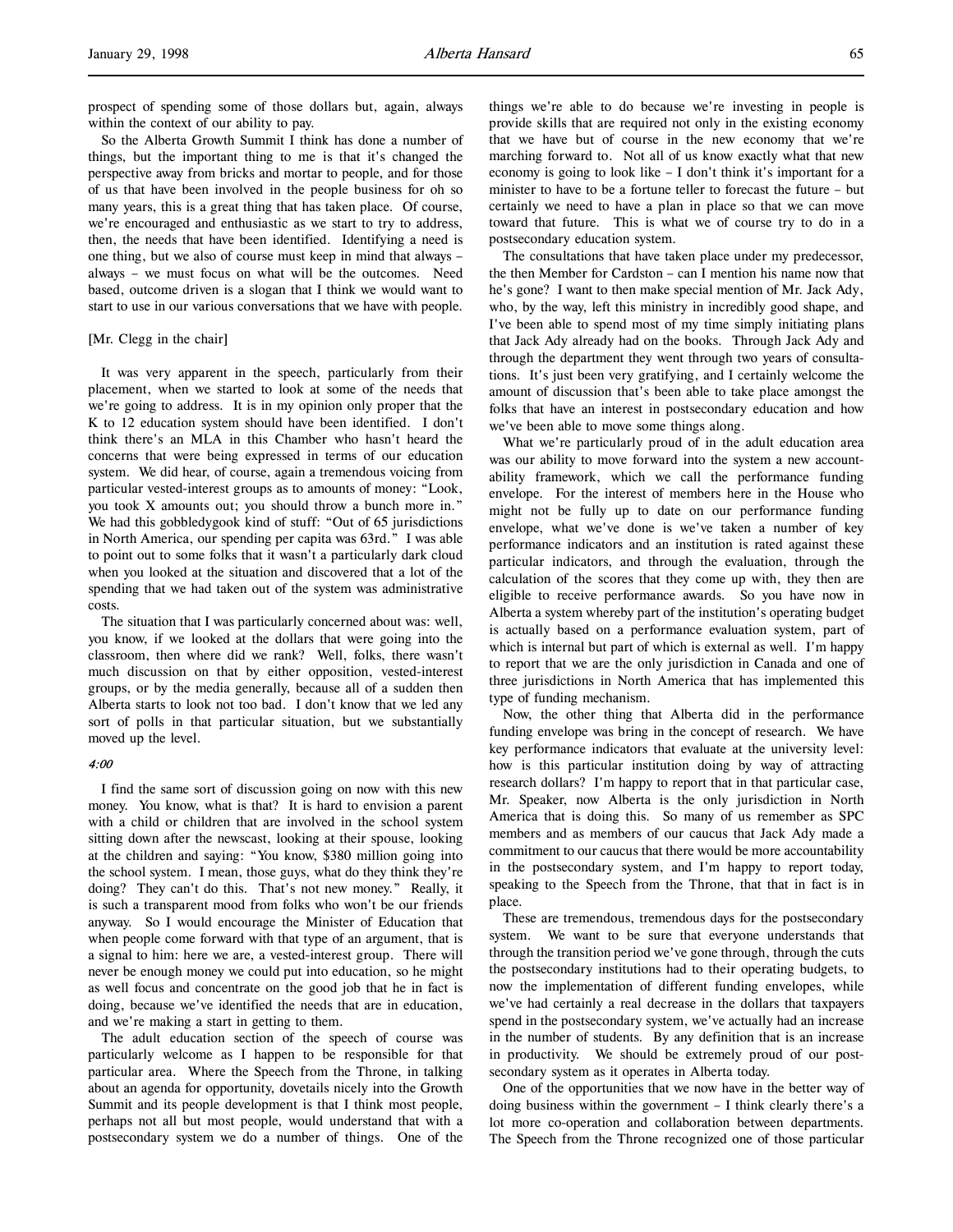prospect of spending some of those dollars but, again, always within the context of our ability to pay.

So the Alberta Growth Summit I think has done a number of things, but the important thing to me is that it's changed the perspective away from bricks and mortar to people, and for those of us that have been involved in the people business for oh so many years, this is a great thing that has taken place. Of course, we're encouraged and enthusiastic as we start to try to address, then, the needs that have been identified. Identifying a need is one thing, but we also of course must keep in mind that always – always – we must focus on what will be the outcomes. Need based, outcome driven is a slogan that I think we would want to start to use in our various conversations that we have with people.

[Mr. Clegg in the chair]

It was very apparent in the speech, particularly from their placement, when we started to look at some of the needs that we're going to address. It is in my opinion only proper that the K to 12 education system should have been identified. I don't think there's an MLA in this Chamber who hasn't heard the concerns that were being expressed in terms of our education system. We did hear, of course, again a tremendous voicing from particular vested-interest groups as to amounts of money: "Look, you took X amounts out; you should throw a bunch more in." We had this gobbledygook kind of stuff: "Out of 65 jurisdictions in North America, our spending per capita was 63rd." I was able to point out to some folks that it wasn't a particularly dark cloud when you looked at the situation and discovered that a lot of the spending that we had taken out of the system was administrative costs.

The situation that I was particularly concerned about was: well, you know, if we looked at the dollars that were going into the classroom, then where did we rank? Well, folks, there wasn't much discussion on that by either opposition, vested-interest groups, or by the media generally, because all of a sudden then Alberta starts to look not too bad. I don't know that we led any sort of polls in that particular situation, but we substantially moved up the level.

*4:00*

I find the same sort of discussion going on now with this new money. You know, what is that? It is hard to envision a parent with a child or children that are involved in the school system sitting down after the newscast, looking at their spouse, looking at the children and saying: "You know, $380 million going into the school system. I mean, those guys, what do they think they're doing? They can't do this. That's not new money." Really, it is such a transparent mood from folks who won't be our friends anyway. So I would encourage the Minister of Education that when people come forward with that type of an argument, that is a signal to him: here we are, a vested-interest group. There will never be enough money we could put into education, so he might as well focus and concentrate on the good job that he in fact is doing, because we've identified the needs that are in education, and we're making a start in getting to them.

The adult education section of the speech of course was particularly welcome as I happen to be responsible for that particular area. Where the Speech from the Throne, in talking about an agenda for opportunity, dovetails nicely into the Growth Summit and its people development is that I think most people, perhaps not all but most people, would understand that with a postsecondary system we do a number of things. One of the things we're able to do because we're investing in people is provide skills that are required not only in the existing economy that we have but of course in the new economy that we're marching forward to. Not all of us know exactly what that new economy is going to look like – I don't think it's important for a minister to have to be a fortune teller to forecast the future – but certainly we need to have a plan in place so that we can move toward that future. This is what we of course try to do in a postsecondary education system.

The consultations that have taken place under my predecessor, the then Member for Cardston – can I mention his name now that he's gone? I want to then make special mention of Mr. Jack Ady, who, by the way, left this ministry in incredibly good shape, and I've been able to spend most of my time simply initiating plans that Jack Ady already had on the books. Through Jack Ady and through the department they went through two years of consultations. It's just been very gratifying, and I certainly welcome the amount of discussion that's been able to take place amongst the folks that have an interest in postsecondary education and how we've been able to move some things along.

What we're particularly proud of in the adult education area was our ability to move forward into the system a new accountability framework, which we call the performance funding envelope. For the interest of members here in the House who might not be fully up to date on our performance funding envelope, what we've done is we've taken a number of key performance indicators and an institution is rated against these particular indicators, and through the evaluation, through the calculation of the scores that they come up with, they then are eligible to receive performance awards. So you have now in Alberta a system whereby part of the institution's operating budget is actually based on a performance evaluation system, part of which is internal but part of which is external as well. I'm happy to report that we are the only jurisdiction in Canada and one of three jurisdictions in North America that has implemented this type of funding mechanism.

Now, the other thing that Alberta did in the performance funding envelope was bring in the concept of research. We have key performance indicators that evaluate at the university level: how is this particular institution doing by way of attracting research dollars? I'm happy to report that in that particular case, Mr. Speaker, now Alberta is the only jurisdiction in North America that is doing this. So many of us remember as SPC members and as members of our caucus that Jack Ady made a commitment to our caucus that there would be more accountability in the postsecondary system, and I'm happy to report today, speaking to the Speech from the Throne, that that in fact is in place.

These are tremendous, tremendous days for the postsecondary system. We want to be sure that everyone understands that through the transition period we've gone through, through the cuts the postsecondary institutions had to their operating budgets, to now the implementation of different funding envelopes, while we've had certainly a real decrease in the dollars that taxpayers spend in the postsecondary system, we've actually had an increase in the number of students. By any definition that is an increase in productivity. We should be extremely proud of our postsecondary system as it operates in Alberta today.

One of the opportunities that we now have in the better way of doing business within the government – I think clearly there's a lot more co-operation and collaboration between departments. The Speech from the Throne recognized one of those particular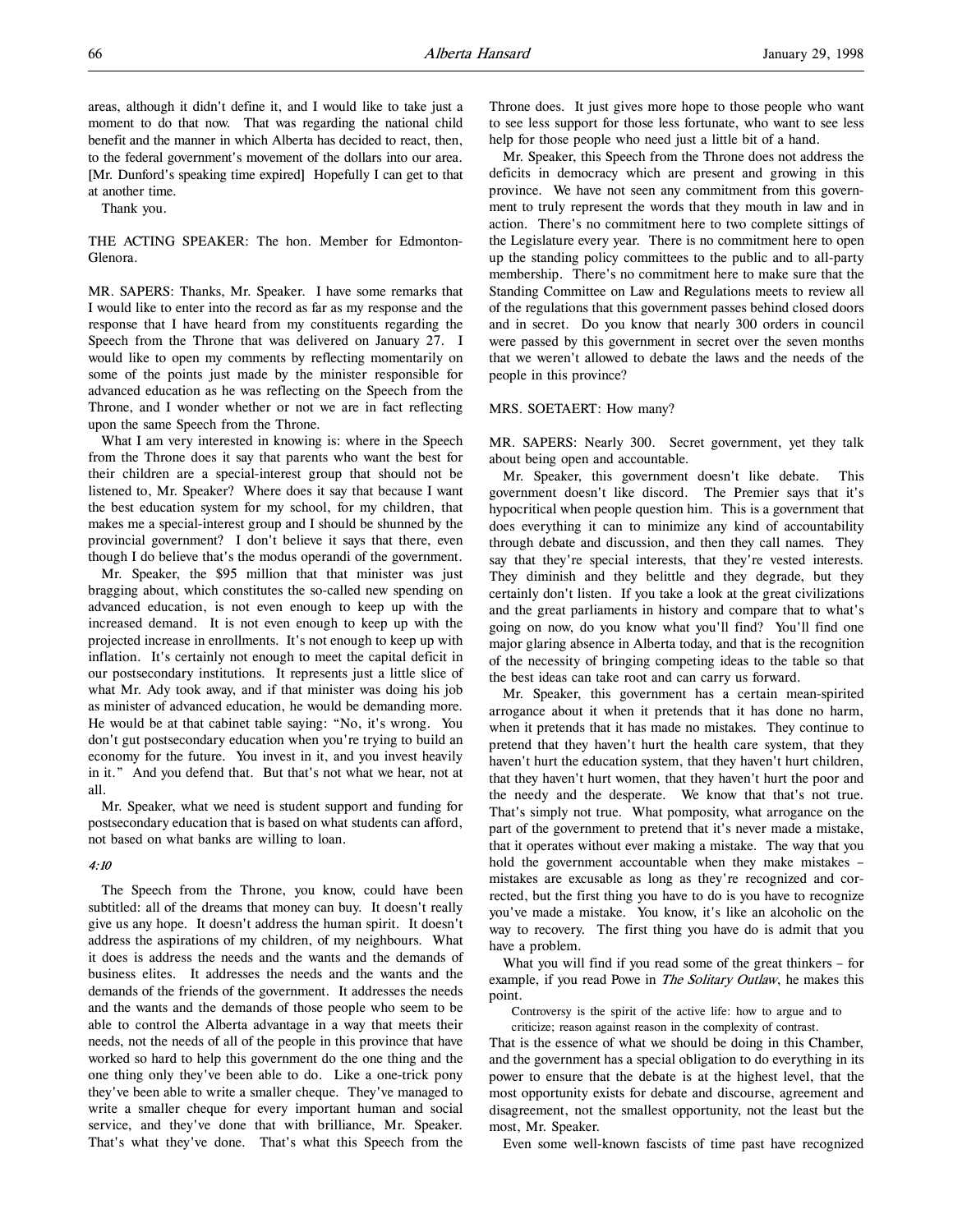areas, although it didn't define it, and I would like to take just a moment to do that now. That was regarding the national child benefit and the manner in which Alberta has decided to react, then, to the federal government's movement of the dollars into our area. [Mr. Dunford's speaking time expired] Hopefully I can get to that at another time.

Thank you.

THE ACTING SPEAKER: The hon. Member for Edmonton-Glenora.

MR. SAPERS: Thanks, Mr. Speaker. I have some remarks that I would like to enter into the record as far as my response and the response that I have heard from my constituents regarding the Speech from the Throne that was delivered on January 27. I would like to open my comments by reflecting momentarily on some of the points just made by the minister responsible for advanced education as he was reflecting on the Speech from the Throne, and I wonder whether or not we are in fact reflecting upon the same Speech from the Throne.

What I am very interested in knowing is: where in the Speech from the Throne does it say that parents who want the best for their children are a special-interest group that should not be listened to, Mr. Speaker? Where does it say that because I want the best education system for my school, for my children, that makes me a special-interest group and I should be shunned by the provincial government? I don't believe it says that there, even though I do believe that's the modus operandi of the government.

Mr. Speaker, the $95 million that that minister was just bragging about, which constitutes the so-called new spending on advanced education, is not even enough to keep up with the increased demand. It is not even enough to keep up with the projected increase in enrollments. It's not enough to keep up with inflation. It's certainly not enough to meet the capital deficit in our postsecondary institutions. It represents just a little slice of what Mr. Ady took away, and if that minister was doing his job as minister of advanced education, he would be demanding more. He would be at that cabinet table saying: "No, it's wrong. You don't gut postsecondary education when you're trying to build an economy for the future. You invest in it, and you invest heavily in it." And you defend that. But that's not what we hear, not at all.

Mr. Speaker, what we need is student support and funding for postsecondary education that is based on what students can afford, not based on what banks are willing to loan.

*4:10*

The Speech from the Throne, you know, could have been subtitled: all of the dreams that money can buy. It doesn't really give us any hope. It doesn't address the human spirit. It doesn't address the aspirations of my children, of my neighbours. What it does is address the needs and the wants and the demands of business elites. It addresses the needs and the wants and the demands of the friends of the government. It addresses the needs and the wants and the demands of those people who seem to be able to control the Alberta advantage in a way that meets their needs, not the needs of all of the people in this province that have worked so hard to help this government do the one thing and the one thing only they've been able to do. Like a one-trick pony they've been able to write a smaller cheque. They've managed to write a smaller cheque for every important human and social service, and they've done that with brilliance, Mr. Speaker. That's what they've done. That's what this Speech from the Throne does. It just gives more hope to those people who want to see less support for those less fortunate, who want to see less help for those people who need just a little bit of a hand.

Mr. Speaker, this Speech from the Throne does not address the deficits in democracy which are present and growing in this province. We have not seen any commitment from this government to truly represent the words that they mouth in law and in action. There's no commitment here to two complete sittings of the Legislature every year. There is no commitment here to open up the standing policy committees to the public and to all-party membership. There's no commitment here to make sure that the Standing Committee on Law and Regulations meets to review all of the regulations that this government passes behind closed doors and in secret. Do you know that nearly 300 orders in council were passed by this government in secret over the seven months that we weren't allowed to debate the laws and the needs of the people in this province?

MRS. SOETAERT: How many?

MR. SAPERS: Nearly 300. Secret government, yet they talk about being open and accountable.

Mr. Speaker, this government doesn't like debate. This government doesn't like discord. The Premier says that it's hypocritical when people question him. This is a government that does everything it can to minimize any kind of accountability through debate and discussion, and then they call names. They say that they're special interests, that they're vested interests. They diminish and they belittle and they degrade, but they certainly don't listen. If you take a look at the great civilizations and the great parliaments in history and compare that to what's going on now, do you know what you'll find? You'll find one major glaring absence in Alberta today, and that is the recognition of the necessity of bringing competing ideas to the table so that the best ideas can take root and can carry us forward.

Mr. Speaker, this government has a certain mean-spirited arrogance about it when it pretends that it has done no harm, when it pretends that it has made no mistakes. They continue to pretend that they haven't hurt the health care system, that they haven't hurt the education system, that they haven't hurt children, that they haven't hurt women, that they haven't hurt the poor and the needy and the desperate. We know that that's not true. That's simply not true. What pomposity, what arrogance on the part of the government to pretend that it's never made a mistake, that it operates without ever making a mistake. The way that you hold the government accountable when they make mistakes – mistakes are excusable as long as they're recognized and corrected, but the first thing you have to do is you have to recognize you've made a mistake. You know, it's like an alcoholic on the way to recovery. The first thing you have do is admit that you have a problem.

What you will find if you read some of the great thinkers – for example, if you read Powe in *The Solitary Outlaw*, he makes this point.

> Controversy is the spirit of the active life: how to argue and to criticize; reason against reason in the complexity of contrast.

That is the essence of what we should be doing in this Chamber, and the government has a special obligation to do everything in its power to ensure that the debate is at the highest level, that the most opportunity exists for debate and discourse, agreement and disagreement, not the smallest opportunity, not the least but the most, Mr. Speaker.

Even some well-known fascists of time past have recognized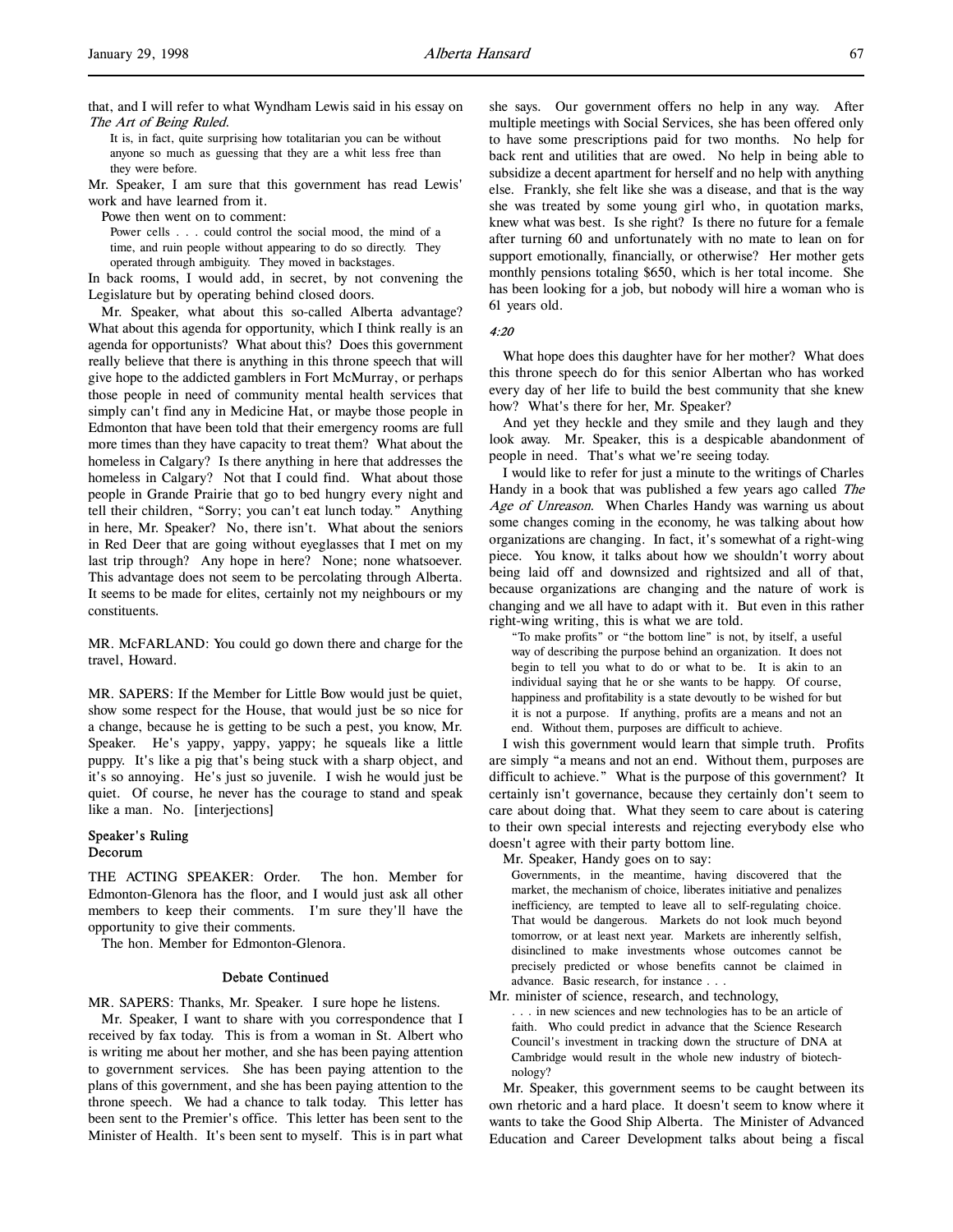that, and I will refer to what Wyndham Lewis said in his essay on *The Art of Being Ruled*.

> It is, in fact, quite surprising how totalitarian you can be without anyone so much as guessing that they are a whit less free than they were before.

Mr. Speaker, I am sure that this government has read Lewis' work and have learned from it.

Powe then went on to comment:

> Power cells . . . could control the social mood, the mind of a time, and ruin people without appearing to do so directly. They operated through ambiguity. They moved in backstages.

In back rooms, I would add, in secret, by not convening the Legislature but by operating behind closed doors.

Mr. Speaker, what about this so-called Alberta advantage? What about this agenda for opportunity, which I think really is an agenda for opportunists? What about this? Does this government really believe that there is anything in this throne speech that will give hope to the addicted gamblers in Fort McMurray, or perhaps those people in need of community mental health services that simply can't find any in Medicine Hat, or maybe those people in Edmonton that have been told that their emergency rooms are full more times than they have capacity to treat them? What about the homeless in Calgary? Is there anything in here that addresses the homeless in Calgary? Not that I could find. What about those people in Grande Prairie that go to bed hungry every night and tell their children, "Sorry; you can't eat lunch today." Anything in here, Mr. Speaker? No, there isn't. What about the seniors in Red Deer that are going without eyeglasses that I met on my last trip through? Any hope in here? None; none whatsoever. This advantage does not seem to be percolating through Alberta. It seems to be made for elites, certainly not my neighbours or my constituents.

MR. McFARLAND: You could go down there and charge for the travel, Howard.

MR. SAPERS: If the Member for Little Bow would just be quiet, show some respect for the House, that would just be so nice for a change, because he is getting to be such a pest, you know, Mr. Speaker. He's yappy, yappy, yappy; he squeals like a little puppy. It's like a pig that's being stuck with a sharp object, and it's so annoying. He's just so juvenile. I wish he would just be quiet. Of course, he never has the courage to stand and speak like a man. No. [interjections]

### Speaker's Ruling
### Decorum

THE ACTING SPEAKER: Order. The hon. Member for Edmonton-Glenora has the floor, and I would just ask all other members to keep their comments. I'm sure they'll have the opportunity to give their comments.

The hon. Member for Edmonton-Glenora.

### Debate Continued

MR. SAPERS: Thanks, Mr. Speaker. I sure hope he listens.

Mr. Speaker, I want to share with you correspondence that I received by fax today. This is from a woman in St. Albert who is writing me about her mother, and she has been paying attention to government services. She has been paying attention to the plans of this government, and she has been paying attention to the throne speech. We had a chance to talk today. This letter has been sent to the Premier's office. This letter has been sent to the Minister of Health. It's been sent to myself. This is in part what she says. Our government offers no help in any way. After multiple meetings with Social Services, she has been offered only to have some prescriptions paid for two months. No help for back rent and utilities that are owed. No help in being able to subsidize a decent apartment for herself and no help with anything else. Frankly, she felt like she was a disease, and that is the way she was treated by some young girl who, in quotation marks, knew what was best. Is she right? Is there no future for a female after turning 60 and unfortunately with no mate to lean on for support emotionally, financially, or otherwise? Her mother gets monthly pensions totaling $650, which is her total income. She has been looking for a job, but nobody will hire a woman who is 61 years old.

*4:20*

What hope does this daughter have for her mother? What does this throne speech do for this senior Albertan who has worked every day of her life to build the best community that she knew how? What's there for her, Mr. Speaker?

And yet they heckle and they smile and they laugh and they look away. Mr. Speaker, this is a despicable abandonment of people in need. That's what we're seeing today.

I would like to refer for just a minute to the writings of Charles Handy in a book that was published a few years ago called *The Age of Unreason*. When Charles Handy was warning us about some changes coming in the economy, he was talking about how organizations are changing. In fact, it's somewhat of a right-wing piece. You know, it talks about how we shouldn't worry about being laid off and downsized and rightsized and all of that, because organizations are changing and the nature of work is changing and we all have to adapt with it. But even in this rather right-wing writing, this is what we are told.

> "To make profits" or "the bottom line" is not, by itself, a useful way of describing the purpose behind an organization. It does not begin to tell you what to do or what to be. It is akin to an individual saying that he or she wants to be happy. Of course, happiness and profitability is a state devoutly to be wished for but it is not a purpose. If anything, profits are a means and not an end. Without them, purposes are difficult to achieve.

I wish this government would learn that simple truth. Profits are simply "a means and not an end. Without them, purposes are difficult to achieve." What is the purpose of this government? It certainly isn't governance, because they certainly don't seem to care about doing that. What they seem to care about is catering to their own special interests and rejecting everybody else who doesn't agree with their party bottom line.

Mr. Speaker, Handy goes on to say:

> Governments, in the meantime, having discovered that the market, the mechanism of choice, liberates initiative and penalizes inefficiency, are tempted to leave all to self-regulating choice. That would be dangerous. Markets do not look much beyond tomorrow, or at least next year. Markets are inherently selfish, disinclined to make investments whose outcomes cannot be precisely predicted or whose benefits cannot be claimed in advance. Basic research, for instance . . .

Mr. minister of science, research, and technology,

> . . . in new sciences and new technologies has to be an article of faith. Who could predict in advance that the Science Research Council's investment in tracking down the structure of DNA at Cambridge would result in the whole new industry of biotechnology?

Mr. Speaker, this government seems to be caught between its own rhetoric and a hard place. It doesn't seem to know where it wants to take the Good Ship Alberta. The Minister of Advanced Education and Career Development talks about being a fiscal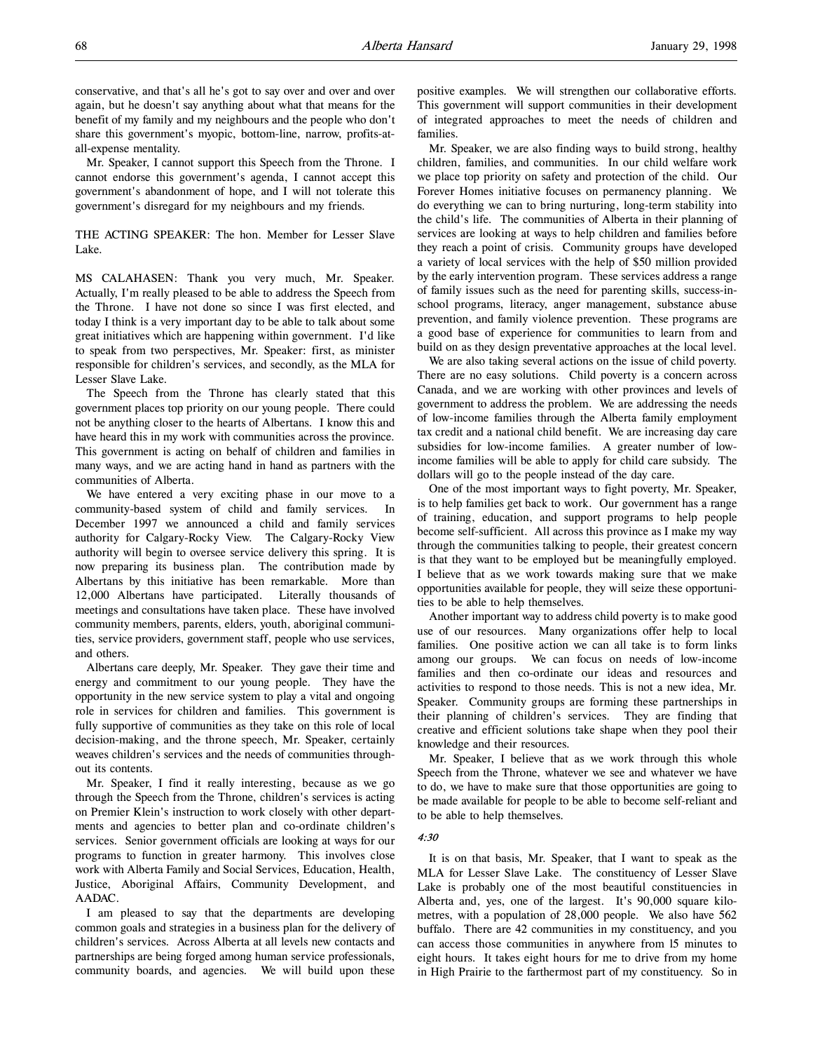conservative, and that's all he's got to say over and over and over again, but he doesn't say anything about what that means for the benefit of my family and my neighbours and the people who don't share this government's myopic, bottom-line, narrow, profits-at-all-expense mentality.

Mr. Speaker, I cannot support this Speech from the Throne. I cannot endorse this government's agenda, I cannot accept this government's abandonment of hope, and I will not tolerate this government's disregard for my neighbours and my friends.

THE ACTING SPEAKER: The hon. Member for Lesser Slave Lake.

MS CALAHASEN: Thank you very much, Mr. Speaker. Actually, I'm really pleased to be able to address the Speech from the Throne. I have not done so since I was first elected, and today I think is a very important day to be able to talk about some great initiatives which are happening within government. I'd like to speak from two perspectives, Mr. Speaker: first, as minister responsible for children's services, and secondly, as the MLA for Lesser Slave Lake.

The Speech from the Throne has clearly stated that this government places top priority on our young people. There could not be anything closer to the hearts of Albertans. I know this and have heard this in my work with communities across the province. This government is acting on behalf of children and families in many ways, and we are acting hand in hand as partners with the communities of Alberta.

We have entered a very exciting phase in our move to a community-based system of child and family services. In December 1997 we announced a child and family services authority for Calgary-Rocky View. The Calgary-Rocky View authority will begin to oversee service delivery this spring. It is now preparing its business plan. The contribution made by Albertans by this initiative has been remarkable. More than 12,000 Albertans have participated. Literally thousands of meetings and consultations have taken place. These have involved community members, parents, elders, youth, aboriginal communities, service providers, government staff, people who use services, and others.

Albertans care deeply, Mr. Speaker. They gave their time and energy and commitment to our young people. They have the opportunity in the new service system to play a vital and ongoing role in services for children and families. This government is fully supportive of communities as they take on this role of local decision-making, and the throne speech, Mr. Speaker, certainly weaves children's services and the needs of communities throughout its contents.

Mr. Speaker, I find it really interesting, because as we go through the Speech from the Throne, children's services is acting on Premier Klein's instruction to work closely with other departments and agencies to better plan and co-ordinate children's services. Senior government officials are looking at ways for our programs to function in greater harmony. This involves close work with Alberta Family and Social Services, Education, Health, Justice, Aboriginal Affairs, Community Development, and AADAC.

I am pleased to say that the departments are developing common goals and strategies in a business plan for the delivery of children's services. Across Alberta at all levels new contacts and partnerships are being forged among human service professionals, community boards, and agencies. We will build upon these positive examples. We will strengthen our collaborative efforts. This government will support communities in their development of integrated approaches to meet the needs of children and families.

Mr. Speaker, we are also finding ways to build strong, healthy children, families, and communities. In our child welfare work we place top priority on safety and protection of the child. Our Forever Homes initiative focuses on permanency planning. We do everything we can to bring nurturing, long-term stability into the child's life. The communities of Alberta in their planning of services are looking at ways to help children and families before they reach a point of crisis. Community groups have developed a variety of local services with the help of $50 million provided by the early intervention program. These services address a range of family issues such as the need for parenting skills, success-in-school programs, literacy, anger management, substance abuse prevention, and family violence prevention. These programs are a good base of experience for communities to learn from and build on as they design preventative approaches at the local level.

We are also taking several actions on the issue of child poverty. There are no easy solutions. Child poverty is a concern across Canada, and we are working with other provinces and levels of government to address the problem. We are addressing the needs of low-income families through the Alberta family employment tax credit and a national child benefit. We are increasing day care subsidies for low-income families. A greater number of low-income families will be able to apply for child care subsidy. The dollars will go to the people instead of the day care.

One of the most important ways to fight poverty, Mr. Speaker, is to help families get back to work. Our government has a range of training, education, and support programs to help people become self-sufficient. All across this province as I make my way through the communities talking to people, their greatest concern is that they want to be employed but be meaningfully employed. I believe that as we work towards making sure that we make opportunities available for people, they will seize these opportunities to be able to help themselves.

Another important way to address child poverty is to make good use of our resources. Many organizations offer help to local families. One positive action we can all take is to form links among our groups. We can focus on needs of low-income families and then co-ordinate our ideas and resources and activities to respond to those needs. This is not a new idea, Mr. Speaker. Community groups are forming these partnerships in their planning of children's services. They are finding that creative and efficient solutions take shape when they pool their knowledge and their resources.

Mr. Speaker, I believe that as we work through this whole Speech from the Throne, whatever we see and whatever we have to do, we have to make sure that those opportunities are going to be made available for people to be able to become self-reliant and to be able to help themselves.

*4:30*

It is on that basis, Mr. Speaker, that I want to speak as the MLA for Lesser Slave Lake. The constituency of Lesser Slave Lake is probably one of the most beautiful constituencies in Alberta and, yes, one of the largest. It's 90,000 square kilometres, with a population of 28,000 people. We also have 562 buffalo. There are 42 communities in my constituency, and you can access those communities in anywhere from 15 minutes to eight hours. It takes eight hours for me to drive from my home in High Prairie to the farthermost part of my constituency. So in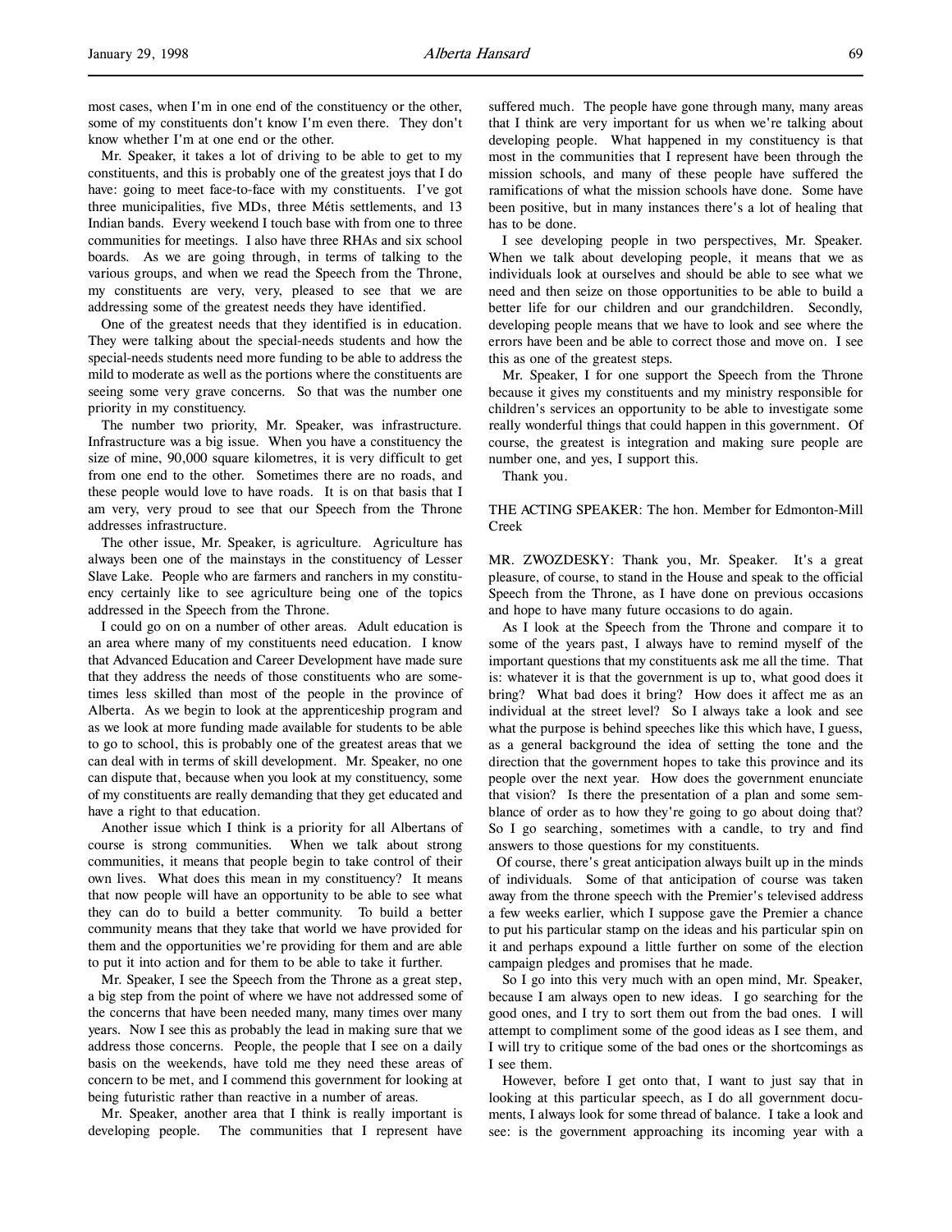most cases, when I'm in one end of the constituency or the other, some of my constituents don't know I'm even there. They don't know whether I'm at one end or the other.

Mr. Speaker, it takes a lot of driving to be able to get to my constituents, and this is probably one of the greatest joys that I do have: going to meet face-to-face with my constituents. I've got three municipalities, five MDs, three Métis settlements, and 13 Indian bands. Every weekend I touch base with from one to three communities for meetings. I also have three RHAs and six school boards. As we are going through, in terms of talking to the various groups, and when we read the Speech from the Throne, my constituents are very, very, pleased to see that we are addressing some of the greatest needs they have identified.

One of the greatest needs that they identified is in education. They were talking about the special-needs students and how the special-needs students need more funding to be able to address the mild to moderate as well as the portions where the constituents are seeing some very grave concerns. So that was the number one priority in my constituency.

The number two priority, Mr. Speaker, was infrastructure. Infrastructure was a big issue. When you have a constituency the size of mine, 90,000 square kilometres, it is very difficult to get from one end to the other. Sometimes there are no roads, and these people would love to have roads. It is on that basis that I am very, very proud to see that our Speech from the Throne addresses infrastructure.

The other issue, Mr. Speaker, is agriculture. Agriculture has always been one of the mainstays in the constituency of Lesser Slave Lake. People who are farmers and ranchers in my constituency certainly like to see agriculture being one of the topics addressed in the Speech from the Throne.

I could go on on a number of other areas. Adult education is an area where many of my constituents need education. I know that Advanced Education and Career Development have made sure that they address the needs of those constituents who are sometimes less skilled than most of the people in the province of Alberta. As we begin to look at the apprenticeship program and as we look at more funding made available for students to be able to go to school, this is probably one of the greatest areas that we can deal with in terms of skill development. Mr. Speaker, no one can dispute that, because when you look at my constituency, some of my constituents are really demanding that they get educated and have a right to that education.

Another issue which I think is a priority for all Albertans of course is strong communities. When we talk about strong communities, it means that people begin to take control of their own lives. What does this mean in my constituency? It means that now people will have an opportunity to be able to see what they can do to build a better community. To build a better community means that they take that world we have provided for them and the opportunities we're providing for them and are able to put it into action and for them to be able to take it further.

Mr. Speaker, I see the Speech from the Throne as a great step, a big step from the point of where we have not addressed some of the concerns that have been needed many, many times over many years. Now I see this as probably the lead in making sure that we address those concerns. People, the people that I see on a daily basis on the weekends, have told me they need these areas of concern to be met, and I commend this government for looking at being futuristic rather than reactive in a number of areas.

Mr. Speaker, another area that I think is really important is developing people. The communities that I represent have suffered much. The people have gone through many, many areas that I think are very important for us when we're talking about developing people. What happened in my constituency is that most in the communities that I represent have been through the mission schools, and many of these people have suffered the ramifications of what the mission schools have done. Some have been positive, but in many instances there's a lot of healing that has to be done.

I see developing people in two perspectives, Mr. Speaker. When we talk about developing people, it means that we as individuals look at ourselves and should be able to see what we need and then seize on those opportunities to be able to build a better life for our children and our grandchildren. Secondly, developing people means that we have to look and see where the errors have been and be able to correct those and move on. I see this as one of the greatest steps.

Mr. Speaker, I for one support the Speech from the Throne because it gives my constituents and my ministry responsible for children's services an opportunity to be able to investigate some really wonderful things that could happen in this government. Of course, the greatest is integration and making sure people are number one, and yes, I support this.

Thank you.

THE ACTING SPEAKER: The hon. Member for Edmonton-Mill Creek

MR. ZWOZDESKY: Thank you, Mr. Speaker. It's a great pleasure, of course, to stand in the House and speak to the official Speech from the Throne, as I have done on previous occasions and hope to have many future occasions to do again.

As I look at the Speech from the Throne and compare it to some of the years past, I always have to remind myself of the important questions that my constituents ask me all the time. That is: whatever it is that the government is up to, what good does it bring? What bad does it bring? How does it affect me as an individual at the street level? So I always take a look and see what the purpose is behind speeches like this which have, I guess, as a general background the idea of setting the tone and the direction that the government hopes to take this province and its people over the next year. How does the government enunciate that vision? Is there the presentation of a plan and some semblance of order as to how they're going to go about doing that? So I go searching, sometimes with a candle, to try and find answers to those questions for my constituents.

Of course, there's great anticipation always built up in the minds of individuals. Some of that anticipation of course was taken away from the throne speech with the Premier's televised address a few weeks earlier, which I suppose gave the Premier a chance to put his particular stamp on the ideas and his particular spin on it and perhaps expound a little further on some of the election campaign pledges and promises that he made.

So I go into this very much with an open mind, Mr. Speaker, because I am always open to new ideas. I go searching for the good ones, and I try to sort them out from the bad ones. I will attempt to compliment some of the good ideas as I see them, and I will try to critique some of the bad ones or the shortcomings as I see them.

However, before I get onto that, I want to just say that in looking at this particular speech, as I do all government documents, I always look for some thread of balance. I take a look and see: is the government approaching its incoming year with a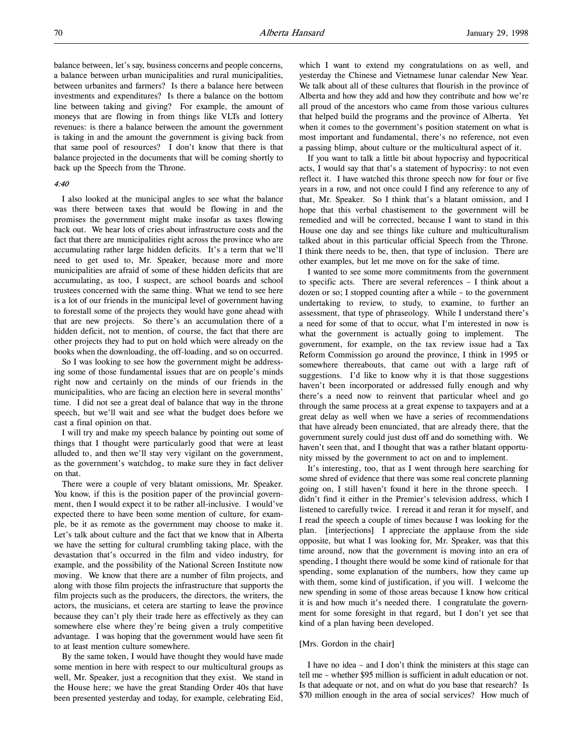balance between, let's say, business concerns and people concerns, a balance between urban municipalities and rural municipalities, between urbanites and farmers? Is there a balance here between investments and expenditures? Is there a balance on the bottom line between taking and giving? For example, the amount of moneys that are flowing in from things like VLTs and lottery revenues: is there a balance between the amount the government is taking in and the amount the government is giving back from that same pool of resources? I don't know that there is that balance projected in the documents that will be coming shortly to back up the Speech from the Throne.

*4:40*

I also looked at the municipal angles to see what the balance was there between taxes that would be flowing in and the promises the government might make insofar as taxes flowing back out. We hear lots of cries about infrastructure costs and the fact that there are municipalities right across the province who are accumulating rather large hidden deficits. It's a term that we'll need to get used to, Mr. Speaker, because more and more municipalities are afraid of some of these hidden deficits that are accumulating, as too, I suspect, are school boards and school trustees concerned with the same thing. What we tend to see here is a lot of our friends in the municipal level of government having to forestall some of the projects they would have gone ahead with that are new projects. So there's an accumulation there of a hidden deficit, not to mention, of course, the fact that there are other projects they had to put on hold which were already on the books when the downloading, the off-loading, and so on occurred.

So I was looking to see how the government might be addressing some of those fundamental issues that are on people's minds right now and certainly on the minds of our friends in the municipalities, who are facing an election here in several months' time. I did not see a great deal of balance that way in the throne speech, but we'll wait and see what the budget does before we cast a final opinion on that.

I will try and make my speech balance by pointing out some of things that I thought were particularly good that were at least alluded to, and then we'll stay very vigilant on the government, as the government's watchdog, to make sure they in fact deliver on that.

There were a couple of very blatant omissions, Mr. Speaker. You know, if this is the position paper of the provincial government, then I would expect it to be rather all-inclusive. I would've expected there to have been some mention of culture, for example, be it as remote as the government may choose to make it. Let's talk about culture and the fact that we know that in Alberta we have the setting for cultural crumbling taking place, with the devastation that's occurred in the film and video industry, for example, and the possibility of the National Screen Institute now moving. We know that there are a number of film projects, and along with those film projects the infrastructure that supports the film projects such as the producers, the directors, the writers, the actors, the musicians, et cetera are starting to leave the province because they can't ply their trade here as effectively as they can somewhere else where they're being given a truly competitive advantage. I was hoping that the government would have seen fit to at least mention culture somewhere.

By the same token, I would have thought they would have made some mention in here with respect to our multicultural groups as well, Mr. Speaker, just a recognition that they exist. We stand in the House here; we have the great Standing Order 40s that have been presented yesterday and today, for example, celebrating Eid, which I want to extend my congratulations on as well, and yesterday the Chinese and Vietnamese lunar calendar New Year. We talk about all of these cultures that flourish in the province of Alberta and how they add and how they contribute and how we're all proud of the ancestors who came from those various cultures that helped build the programs and the province of Alberta. Yet when it comes to the government's position statement on what is most important and fundamental, there's no reference, not even a passing blimp, about culture or the multicultural aspect of it.

If you want to talk a little bit about hypocrisy and hypocritical acts, I would say that that's a statement of hypocrisy: to not even reflect it. I have watched this throne speech now for four or five years in a row, and not once could I find any reference to any of that, Mr. Speaker. So I think that's a blatant omission, and I hope that this verbal chastisement to the government will be remedied and will be corrected, because I want to stand in this House one day and see things like culture and multiculturalism talked about in this particular official Speech from the Throne. I think there needs to be, then, that type of inclusion. There are other examples, but let me move on for the sake of time.

I wanted to see some more commitments from the government to specific acts. There are several references – I think about a dozen or so; I stopped counting after a while – to the government undertaking to review, to study, to examine, to further an assessment, that type of phraseology. While I understand there's a need for some of that to occur, what I'm interested in now is what the government is actually going to implement. The government, for example, on the tax review issue had a Tax Reform Commission go around the province, I think in 1995 or somewhere thereabouts, that came out with a large raft of suggestions. I'd like to know why it is that those suggestions haven't been incorporated or addressed fully enough and why there's a need now to reinvent that particular wheel and go through the same process at a great expense to taxpayers and at a great delay as well when we have a series of recommendations that have already been enunciated, that are already there, that the government surely could just dust off and do something with. We haven't seen that, and I thought that was a rather blatant opportunity missed by the government to act on and to implement.

It's interesting, too, that as I went through here searching for some shred of evidence that there was some real concrete planning going on, I still haven't found it here in the throne speech. I didn't find it either in the Premier's television address, which I listened to carefully twice. I reread it and reran it for myself, and I read the speech a couple of times because I was looking for the plan. [interjections] I appreciate the applause from the side opposite, but what I was looking for, Mr. Speaker, was that this time around, now that the government is moving into an era of spending, I thought there would be some kind of rationale for that spending, some explanation of the numbers, how they came up with them, some kind of justification, if you will. I welcome the new spending in some of those areas because I know how critical it is and how much it's needed there. I congratulate the government for some foresight in that regard, but I don't yet see that kind of a plan having been developed.

[Mrs. Gordon in the chair]

I have no idea – and I don't think the ministers at this stage can tell me – whether $95 million is sufficient in adult education or not. Is that adequate or not, and on what do you base that research? Is $70 million enough in the area of social services? How much of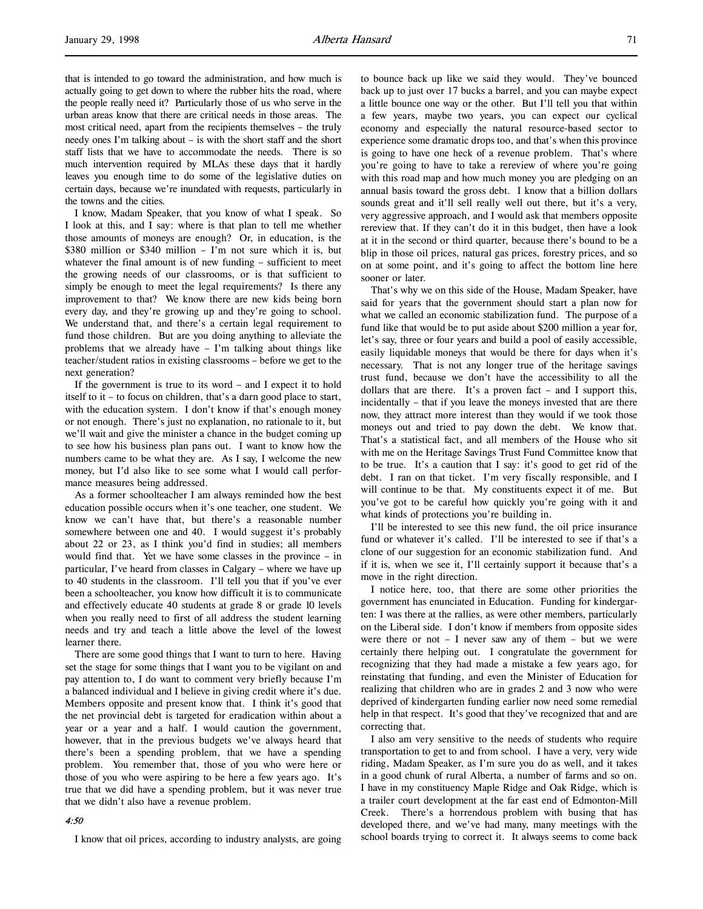that is intended to go toward the administration, and how much is actually going to get down to where the rubber hits the road, where the people really need it? Particularly those of us who serve in the urban areas know that there are critical needs in those areas. The most critical need, apart from the recipients themselves – the truly needy ones I'm talking about – is with the short staff and the short staff lists that we have to accommodate the needs. There is so much intervention required by MLAs these days that it hardly leaves you enough time to do some of the legislative duties on certain days, because we're inundated with requests, particularly in the towns and the cities.

I know, Madam Speaker, that you know of what I speak. So I look at this, and I say: where is that plan to tell me whether those amounts of moneys are enough? Or, in education, is the \$380 million or \$340 million – I'm not sure which it is, but whatever the final amount is of new funding – sufficient to meet the growing needs of our classrooms, or is that sufficient to simply be enough to meet the legal requirements? Is there any improvement to that? We know there are new kids being born every day, and they're growing up and they're going to school. We understand that, and there's a certain legal requirement to fund those children. But are you doing anything to alleviate the problems that we already have – I'm talking about things like teacher/student ratios in existing classrooms – before we get to the next generation?

If the government is true to its word – and I expect it to hold itself to it – to focus on children, that's a darn good place to start, with the education system. I don't know if that's enough money or not enough. There's just no explanation, no rationale to it, but we'll wait and give the minister a chance in the budget coming up to see how his business plan pans out. I want to know how the numbers came to be what they are. As I say, I welcome the new money, but I'd also like to see some what I would call performance measures being addressed.

As a former schoolteacher I am always reminded how the best education possible occurs when it's one teacher, one student. We know we can't have that, but there's a reasonable number somewhere between one and 40. I would suggest it's probably about 22 or 23, as I think you'd find in studies; all members would find that. Yet we have some classes in the province – in particular, I've heard from classes in Calgary – where we have up to 40 students in the classroom. I'll tell you that if you've ever been a schoolteacher, you know how difficult it is to communicate and effectively educate 40 students at grade 8 or grade 10 levels when you really need to first of all address the student learning needs and try and teach a little above the level of the lowest learner there.

There are some good things that I want to turn to here. Having set the stage for some things that I want you to be vigilant on and pay attention to, I do want to comment very briefly because I'm a balanced individual and I believe in giving credit where it's due. Members opposite and present know that. I think it's good that the net provincial debt is targeted for eradication within about a year or a year and a half. I would caution the government, however, that in the previous budgets we've always heard that there's been a spending problem, that we have a spending problem. You remember that, those of you who were here or those of you who were aspiring to be here a few years ago. It's true that we did have a spending problem, but it was never true that we didn't also have a revenue problem.

*4:50*

I know that oil prices, according to industry analysts, are going to bounce back up like we said they would. They've bounced back up to just over 17 bucks a barrel, and you can maybe expect a little bounce one way or the other. But I'll tell you that within a few years, maybe two years, you can expect our cyclical economy and especially the natural resource-based sector to experience some dramatic drops too, and that's when this province is going to have one heck of a revenue problem. That's where you're going to have to take a rereview of where you're going with this road map and how much money you are pledging on an annual basis toward the gross debt. I know that a billion dollars sounds great and it'll sell really well out there, but it's a very, very aggressive approach, and I would ask that members opposite rereview that. If they can't do it in this budget, then have a look at it in the second or third quarter, because there's bound to be a blip in those oil prices, natural gas prices, forestry prices, and so on at some point, and it's going to affect the bottom line here sooner or later.

That's why we on this side of the House, Madam Speaker, have said for years that the government should start a plan now for what we called an economic stabilization fund. The purpose of a fund like that would be to put aside about \$200 million a year for, let's say, three or four years and build a pool of easily accessible, easily liquidable moneys that would be there for days when it's necessary. That is not any longer true of the heritage savings trust fund, because we don't have the accessibility to all the dollars that are there. It's a proven fact – and I support this, incidentally – that if you leave the moneys invested that are there now, they attract more interest than they would if we took those moneys out and tried to pay down the debt. We know that. That's a statistical fact, and all members of the House who sit with me on the Heritage Savings Trust Fund Committee know that to be true. It's a caution that I say: it's good to get rid of the debt. I ran on that ticket. I'm very fiscally responsible, and I will continue to be that. My constituents expect it of me. But you've got to be careful how quickly you're going with it and what kinds of protections you're building in.

I'll be interested to see this new fund, the oil price insurance fund or whatever it's called. I'll be interested to see if that's a clone of our suggestion for an economic stabilization fund. And if it is, when we see it, I'll certainly support it because that's a move in the right direction.

I notice here, too, that there are some other priorities the government has enunciated in Education. Funding for kindergarten: I was there at the rallies, as were other members, particularly on the Liberal side. I don't know if members from opposite sides were there or not – I never saw any of them – but we were certainly there helping out. I congratulate the government for recognizing that they had made a mistake a few years ago, for reinstating that funding, and even the Minister of Education for realizing that children who are in grades 2 and 3 now who were deprived of kindergarten funding earlier now need some remedial help in that respect. It's good that they've recognized that and are correcting that.

I also am very sensitive to the needs of students who require transportation to get to and from school. I have a very, very wide riding, Madam Speaker, as I'm sure you do as well, and it takes in a good chunk of rural Alberta, a number of farms and so on. I have in my constituency Maple Ridge and Oak Ridge, which is a trailer court development at the far east end of Edmonton-Mill Creek. There's a horrendous problem with busing that has developed there, and we've had many, many meetings with the school boards trying to correct it. It always seems to come back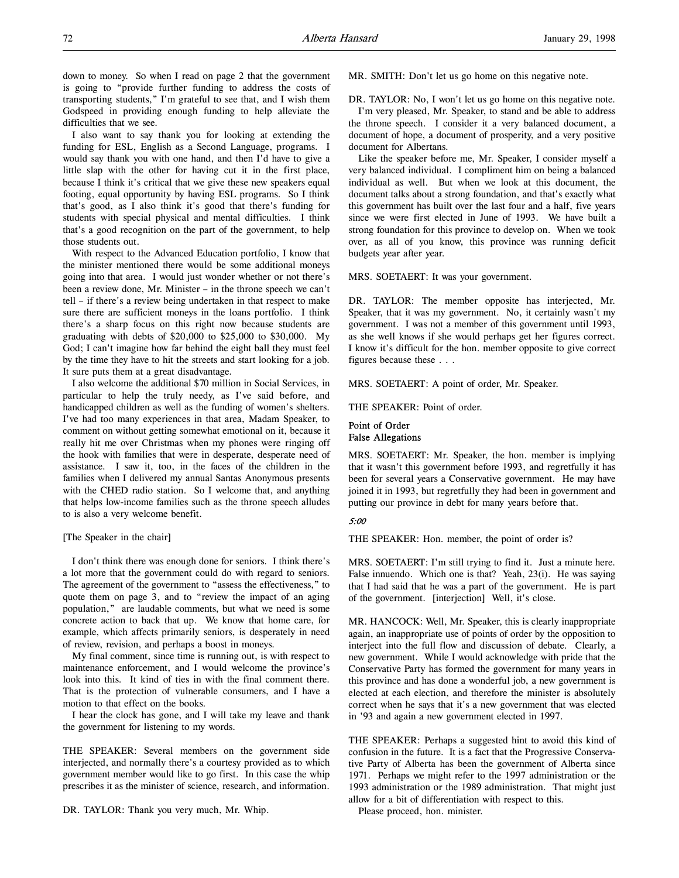down to money. So when I read on page 2 that the government is going to "provide further funding to address the costs of transporting students," I'm grateful to see that, and I wish them Godspeed in providing enough funding to help alleviate the difficulties that we see.

I also want to say thank you for looking at extending the funding for ESL, English as a Second Language, programs. I would say thank you with one hand, and then I'd have to give a little slap with the other for having cut it in the first place, because I think it's critical that we give these new speakers equal footing, equal opportunity by having ESL programs. So I think that's good, as I also think it's good that there's funding for students with special physical and mental difficulties. I think that's a good recognition on the part of the government, to help those students out.

With respect to the Advanced Education portfolio, I know that the minister mentioned there would be some additional moneys going into that area. I would just wonder whether or not there's been a review done, Mr. Minister – in the throne speech we can't tell – if there's a review being undertaken in that respect to make sure there are sufficient moneys in the loans portfolio. I think there's a sharp focus on this right now because students are graduating with debts of $20,000 to $25,000 to $30,000. My God; I can't imagine how far behind the eight ball they must feel by the time they have to hit the streets and start looking for a job. It sure puts them at a great disadvantage.

I also welcome the additional $70 million in Social Services, in particular to help the truly needy, as I've said before, and handicapped children as well as the funding of women's shelters. I've had too many experiences in that area, Madam Speaker, to comment on without getting somewhat emotional on it, because it really hit me over Christmas when my phones were ringing off the hook with families that were in desperate, desperate need of assistance. I saw it, too, in the faces of the children in the families when I delivered my annual Santas Anonymous presents with the CHED radio station. So I welcome that, and anything that helps low-income families such as the throne speech alludes to is also a very welcome benefit.

[The Speaker in the chair]

I don't think there was enough done for seniors. I think there's a lot more that the government could do with regard to seniors. The agreement of the government to "assess the effectiveness," to quote them on page 3, and to "review the impact of an aging population," are laudable comments, but what we need is some concrete action to back that up. We know that home care, for example, which affects primarily seniors, is desperately in need of review, revision, and perhaps a boost in moneys.

My final comment, since time is running out, is with respect to maintenance enforcement, and I would welcome the province's look into this. It kind of ties in with the final comment there. That is the protection of vulnerable consumers, and I have a motion to that effect on the books.

I hear the clock has gone, and I will take my leave and thank the government for listening to my words.

THE SPEAKER: Several members on the government side interjected, and normally there's a courtesy provided as to which government member would like to go first. In this case the whip prescribes it as the minister of science, research, and information.

DR. TAYLOR: Thank you very much, Mr. Whip.

MR. SMITH: Don't let us go home on this negative note.

DR. TAYLOR: No, I won't let us go home on this negative note.

I'm very pleased, Mr. Speaker, to stand and be able to address the throne speech. I consider it a very balanced document, a document of hope, a document of prosperity, and a very positive document for Albertans.

Like the speaker before me, Mr. Speaker, I consider myself a very balanced individual. I compliment him on being a balanced individual as well. But when we look at this document, the document talks about a strong foundation, and that's exactly what this government has built over the last four and a half, five years since we were first elected in June of 1993. We have built a strong foundation for this province to develop on. When we took over, as all of you know, this province was running deficit budgets year after year.

MRS. SOETAERT: It was your government.

DR. TAYLOR: The member opposite has interjected, Mr. Speaker, that it was my government. No, it certainly wasn't my government. I was not a member of this government until 1993, as she well knows if she would perhaps get her figures correct. I know it's difficult for the hon. member opposite to give correct figures because these . . .

MRS. SOETAERT: A point of order, Mr. Speaker.

THE SPEAKER: Point of order.

**Point of Order**
**False Allegations**

MRS. SOETAERT: Mr. Speaker, the hon. member is implying that it wasn't this government before 1993, and regretfully it has been for several years a Conservative government. He may have joined it in 1993, but regretfully they had been in government and putting our province in debt for many years before that.

*5:00*

THE SPEAKER: Hon. member, the point of order is?

MRS. SOETAERT: I'm still trying to find it. Just a minute here. False innuendo. Which one is that? Yeah, 23(i). He was saying that I had said that he was a part of the government. He is part of the government. [interjection] Well, it's close.

MR. HANCOCK: Well, Mr. Speaker, this is clearly inappropriate again, an inappropriate use of points of order by the opposition to interject into the full flow and discussion of debate. Clearly, a new government. While I would acknowledge with pride that the Conservative Party has formed the government for many years in this province and has done a wonderful job, a new government is elected at each election, and therefore the minister is absolutely correct when he says that it's a new government that was elected in '93 and again a new government elected in 1997.

THE SPEAKER: Perhaps a suggested hint to avoid this kind of confusion in the future. It is a fact that the Progressive Conservative Party of Alberta has been the government of Alberta since 1971. Perhaps we might refer to the 1997 administration or the 1993 administration or the 1989 administration. That might just allow for a bit of differentiation with respect to this.

Please proceed, hon. minister.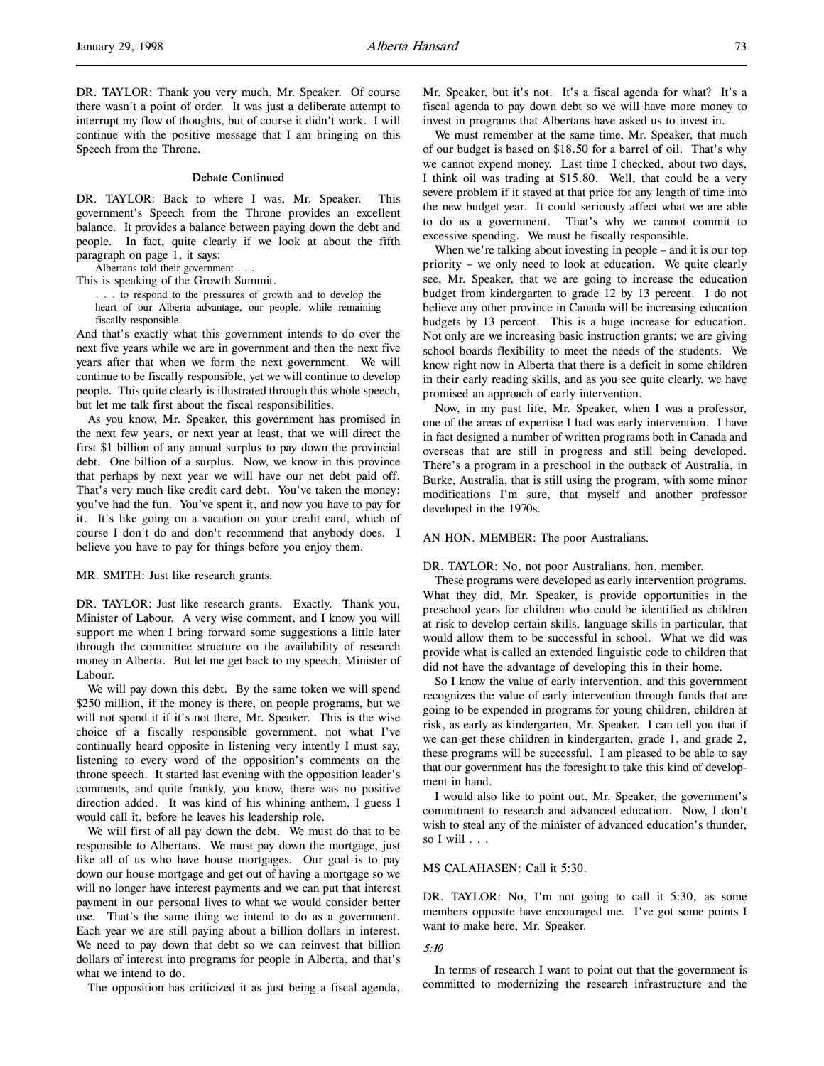DR. TAYLOR: Thank you very much, Mr. Speaker. Of course there wasn't a point of order. It was just a deliberate attempt to interrupt my flow of thoughts, but of course it didn't work. I will continue with the positive message that I am bringing on this Speech from the Throne.

### Debate Continued

DR. TAYLOR: Back to where I was, Mr. Speaker. This government's Speech from the Throne provides an excellent balance. It provides a balance between paying down the debt and people. In fact, quite clearly if we look at about the fifth paragraph on page 1, it says:

> Albertans told their government . . .

This is speaking of the Growth Summit.

> . . . to respond to the pressures of growth and to develop the heart of our Alberta advantage, our people, while remaining fiscally responsible.

And that's exactly what this government intends to do over the next five years while we are in government and then the next five years after that when we form the next government. We will continue to be fiscally responsible, yet we will continue to develop people. This quite clearly is illustrated through this whole speech, but let me talk first about the fiscal responsibilities.

As you know, Mr. Speaker, this government has promised in the next few years, or next year at least, that we will direct the first $1 billion of any annual surplus to pay down the provincial debt. One billion of a surplus. Now, we know in this province that perhaps by next year we will have our net debt paid off. That's very much like credit card debt. You've taken the money; you've had the fun. You've spent it, and now you have to pay for it. It's like going on a vacation on your credit card, which of course I don't do and don't recommend that anybody does. I believe you have to pay for things before you enjoy them.

MR. SMITH: Just like research grants.

DR. TAYLOR: Just like research grants. Exactly. Thank you, Minister of Labour. A very wise comment, and I know you will support me when I bring forward some suggestions a little later through the committee structure on the availability of research money in Alberta. But let me get back to my speech, Minister of Labour.

We will pay down this debt. By the same token we will spend $250 million, if the money is there, on people programs, but we will not spend it if it's not there, Mr. Speaker. This is the wise choice of a fiscally responsible government, not what I've continually heard opposite in listening very intently I must say, listening to every word of the opposition's comments on the throne speech. It started last evening with the opposition leader's comments, and quite frankly, you know, there was no positive direction added. It was kind of his whining anthem, I guess I would call it, before he leaves his leadership role.

We will first of all pay down the debt. We must do that to be responsible to Albertans. We must pay down the mortgage, just like all of us who have house mortgages. Our goal is to pay down our house mortgage and get out of having a mortgage so we will no longer have interest payments and we can put that interest payment in our personal lives to what we would consider better use. That's the same thing we intend to do as a government. Each year we are still paying about a billion dollars in interest. We need to pay down that debt so we can reinvest that billion dollars of interest into programs for people in Alberta, and that's what we intend to do.

The opposition has criticized it as just being a fiscal agenda, Mr. Speaker, but it's not. It's a fiscal agenda for what? It's a fiscal agenda to pay down debt so we will have more money to invest in programs that Albertans have asked us to invest in.

We must remember at the same time, Mr. Speaker, that much of our budget is based on $18.50 for a barrel of oil. That's why we cannot expend money. Last time I checked, about two days, I think oil was trading at $15.80. Well, that could be a very severe problem if it stayed at that price for any length of time into the new budget year. It could seriously affect what we are able to do as a government. That's why we cannot commit to excessive spending. We must be fiscally responsible.

When we're talking about investing in people – and it is our top priority – we only need to look at education. We quite clearly see, Mr. Speaker, that we are going to increase the education budget from kindergarten to grade 12 by 13 percent. I do not believe any other province in Canada will be increasing education budgets by 13 percent. This is a huge increase for education. Not only are we increasing basic instruction grants; we are giving school boards flexibility to meet the needs of the students. We know right now in Alberta that there is a deficit in some children in their early reading skills, and as you see quite clearly, we have promised an approach of early intervention.

Now, in my past life, Mr. Speaker, when I was a professor, one of the areas of expertise I had was early intervention. I have in fact designed a number of written programs both in Canada and overseas that are still in progress and still being developed. There's a program in a preschool in the outback of Australia, in Burke, Australia, that is still using the program, with some minor modifications I'm sure, that myself and another professor developed in the 1970s.

AN HON. MEMBER: The poor Australians.

DR. TAYLOR: No, not poor Australians, hon. member.

These programs were developed as early intervention programs. What they did, Mr. Speaker, is provide opportunities in the preschool years for children who could be identified as children at risk to develop certain skills, language skills in particular, that would allow them to be successful in school. What we did was provide what is called an extended linguistic code to children that did not have the advantage of developing this in their home.

So I know the value of early intervention, and this government recognizes the value of early intervention through funds that are going to be expended in programs for young children, children at risk, as early as kindergarten, Mr. Speaker. I can tell you that if we can get these children in kindergarten, grade 1, and grade 2, these programs will be successful. I am pleased to be able to say that our government has the foresight to take this kind of development in hand.

I would also like to point out, Mr. Speaker, the government's commitment to research and advanced education. Now, I don't wish to steal any of the minister of advanced education's thunder, so I will . . .

MS CALAHASEN: Call it 5:30.

DR. TAYLOR: No, I'm not going to call it 5:30, as some members opposite have encouraged me. I've got some points I want to make here, Mr. Speaker.

*5:10*

In terms of research I want to point out that the government is committed to modernizing the research infrastructure and the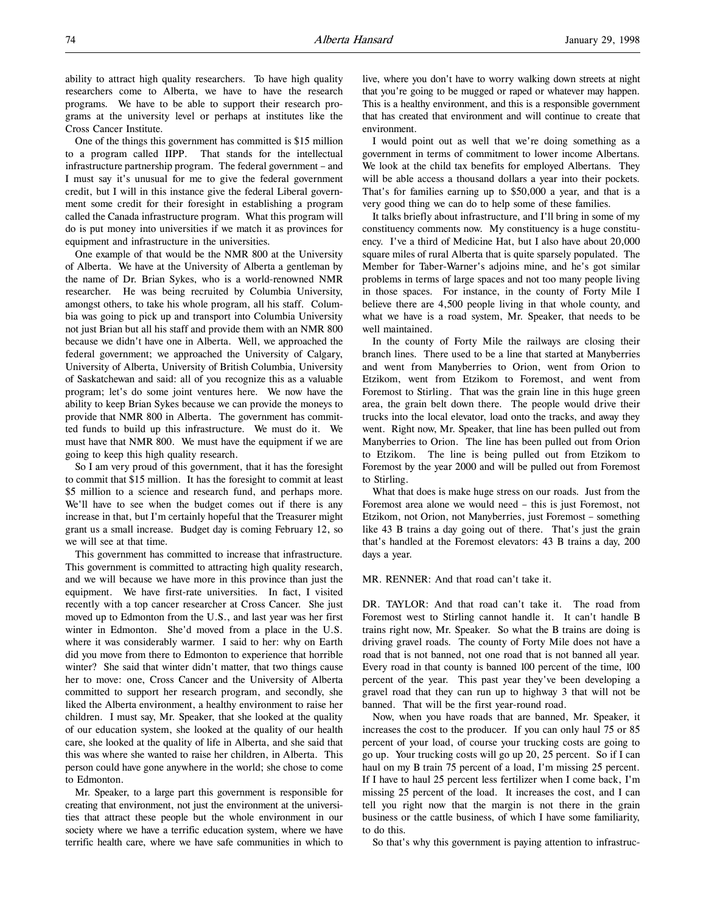ability to attract high quality researchers. To have high quality researchers come to Alberta, we have to have the research programs. We have to be able to support their research programs at the university level or perhaps at institutes like the Cross Cancer Institute.

One of the things this government has committed is $15 million to a program called IIPP. That stands for the intellectual infrastructure partnership program. The federal government – and I must say it's unusual for me to give the federal government credit, but I will in this instance give the federal Liberal government some credit for their foresight in establishing a program called the Canada infrastructure program. What this program will do is put money into universities if we match it as provinces for equipment and infrastructure in the universities.

One example of that would be the NMR 800 at the University of Alberta. We have at the University of Alberta a gentleman by the name of Dr. Brian Sykes, who is a world-renowned NMR researcher. He was being recruited by Columbia University, amongst others, to take his whole program, all his staff. Columbia was going to pick up and transport into Columbia University not just Brian but all his staff and provide them with an NMR 800 because we didn't have one in Alberta. Well, we approached the federal government; we approached the University of Calgary, University of Alberta, University of British Columbia, University of Saskatchewan and said: all of you recognize this as a valuable program; let's do some joint ventures here. We now have the ability to keep Brian Sykes because we can provide the moneys to provide that NMR 800 in Alberta. The government has committed funds to build up this infrastructure. We must do it. We must have that NMR 800. We must have the equipment if we are going to keep this high quality research.

So I am very proud of this government, that it has the foresight to commit that $15 million. It has the foresight to commit at least $5 million to a science and research fund, and perhaps more. We'll have to see when the budget comes out if there is any increase in that, but I'm certainly hopeful that the Treasurer might grant us a small increase. Budget day is coming February 12, so we will see at that time.

This government has committed to increase that infrastructure. This government is committed to attracting high quality research, and we will because we have more in this province than just the equipment. We have first-rate universities. In fact, I visited recently with a top cancer researcher at Cross Cancer. She just moved up to Edmonton from the U.S., and last year was her first winter in Edmonton. She'd moved from a place in the U.S. where it was considerably warmer. I said to her: why on Earth did you move from there to Edmonton to experience that horrible winter? She said that winter didn't matter, that two things cause her to move: one, Cross Cancer and the University of Alberta committed to support her research program, and secondly, she liked the Alberta environment, a healthy environment to raise her children. I must say, Mr. Speaker, that she looked at the quality of our education system, she looked at the quality of our health care, she looked at the quality of life in Alberta, and she said that this was where she wanted to raise her children, in Alberta. This person could have gone anywhere in the world; she chose to come to Edmonton.

Mr. Speaker, to a large part this government is responsible for creating that environment, not just the environment at the universities that attract these people but the whole environment in our society where we have a terrific education system, where we have terrific health care, where we have safe communities in which to live, where you don't have to worry walking down streets at night that you're going to be mugged or raped or whatever may happen. This is a healthy environment, and this is a responsible government that has created that environment and will continue to create that environment.

I would point out as well that we're doing something as a government in terms of commitment to lower income Albertans. We look at the child tax benefits for employed Albertans. They will be able access a thousand dollars a year into their pockets. That's for families earning up to $50,000 a year, and that is a very good thing we can do to help some of these families.

It talks briefly about infrastructure, and I'll bring in some of my constituency comments now. My constituency is a huge constituency. I've a third of Medicine Hat, but I also have about 20,000 square miles of rural Alberta that is quite sparsely populated. The Member for Taber-Warner's adjoins mine, and he's got similar problems in terms of large spaces and not too many people living in those spaces. For instance, in the county of Forty Mile I believe there are 4,500 people living in that whole county, and what we have is a road system, Mr. Speaker, that needs to be well maintained.

In the county of Forty Mile the railways are closing their branch lines. There used to be a line that started at Manyberries and went from Manyberries to Orion, went from Orion to Etzikom, went from Etzikom to Foremost, and went from Foremost to Stirling. That was the grain line in this huge green area, the grain belt down there. The people would drive their trucks into the local elevator, load onto the tracks, and away they went. Right now, Mr. Speaker, that line has been pulled out from Manyberries to Orion. The line has been pulled out from Orion to Etzikom. The line is being pulled out from Etzikom to Foremost by the year 2000 and will be pulled out from Foremost to Stirling.

What that does is make huge stress on our roads. Just from the Foremost area alone we would need – this is just Foremost, not Etzikom, not Orion, not Manyberries, just Foremost – something like 43 B trains a day going out of there. That's just the grain that's handled at the Foremost elevators: 43 B trains a day, 200 days a year.

MR. RENNER: And that road can't take it.

DR. TAYLOR: And that road can't take it. The road from Foremost west to Stirling cannot handle it. It can't handle B trains right now, Mr. Speaker. So what the B trains are doing is driving gravel roads. The county of Forty Mile does not have a road that is not banned, not one road that is not banned all year. Every road in that county is banned 100 percent of the time, 100 percent of the year. This past year they've been developing a gravel road that they can run up to highway 3 that will not be banned. That will be the first year-round road.

Now, when you have roads that are banned, Mr. Speaker, it increases the cost to the producer. If you can only haul 75 or 85 percent of your load, of course your trucking costs are going to go up. Your trucking costs will go up 20, 25 percent. So if I can haul on my B train 75 percent of a load, I'm missing 25 percent. If I have to haul 25 percent less fertilizer when I come back, I'm missing 25 percent of the load. It increases the cost, and I can tell you right now that the margin is not there in the grain business or the cattle business, of which I have some familiarity, to do this.

So that's why this government is paying attention to infrastruc-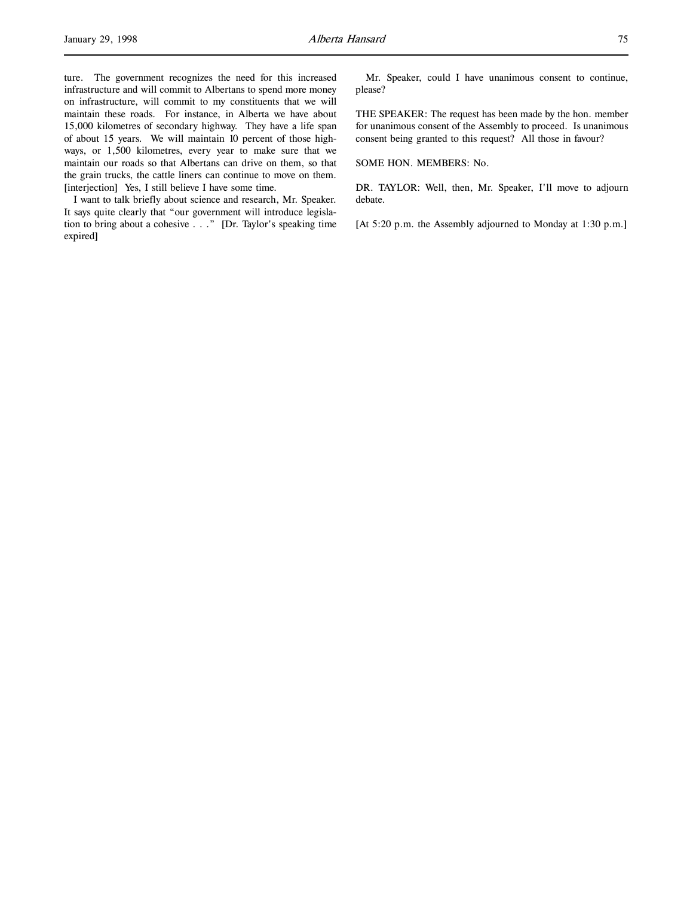ture. The government recognizes the need for this increased infrastructure and will commit to Albertans to spend more money on infrastructure, will commit to my constituents that we will maintain these roads. For instance, in Alberta we have about 15,000 kilometres of secondary highway. They have a life span of about 15 years. We will maintain 10 percent of those highways, or 1,500 kilometres, every year to make sure that we maintain our roads so that Albertans can drive on them, so that the grain trucks, the cattle liners can continue to move on them. [interjection] Yes, I still believe I have some time.

I want to talk briefly about science and research, Mr. Speaker. It says quite clearly that "our government will introduce legislation to bring about a cohesive . . ." [Dr. Taylor's speaking time expired]

Mr. Speaker, could I have unanimous consent to continue, please?

THE SPEAKER: The request has been made by the hon. member for unanimous consent of the Assembly to proceed. Is unanimous consent being granted to this request? All those in favour?

SOME HON. MEMBERS: No.

DR. TAYLOR: Well, then, Mr. Speaker, I'll move to adjourn debate.

[At 5:20 p.m. the Assembly adjourned to Monday at 1:30 p.m.]